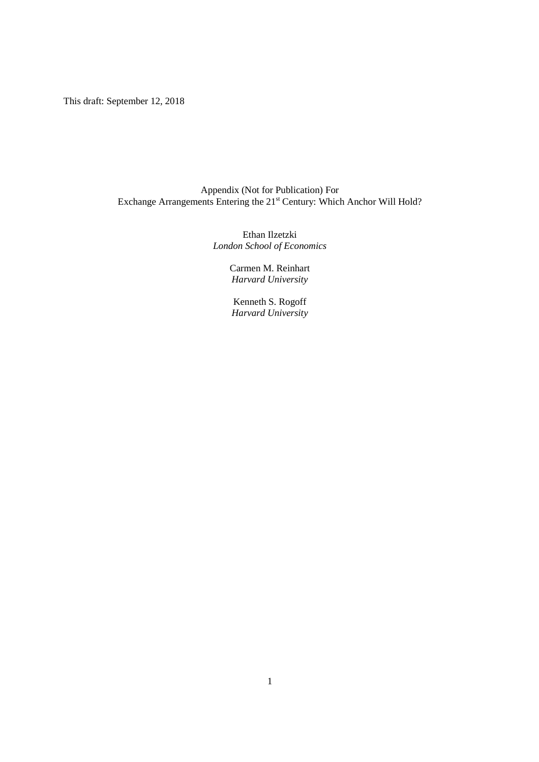This draft: September 12, 2018

# Appendix (Not for Publication) For Exchange Arrangements Entering the 21[st] Century: Which Anchor Will Hold?

Ethan Ilzetzki
*London School of Economics*

Carmen M. Reinhart
*Harvard University*

Kenneth S. Rogoff
*Harvard University*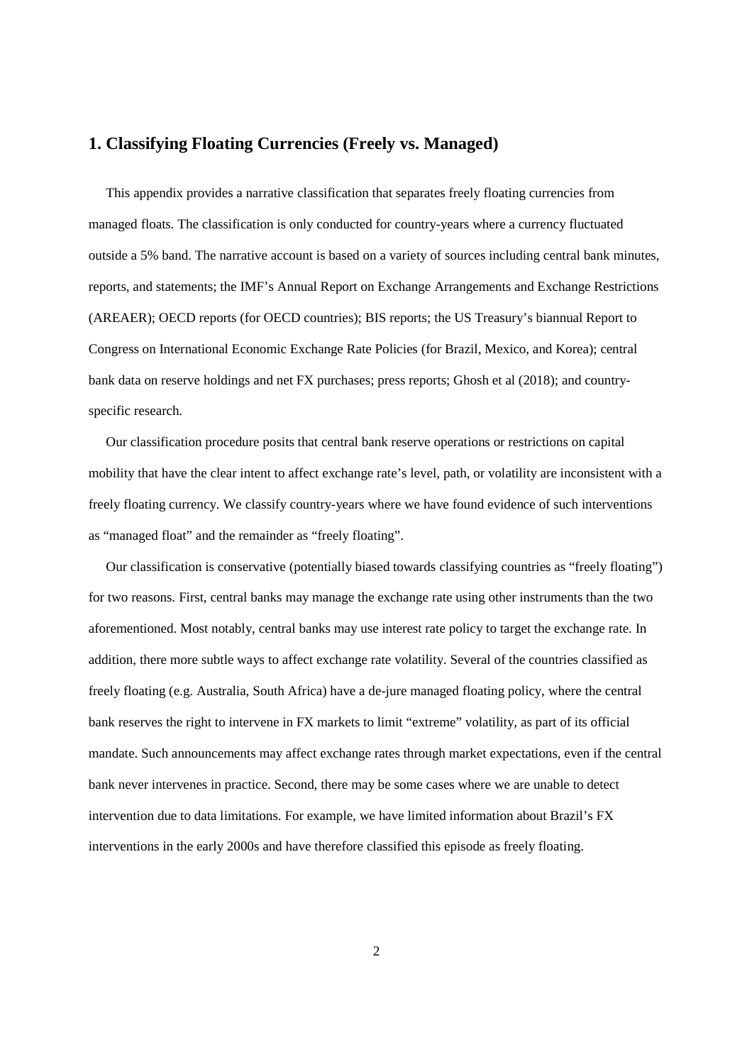## 1. Classifying Floating Currencies (Freely vs. Managed)

This appendix provides a narrative classification that separates freely floating currencies from managed floats. The classification is only conducted for country-years where a currency fluctuated outside a 5% band. The narrative account is based on a variety of sources including central bank minutes, reports, and statements; the IMF's Annual Report on Exchange Arrangements and Exchange Restrictions (AREAER); OECD reports (for OECD countries); BIS reports; the US Treasury's biannual Report to Congress on International Economic Exchange Rate Policies (for Brazil, Mexico, and Korea); central bank data on reserve holdings and net FX purchases; press reports; Ghosh et al (2018); and country-specific research.

Our classification procedure posits that central bank reserve operations or restrictions on capital mobility that have the clear intent to affect exchange rate's level, path, or volatility are inconsistent with a freely floating currency. We classify country-years where we have found evidence of such interventions as "managed float" and the remainder as "freely floating".

Our classification is conservative (potentially biased towards classifying countries as "freely floating") for two reasons. First, central banks may manage the exchange rate using other instruments than the two aforementioned. Most notably, central banks may use interest rate policy to target the exchange rate. In addition, there more subtle ways to affect exchange rate volatility. Several of the countries classified as freely floating (e.g. Australia, South Africa) have a de-jure managed floating policy, where the central bank reserves the right to intervene in FX markets to limit "extreme" volatility, as part of its official mandate. Such announcements may affect exchange rates through market expectations, even if the central bank never intervenes in practice. Second, there may be some cases where we are unable to detect intervention due to data limitations. For example, we have limited information about Brazil's FX interventions in the early 2000s and have therefore classified this episode as freely floating.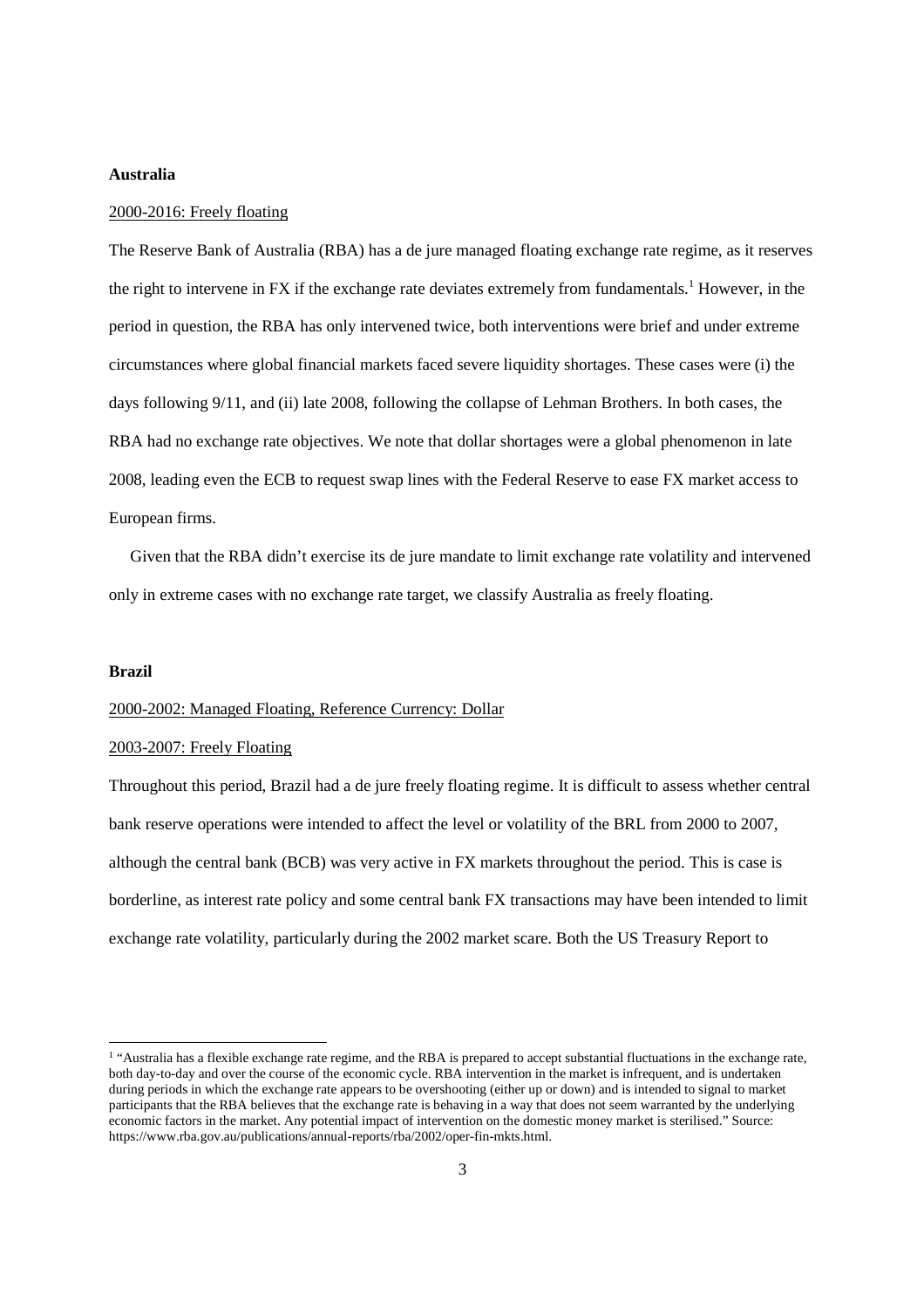**Australia**

2000-2016: Freely floating

The Reserve Bank of Australia (RBA) has a de jure managed floating exchange rate regime, as it reserves the right to intervene in FX if the exchange rate deviates extremely from fundamentals.[1] However, in the period in question, the RBA has only intervened twice, both interventions were brief and under extreme circumstances where global financial markets faced severe liquidity shortages. These cases were (i) the days following 9/11, and (ii) late 2008, following the collapse of Lehman Brothers. In both cases, the RBA had no exchange rate objectives. We note that dollar shortages were a global phenomenon in late 2008, leading even the ECB to request swap lines with the Federal Reserve to ease FX market access to European firms.

Given that the RBA didn't exercise its de jure mandate to limit exchange rate volatility and intervened only in extreme cases with no exchange rate target, we classify Australia as freely floating.

**Brazil**

2000-2002: Managed Floating, Reference Currency: Dollar

2003-2007: Freely Floating

Throughout this period, Brazil had a de jure freely floating regime. It is difficult to assess whether central bank reserve operations were intended to affect the level or volatility of the BRL from 2000 to 2007, although the central bank (BCB) was very active in FX markets throughout the period. This is case is borderline, as interest rate policy and some central bank FX transactions may have been intended to limit exchange rate volatility, particularly during the 2002 market scare. Both the US Treasury Report to

[1] "Australia has a flexible exchange rate regime, and the RBA is prepared to accept substantial fluctuations in the exchange rate, both day-to-day and over the course of the economic cycle. RBA intervention in the market is infrequent, and is undertaken during periods in which the exchange rate appears to be overshooting (either up or down) and is intended to signal to market participants that the RBA believes that the exchange rate is behaving in a way that does not seem warranted by the underlying economic factors in the market. Any potential impact of intervention on the domestic money market is sterilised." Source: https://www.rba.gov.au/publications/annual-reports/rba/2002/oper-fin-mkts.html.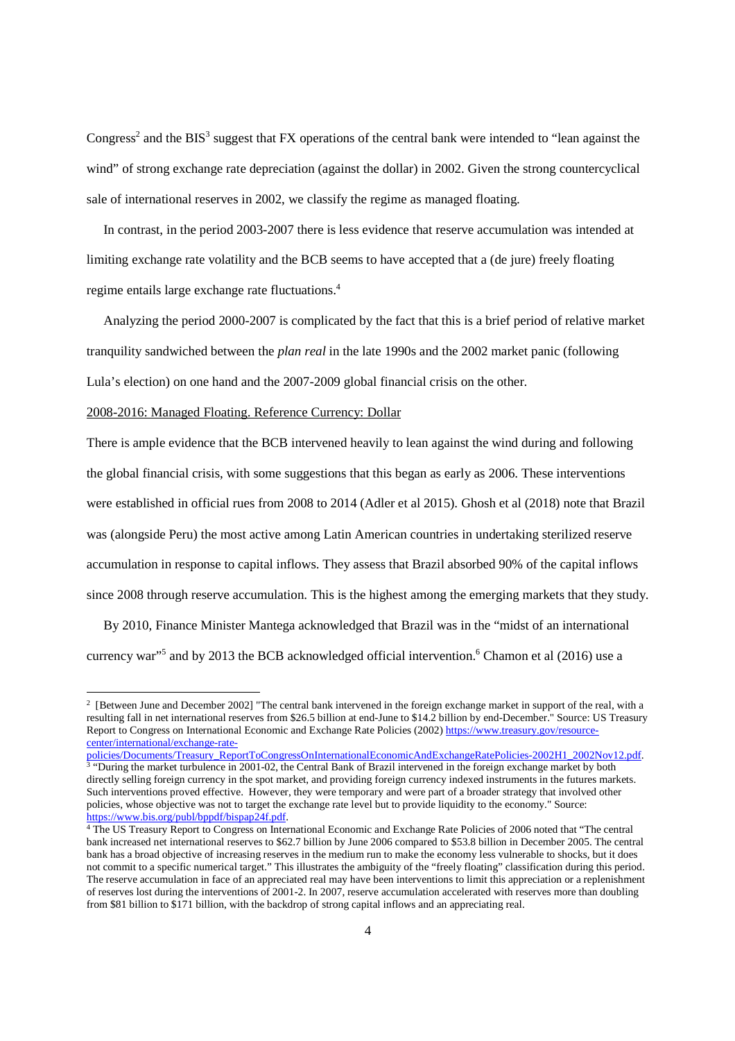Congress[2] and the BIS[3] suggest that FX operations of the central bank were intended to "lean against the wind" of strong exchange rate depreciation (against the dollar) in 2002. Given the strong countercyclical sale of international reserves in 2002, we classify the regime as managed floating.

In contrast, in the period 2003-2007 there is less evidence that reserve accumulation was intended at limiting exchange rate volatility and the BCB seems to have accepted that a (de jure) freely floating regime entails large exchange rate fluctuations.[4]

Analyzing the period 2000-2007 is complicated by the fact that this is a brief period of relative market tranquility sandwiched between the *plan real* in the late 1990s and the 2002 market panic (following Lula's election) on one hand and the 2007-2009 global financial crisis on the other.

2008-2016: Managed Floating. Reference Currency: Dollar

There is ample evidence that the BCB intervened heavily to lean against the wind during and following the global financial crisis, with some suggestions that this began as early as 2006. These interventions were established in official rues from 2008 to 2014 (Adler et al 2015). Ghosh et al (2018) note that Brazil was (alongside Peru) the most active among Latin American countries in undertaking sterilized reserve accumulation in response to capital inflows. They assess that Brazil absorbed 90% of the capital inflows since 2008 through reserve accumulation. This is the highest among the emerging markets that they study.

By 2010, Finance Minister Mantega acknowledged that Brazil was in the "midst of an international currency war"[5] and by 2013 the BCB acknowledged official intervention.[6] Chamon et al (2016) use a

---

[2] [Between June and December 2002] "The central bank intervened in the foreign exchange market in support of the real, with a resulting fall in net international reserves from $26.5 billion at end-June to $14.2 billion by end-December." Source: US Treasury Report to Congress on International Economic and Exchange Rate Policies (2002) https://www.treasury.gov/resource-center/international/exchange-rate-policies/Documents/Treasury_ReportToCongressOnInternationalEconomicAndExchangeRatePolicies-2002H1_2002Nov12.pdf.

[3] "During the market turbulence in 2001-02, the Central Bank of Brazil intervened in the foreign exchange market by both directly selling foreign currency in the spot market, and providing foreign currency indexed instruments in the futures markets. Such interventions proved effective. However, they were temporary and were part of a broader strategy that involved other policies, whose objective was not to target the exchange rate level but to provide liquidity to the economy." Source: https://www.bis.org/publ/bppdf/bispap24f.pdf.

[4] The US Treasury Report to Congress on International Economic and Exchange Rate Policies of 2006 noted that "The central bank increased net international reserves to $62.7 billion by June 2006 compared to $53.8 billion in December 2005. The central bank has a broad objective of increasing reserves in the medium run to make the economy less vulnerable to shocks, but it does not commit to a specific numerical target." This illustrates the ambiguity of the "freely floating" classification during this period. The reserve accumulation in face of an appreciated real may have been interventions to limit this appreciation or a replenishment of reserves lost during the interventions of 2001-2. In 2007, reserve accumulation accelerated with reserves more than doubling from $81 billion to $171 billion, with the backdrop of strong capital inflows and an appreciating real.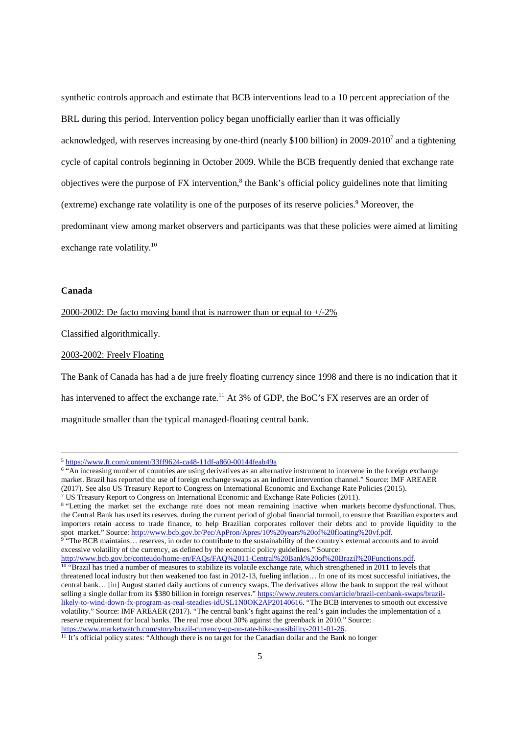synthetic controls approach and estimate that BCB interventions lead to a 10 percent appreciation of the BRL during this period. Intervention policy began unofficially earlier than it was officially acknowledged, with reserves increasing by one-third (nearly $100 billion) in 2009-2010[7] and a tightening cycle of capital controls beginning in October 2009. While the BCB frequently denied that exchange rate objectives were the purpose of FX intervention,[8] the Bank's official policy guidelines note that limiting (extreme) exchange rate volatility is one of the purposes of its reserve policies.[9] Moreover, the predominant view among market observers and participants was that these policies were aimed at limiting exchange rate volatility.[10]

**Canada**

<u>2000-2002: De facto moving band that is narrower than or equal to +/-2%</u>

Classified algorithmically.

<u>2003-2002: Freely Floating</u>

The Bank of Canada has had a de jure freely floating currency since 1998 and there is no indication that it has intervened to affect the exchange rate.[11] At 3% of GDP, the BoC's FX reserves are an order of magnitude smaller than the typical managed-floating central bank.

---

[5] https://www.ft.com/content/33ff9624-ca48-11df-a860-00144feab49a

[6] "An increasing number of countries are using derivatives as an alternative instrument to intervene in the foreign exchange market. Brazil has reported the use of foreign exchange swaps as an indirect intervention channel." Source: IMF AREAER (2017). See also US Treasury Report to Congress on International Economic and Exchange Rate Policies (2015).

[7] US Treasury Report to Congress on International Economic and Exchange Rate Policies (2011).

[8] "Letting the market set the exchange rate does not mean remaining inactive when markets become dysfunctional. Thus, the Central Bank has used its reserves, during the current period of global financial turmoil, to ensure that Brazilian exporters and importers retain access to trade finance, to help Brazilian corporates rollover their debts and to provide liquidity to the spot market." Source: http://www.bcb.gov.br/Pec/ApPron/Apres/10%20years%20of%20floating%20vf.pdf.

[9] "The BCB maintains… reserves, in order to contribute to the sustainability of the country's external accounts and to avoid excessive volatility of the currency, as defined by the economic policy guidelines." Source: http://www.bcb.gov.br/conteudo/home-en/FAQs/FAQ%2011-Central%20Bank%20of%20Brazil%20Functions.pdf.

[10] "Brazil has tried a number of measures to stabilize its volatile exchange rate, which strengthened in 2011 to levels that threatened local industry but then weakened too fast in 2012-13, fueling inflation… In one of its most successful initiatives, the central bank… [in] August started daily auctions of currency swaps. The derivatives allow the bank to support the real without selling a single dollar from its $380 billion in foreign reserves." https://www.reuters.com/article/brazil-cenbank-swaps/brazil-likely-to-wind-down-fx-program-as-real-steadies-idUSL1N0OK2AP20140616. "The BCB intervenes to smooth out excessive volatility." Source: IMF AREAER (2017). "The central bank's fight against the real's gain includes the implementation of a reserve requirement for local banks. The real rose about 30% against the greenback in 2010." Source: https://www.marketwatch.com/story/brazil-currency-up-on-rate-hike-possibility-2011-01-26.

[11] It's official policy states: "Although there is no target for the Canadian dollar and the Bank no longer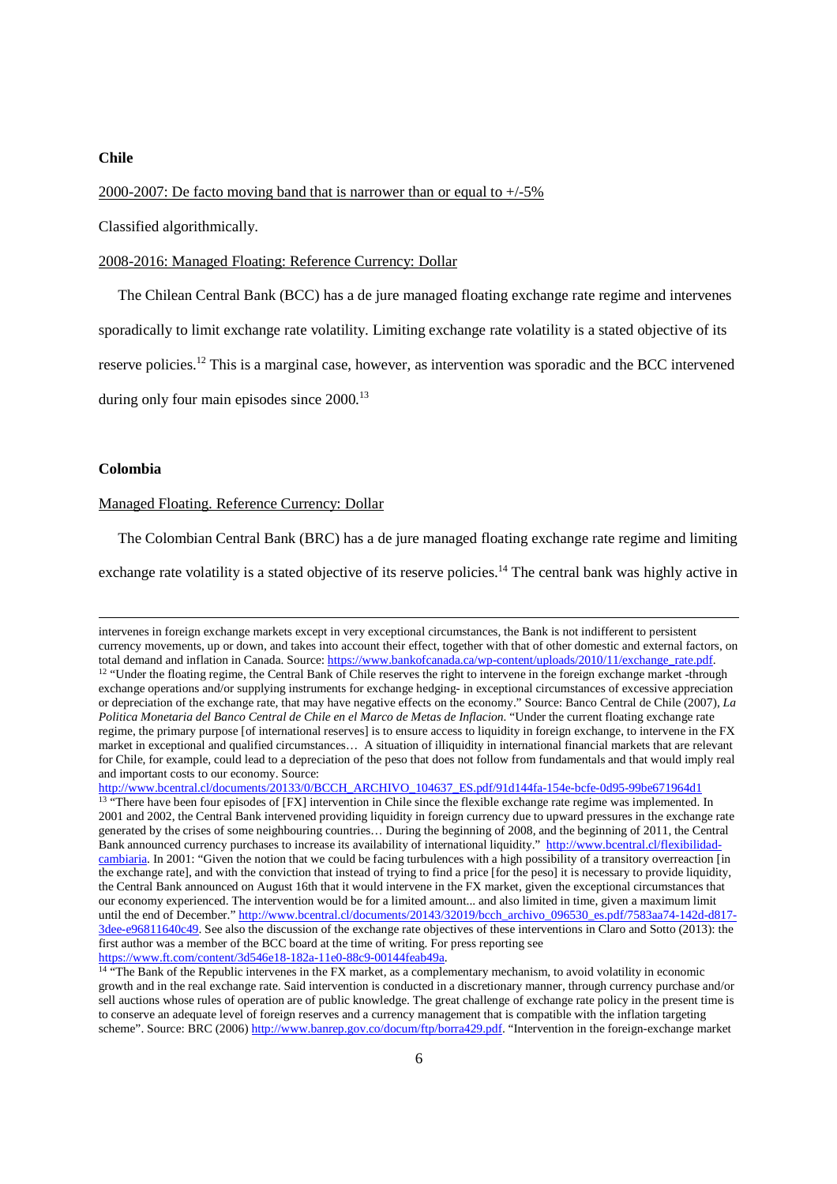**Chile**

2000-2007: De facto moving band that is narrower than or equal to +/-5%

Classified algorithmically.

2008-2016: Managed Floating: Reference Currency: Dollar

The Chilean Central Bank (BCC) has a de jure managed floating exchange rate regime and intervenes sporadically to limit exchange rate volatility. Limiting exchange rate volatility is a stated objective of its reserve policies.[12] This is a marginal case, however, as intervention was sporadic and the BCC intervened during only four main episodes since 2000.[13]

**Colombia**

Managed Floating. Reference Currency: Dollar

The Colombian Central Bank (BRC) has a de jure managed floating exchange rate regime and limiting exchange rate volatility is a stated objective of its reserve policies.[14] The central bank was highly active in

---

intervenes in foreign exchange markets except in very exceptional circumstances, the Bank is not indifferent to persistent currency movements, up or down, and takes into account their effect, together with that of other domestic and external factors, on total demand and inflation in Canada. Source: https://www.bankofcanada.ca/wp-content/uploads/2010/11/exchange_rate.pdf.

[12] "Under the floating regime, the Central Bank of Chile reserves the right to intervene in the foreign exchange market -through exchange operations and/or supplying instruments for exchange hedging- in exceptional circumstances of excessive appreciation or depreciation of the exchange rate, that may have negative effects on the economy." Source: Banco Central de Chile (2007), *La Politica Monetaria del Banco Central de Chile en el Marco de Metas de Inflacion*. "Under the current floating exchange rate regime, the primary purpose [of international reserves] is to ensure access to liquidity in foreign exchange, to intervene in the FX market in exceptional and qualified circumstances… A situation of illiquidity in international financial markets that are relevant for Chile, for example, could lead to a depreciation of the peso that does not follow from fundamentals and that would imply real and important costs to our economy. Source: http://www.bcentral.cl/documents/20133/0/BCCH_ARCHIVO_104637_ES.pdf/91d144fa-154e-bcfe-0d95-99be671964d1

[13] "There have been four episodes of [FX] intervention in Chile since the flexible exchange rate regime was implemented. In 2001 and 2002, the Central Bank intervened providing liquidity in foreign currency due to upward pressures in the exchange rate generated by the crises of some neighbouring countries… During the beginning of 2008, and the beginning of 2011, the Central Bank announced currency purchases to increase its availability of international liquidity." http://www.bcentral.cl/flexibilidad-cambiaria. In 2001: "Given the notion that we could be facing turbulences with a high possibility of a transitory overreaction [in the exchange rate], and with the conviction that instead of trying to find a price [for the peso] it is necessary to provide liquidity, the Central Bank announced on August 16th that it would intervene in the FX market, given the exceptional circumstances that our economy experienced. The intervention would be for a limited amount... and also limited in time, given a maximum limit until the end of December." http://www.bcentral.cl/documents/20143/32019/bcch_archivo_096530_es.pdf/7583aa74-142d-d817-3dee-e96811640c49. See also the discussion of the exchange rate objectives of these interventions in Claro and Sotto (2013): the first author was a member of the BCC board at the time of writing. For press reporting see https://www.ft.com/content/3d546e18-182a-11e0-88c9-00144feab49a.

[14] "The Bank of the Republic intervenes in the FX market, as a complementary mechanism, to avoid volatility in economic growth and in the real exchange rate. Said intervention is conducted in a discretionary manner, through currency purchase and/or sell auctions whose rules of operation are of public knowledge. The great challenge of exchange rate policy in the present time is to conserve an adequate level of foreign reserves and a currency management that is compatible with the inflation targeting scheme". Source: BRC (2006) http://www.banrep.gov.co/docum/ftp/borra429.pdf. "Intervention in the foreign-exchange market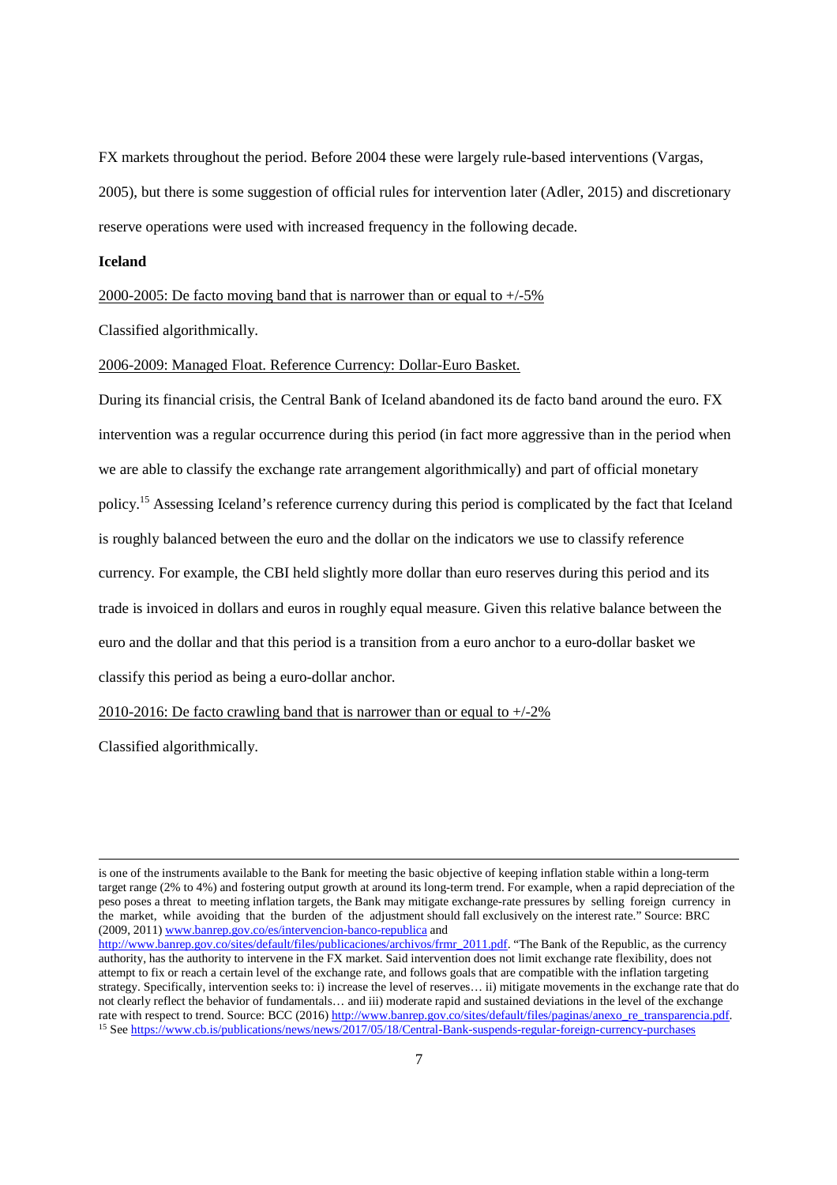FX markets throughout the period. Before 2004 these were largely rule-based interventions (Vargas, 2005), but there is some suggestion of official rules for intervention later (Adler, 2015) and discretionary reserve operations were used with increased frequency in the following decade.

**Iceland**

2000-2005: De facto moving band that is narrower than or equal to +/-5%

Classified algorithmically.

2006-2009: Managed Float. Reference Currency: Dollar-Euro Basket.

During its financial crisis, the Central Bank of Iceland abandoned its de facto band around the euro. FX intervention was a regular occurrence during this period (in fact more aggressive than in the period when we are able to classify the exchange rate arrangement algorithmically) and part of official monetary policy.[15] Assessing Iceland's reference currency during this period is complicated by the fact that Iceland is roughly balanced between the euro and the dollar on the indicators we use to classify reference currency. For example, the CBI held slightly more dollar than euro reserves during this period and its trade is invoiced in dollars and euros in roughly equal measure. Given this relative balance between the euro and the dollar and that this period is a transition from a euro anchor to a euro-dollar basket we classify this period as being a euro-dollar anchor.

2010-2016: De facto crawling band that is narrower than or equal to +/-2%

Classified algorithmically.

---

is one of the instruments available to the Bank for meeting the basic objective of keeping inflation stable within a long-term target range (2% to 4%) and fostering output growth at around its long-term trend. For example, when a rapid depreciation of the peso poses a threat to meeting inflation targets, the Bank may mitigate exchange-rate pressures by selling foreign currency in the market, while avoiding that the burden of the adjustment should fall exclusively on the interest rate." Source: BRC (2009, 2011) www.banrep.gov.co/es/intervencion-banco-republica and http://www.banrep.gov.co/sites/default/files/publicaciones/archivos/frmr_2011.pdf. "The Bank of the Republic, as the currency authority, has the authority to intervene in the FX market. Said intervention does not limit exchange rate flexibility, does not attempt to fix or reach a certain level of the exchange rate, and follows goals that are compatible with the inflation targeting strategy. Specifically, intervention seeks to: i) increase the level of reserves… ii) mitigate movements in the exchange rate that do not clearly reflect the behavior of fundamentals… and iii) moderate rapid and sustained deviations in the level of the exchange rate with respect to trend. Source: BCC (2016) http://www.banrep.gov.co/sites/default/files/paginas/anexo_re_transparencia.pdf.

[15] See https://www.cb.is/publications/news/news/2017/05/18/Central-Bank-suspends-regular-foreign-currency-purchases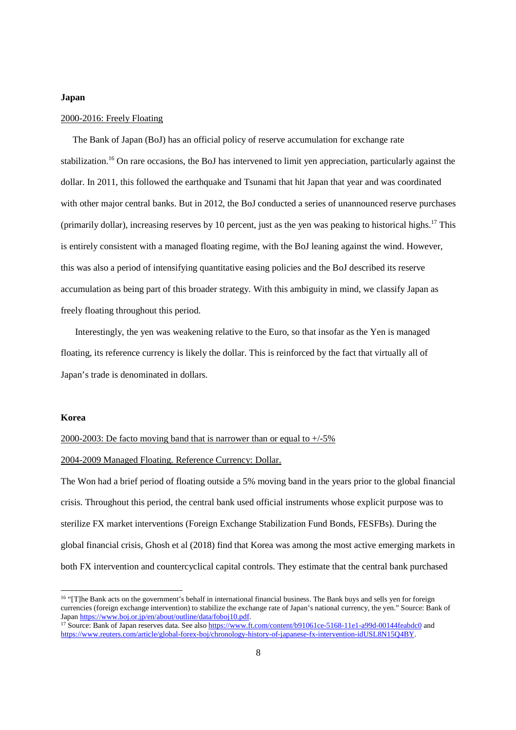**Japan**

2000-2016: Freely Floating

The Bank of Japan (BoJ) has an official policy of reserve accumulation for exchange rate stabilization.[16] On rare occasions, the BoJ has intervened to limit yen appreciation, particularly against the dollar. In 2011, this followed the earthquake and Tsunami that hit Japan that year and was coordinated with other major central banks. But in 2012, the BoJ conducted a series of unannounced reserve purchases (primarily dollar), increasing reserves by 10 percent, just as the yen was peaking to historical highs.[17] This is entirely consistent with a managed floating regime, with the BoJ leaning against the wind. However, this was also a period of intensifying quantitative easing policies and the BoJ described its reserve accumulation as being part of this broader strategy. With this ambiguity in mind, we classify Japan as freely floating throughout this period.

Interestingly, the yen was weakening relative to the Euro, so that insofar as the Yen is managed floating, its reference currency is likely the dollar. This is reinforced by the fact that virtually all of Japan's trade is denominated in dollars.

**Korea**

2000-2003: De facto moving band that is narrower than or equal to +/-5%

2004-2009 Managed Floating. Reference Currency: Dollar.

The Won had a brief period of floating outside a 5% moving band in the years prior to the global financial crisis. Throughout this period, the central bank used official instruments whose explicit purpose was to sterilize FX market interventions (Foreign Exchange Stabilization Fund Bonds, FESFBs). During the global financial crisis, Ghosh et al (2018) find that Korea was among the most active emerging markets in both FX intervention and countercyclical capital controls. They estimate that the central bank purchased

[16] "[T]he Bank acts on the government's behalf in international financial business. The Bank buys and sells yen for foreign currencies (foreign exchange intervention) to stabilize the exchange rate of Japan's national currency, the yen." Source: Bank of Japan https://www.boj.or.jp/en/about/outline/data/foboj10.pdf.

[17] Source: Bank of Japan reserves data. See also https://www.ft.com/content/b91061ce-5168-11e1-a99d-00144feabdc0 and https://www.reuters.com/article/global-forex-boj/chronology-history-of-japanese-fx-intervention-idUSL8N15Q4BY.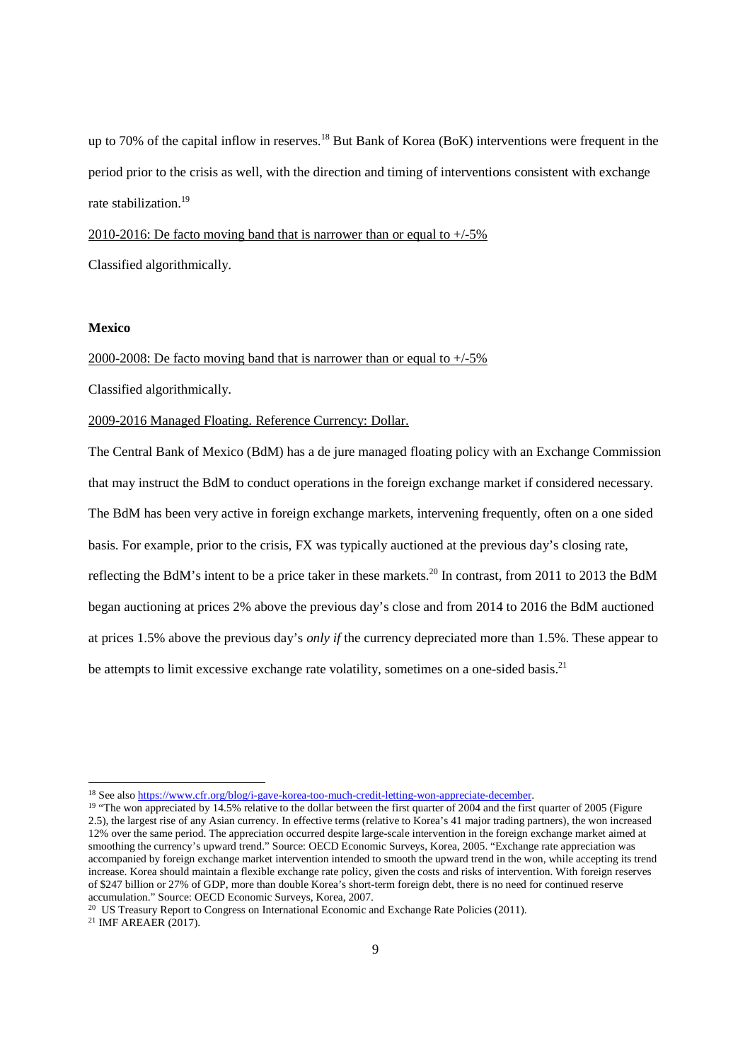up to 70% of the capital inflow in reserves.[18] But Bank of Korea (BoK) interventions were frequent in the period prior to the crisis as well, with the direction and timing of interventions consistent with exchange rate stabilization.[19]

2010-2016: De facto moving band that is narrower than or equal to +/-5%

Classified algorithmically.

**Mexico**

2000-2008: De facto moving band that is narrower than or equal to +/-5%

Classified algorithmically.

2009-2016 Managed Floating. Reference Currency: Dollar.

The Central Bank of Mexico (BdM) has a de jure managed floating policy with an Exchange Commission that may instruct the BdM to conduct operations in the foreign exchange market if considered necessary. The BdM has been very active in foreign exchange markets, intervening frequently, often on a one sided basis. For example, prior to the crisis, FX was typically auctioned at the previous day's closing rate, reflecting the BdM's intent to be a price taker in these markets.[20] In contrast, from 2011 to 2013 the BdM began auctioning at prices 2% above the previous day's close and from 2014 to 2016 the BdM auctioned at prices 1.5% above the previous day's *only if* the currency depreciated more than 1.5%. These appear to be attempts to limit excessive exchange rate volatility, sometimes on a one-sided basis.[21]

---

[18] See also https://www.cfr.org/blog/i-gave-korea-too-much-credit-letting-won-appreciate-december.

[19] "The won appreciated by 14.5% relative to the dollar between the first quarter of 2004 and the first quarter of 2005 (Figure 2.5), the largest rise of any Asian currency. In effective terms (relative to Korea's 41 major trading partners), the won increased 12% over the same period. The appreciation occurred despite large-scale intervention in the foreign exchange market aimed at smoothing the currency's upward trend." Source: OECD Economic Surveys, Korea, 2005. "Exchange rate appreciation was accompanied by foreign exchange market intervention intended to smooth the upward trend in the won, while accepting its trend increase. Korea should maintain a flexible exchange rate policy, given the costs and risks of intervention. With foreign reserves of $247 billion or 27% of GDP, more than double Korea's short-term foreign debt, there is no need for continued reserve accumulation." Source: OECD Economic Surveys, Korea, 2007.

[20] US Treasury Report to Congress on International Economic and Exchange Rate Policies (2011).

[21] IMF AREAER (2017).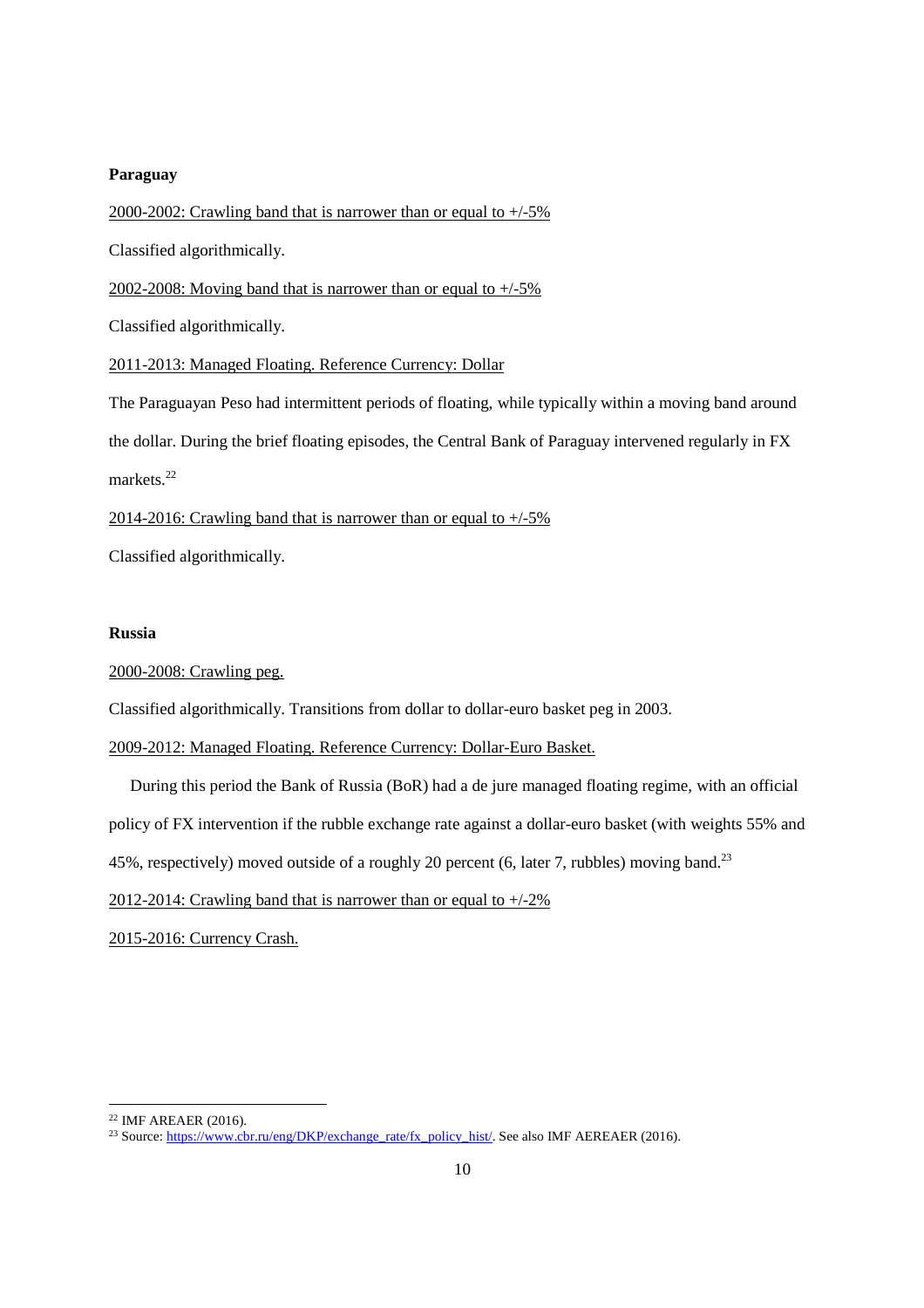**Paraguay**

2000-2002: Crawling band that is narrower than or equal to +/-5%

Classified algorithmically.

2002-2008: Moving band that is narrower than or equal to +/-5%

Classified algorithmically.

2011-2013: Managed Floating. Reference Currency: Dollar

The Paraguayan Peso had intermittent periods of floating, while typically within a moving band around the dollar. During the brief floating episodes, the Central Bank of Paraguay intervened regularly in FX markets.[22]

2014-2016: Crawling band that is narrower than or equal to +/-5%

Classified algorithmically.

**Russia**

2000-2008: Crawling peg.

Classified algorithmically. Transitions from dollar to dollar-euro basket peg in 2003.

2009-2012: Managed Floating. Reference Currency: Dollar-Euro Basket.

During this period the Bank of Russia (BoR) had a de jure managed floating regime, with an official policy of FX intervention if the rubble exchange rate against a dollar-euro basket (with weights 55% and 45%, respectively) moved outside of a roughly 20 percent (6, later 7, rubbles) moving band.[23]

2012-2014: Crawling band that is narrower than or equal to +/-2%

2015-2016: Currency Crash.

---

[22] IMF AREAER (2016).

[23] Source: https://www.cbr.ru/eng/DKP/exchange_rate/fx_policy_hist/. See also IMF AEREAER (2016).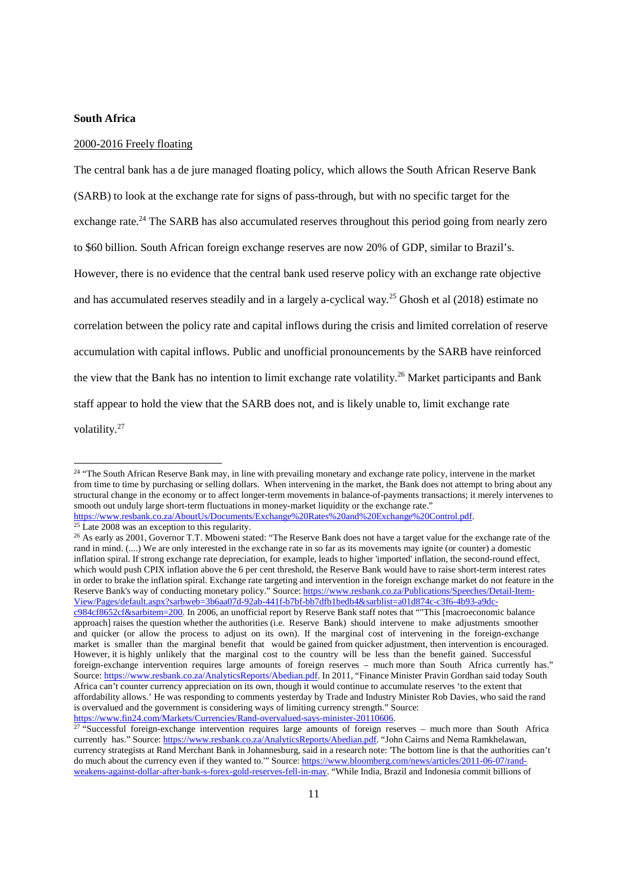**South Africa**

2000-2016 Freely floating

The central bank has a de jure managed floating policy, which allows the South African Reserve Bank (SARB) to look at the exchange rate for signs of pass-through, but with no specific target for the exchange rate.[24] The SARB has also accumulated reserves throughout this period going from nearly zero to \$60 billion. South African foreign exchange reserves are now 20% of GDP, similar to Brazil's. However, there is no evidence that the central bank used reserve policy with an exchange rate objective and has accumulated reserves steadily and in a largely a-cyclical way.[25] Ghosh et al (2018) estimate no correlation between the policy rate and capital inflows during the crisis and limited correlation of reserve accumulation with capital inflows. Public and unofficial pronouncements by the SARB have reinforced the view that the Bank has no intention to limit exchange rate volatility.[26] Market participants and Bank staff appear to hold the view that the SARB does not, and is likely unable to, limit exchange rate volatility.[27]

---

[24] "The South African Reserve Bank may, in line with prevailing monetary and exchange rate policy, intervene in the market from time to time by purchasing or selling dollars. When intervening in the market, the Bank does not attempt to bring about any structural change in the economy or to affect longer-term movements in balance-of-payments transactions; it merely intervenes to smooth out unduly large short-term fluctuations in money-market liquidity or the exchange rate." https://www.resbank.co.za/AboutUs/Documents/Exchange%20Rates%20and%20Exchange%20Control.pdf.

[25] Late 2008 was an exception to this regularity.

[26] As early as 2001, Governor T.T. Mboweni stated: "The Reserve Bank does not have a target value for the exchange rate of the rand in mind. (....) We are only interested in the exchange rate in so far as its movements may ignite (or counter) a domestic inflation spiral. If strong exchange rate depreciation, for example, leads to higher 'imported' inflation, the second-round effect, which would push CPIX inflation above the 6 per cent threshold, the Reserve Bank would have to raise short-term interest rates in order to brake the inflation spiral. Exchange rate targeting and intervention in the foreign exchange market do not feature in the Reserve Bank's way of conducting monetary policy." Source: https://www.resbank.co.za/Publications/Speeches/Detail-Item-View/Pages/default.aspx?sarbweb=3b6aa07d-92ab-441f-b7bf-bb7dfb1bedb4&sarblist=a01d874c-c3f6-4b93-a9dc-c984cf8652cf&sarbitem=200. In 2006, an unofficial report by Reserve Bank staff notes that ""This [macroeconomic balance approach] raises the question whether the authorities (i.e. Reserve Bank) should intervene to make adjustments smoother and quicker (or allow the process to adjust on its own). If the marginal cost of intervening in the foreign-exchange market is smaller than the marginal benefit that would be gained from quicker adjustment, then intervention is encouraged. However, it is highly unlikely that the marginal cost to the country will be less than the benefit gained. Successful foreign-exchange intervention requires large amounts of foreign reserves – much more than South Africa currently has." Source: https://www.resbank.co.za/AnalyticsReports/Abedian.pdf. In 2011, "Finance Minister Pravin Gordhan said today South Africa can't counter currency appreciation on its own, though it would continue to accumulate reserves 'to the extent that affordability allows.' He was responding to comments yesterday by Trade and Industry Minister Rob Davies, who said the rand is overvalued and the government is considering ways of limiting currency strength." Source: https://www.fin24.com/Markets/Currencies/Rand-overvalued-says-minister-20110606.

[27] "Successful foreign-exchange intervention requires large amounts of foreign reserves – much more than South Africa currently has." Source: https://www.resbank.co.za/AnalyticsReports/Abedian.pdf. "John Cairns and Nema Ramkhelawan, currency strategists at Rand Merchant Bank in Johannesburg, said in a research note: 'The bottom line is that the authorities can't do much about the currency even if they wanted to.'" Source: https://www.bloomberg.com/news/articles/2011-06-07/rand-weakens-against-dollar-after-bank-s-forex-gold-reserves-fell-in-may. "While India, Brazil and Indonesia commit billions of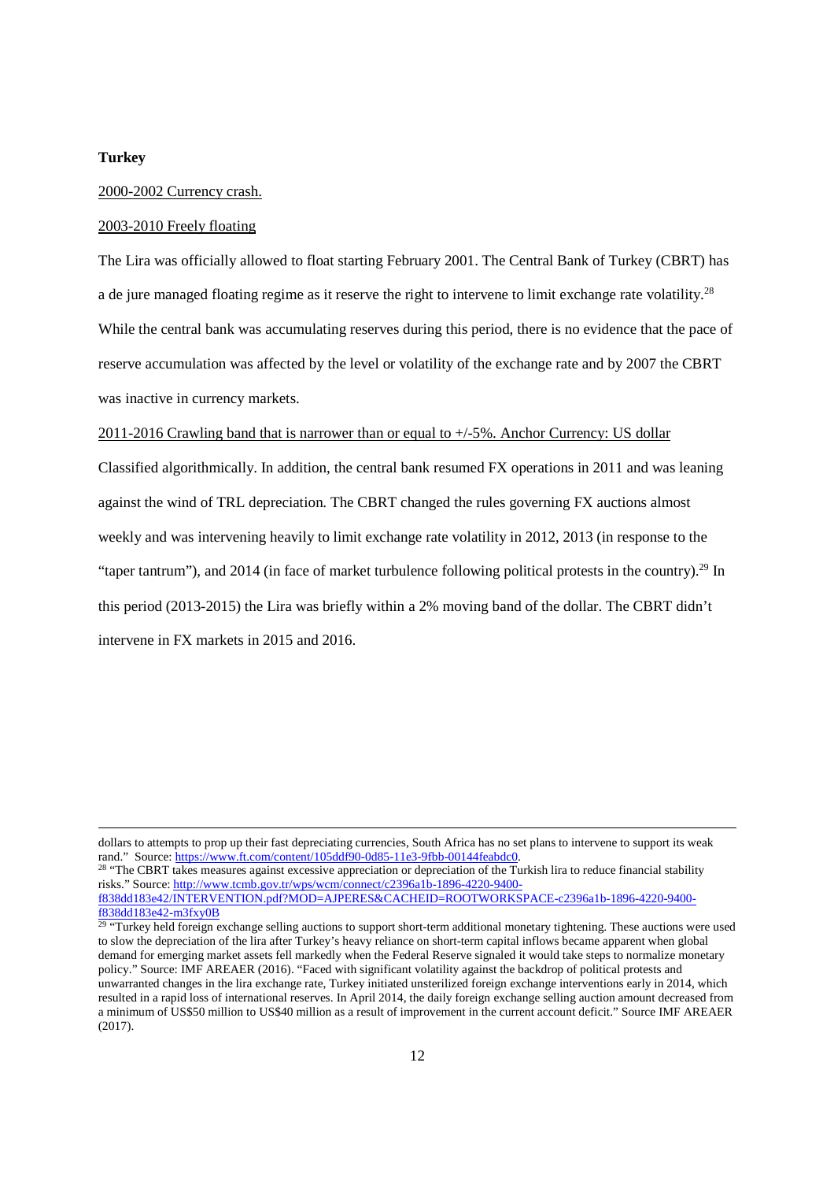**Turkey**

2000-2002 Currency crash.

2003-2010 Freely floating

The Lira was officially allowed to float starting February 2001. The Central Bank of Turkey (CBRT) has a de jure managed floating regime as it reserve the right to intervene to limit exchange rate volatility.[28] While the central bank was accumulating reserves during this period, there is no evidence that the pace of reserve accumulation was affected by the level or volatility of the exchange rate and by 2007 the CBRT was inactive in currency markets.

2011-2016 Crawling band that is narrower than or equal to +/-5%. Anchor Currency: US dollar

Classified algorithmically. In addition, the central bank resumed FX operations in 2011 and was leaning against the wind of TRL depreciation. The CBRT changed the rules governing FX auctions almost weekly and was intervening heavily to limit exchange rate volatility in 2012, 2013 (in response to the "taper tantrum"), and 2014 (in face of market turbulence following political protests in the country).[29] In this period (2013-2015) the Lira was briefly within a 2% moving band of the dollar. The CBRT didn't intervene in FX markets in 2015 and 2016.

---

dollars to attempts to prop up their fast depreciating currencies, South Africa has no set plans to intervene to support its weak rand." Source: https://www.ft.com/content/105ddf90-0d85-11e3-9fbb-00144feabdc0.

[28] "The CBRT takes measures against excessive appreciation or depreciation of the Turkish lira to reduce financial stability risks." Source: http://www.tcmb.gov.tr/wps/wcm/connect/c2396a1b-1896-4220-9400-f838dd183e42/INTERVENTION.pdf?MOD=AJPERES&CACHEID=ROOTWORKSPACE-c2396a1b-1896-4220-9400-f838dd183e42-m3fxy0B

[29] "Turkey held foreign exchange selling auctions to support short-term additional monetary tightening. These auctions were used to slow the depreciation of the lira after Turkey's heavy reliance on short-term capital inflows became apparent when global demand for emerging market assets fell markedly when the Federal Reserve signaled it would take steps to normalize monetary policy." Source: IMF AREAER (2016). "Faced with significant volatility against the backdrop of political protests and unwarranted changes in the lira exchange rate, Turkey initiated unsterilized foreign exchange interventions early in 2014, which resulted in a rapid loss of international reserves. In April 2014, the daily foreign exchange selling auction amount decreased from a minimum of US$50 million to US$40 million as a result of improvement in the current account deficit." Source IMF AREAER (2017).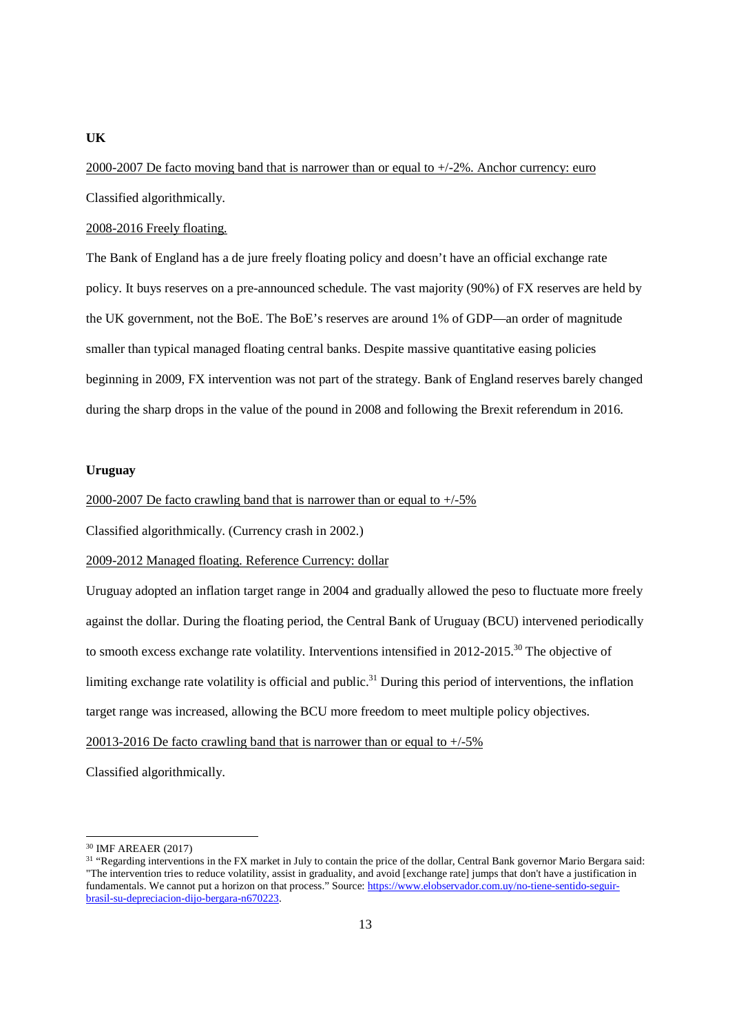**UK**

2000-2007 De facto moving band that is narrower than or equal to +/-2%. Anchor currency: euro

Classified algorithmically.

2008-2016 Freely floating.

The Bank of England has a de jure freely floating policy and doesn't have an official exchange rate policy. It buys reserves on a pre-announced schedule. The vast majority (90%) of FX reserves are held by the UK government, not the BoE. The BoE's reserves are around 1% of GDP—an order of magnitude smaller than typical managed floating central banks. Despite massive quantitative easing policies beginning in 2009, FX intervention was not part of the strategy. Bank of England reserves barely changed during the sharp drops in the value of the pound in 2008 and following the Brexit referendum in 2016.

**Uruguay**

2000-2007 De facto crawling band that is narrower than or equal to +/-5%

Classified algorithmically. (Currency crash in 2002.)

2009-2012 Managed floating. Reference Currency: dollar

Uruguay adopted an inflation target range in 2004 and gradually allowed the peso to fluctuate more freely against the dollar. During the floating period, the Central Bank of Uruguay (BCU) intervened periodically to smooth excess exchange rate volatility. Interventions intensified in 2012-2015.[30] The objective of limiting exchange rate volatility is official and public.[31] During this period of interventions, the inflation target range was increased, allowing the BCU more freedom to meet multiple policy objectives.

20013-2016 De facto crawling band that is narrower than or equal to +/-5%

Classified algorithmically.

---

[30] IMF AREAER (2017)

[31] "Regarding interventions in the FX market in July to contain the price of the dollar, Central Bank governor Mario Bergara said: "The intervention tries to reduce volatility, assist in graduality, and avoid [exchange rate] jumps that don't have a justification in fundamentals. We cannot put a horizon on that process." Source: https://www.elobservador.com.uy/no-tiene-sentido-seguir-brasil-su-depreciacion-dijo-bergara-n670223.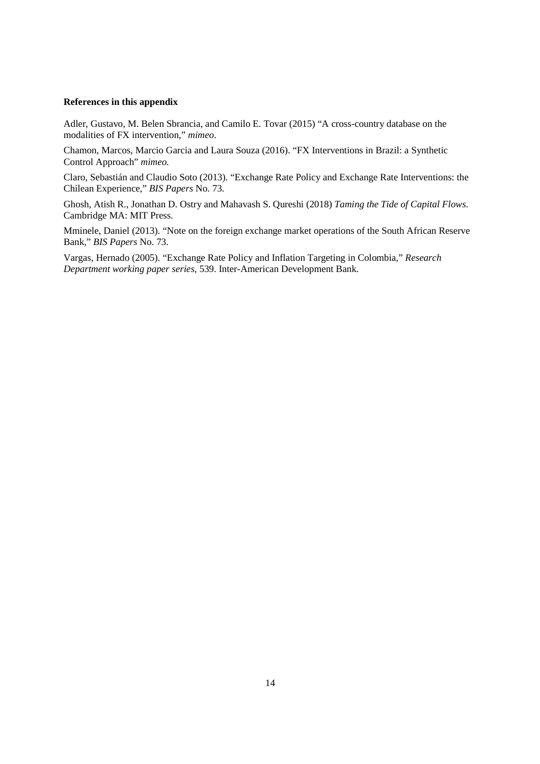**References in this appendix**

Adler, Gustavo, M. Belen Sbrancia, and Camilo E. Tovar (2015) "A cross-country database on the modalities of FX intervention," *mimeo*.

Chamon, Marcos, Marcio Garcia and Laura Souza (2016). "FX Interventions in Brazil: a Synthetic Control Approach" *mimeo.*

Claro, Sebastián and Claudio Soto (2013). "Exchange Rate Policy and Exchange Rate Interventions: the Chilean Experience," *BIS Papers* No. 73.

Ghosh, Atish R., Jonathan D. Ostry and Mahavash S. Qureshi (2018) *Taming the Tide of Capital Flows*. Cambridge MA: MIT Press.

Mminele, Daniel (2013). "Note on the foreign exchange market operations of the South African Reserve Bank," *BIS Papers* No. 73.

Vargas, Hernado (2005). "Exchange Rate Policy and Inflation Targeting in Colombia," *Research Department working paper series*, 539. Inter-American Development Bank.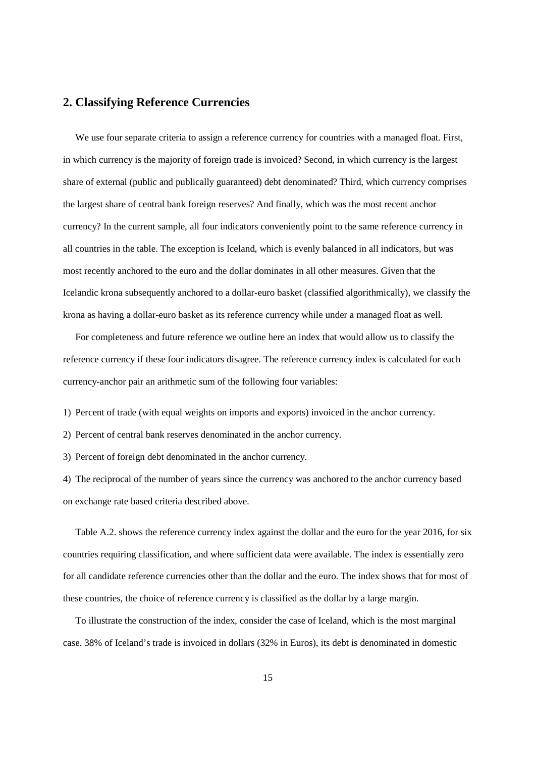## 2. Classifying Reference Currencies

We use four separate criteria to assign a reference currency for countries with a managed float. First, in which currency is the majority of foreign trade is invoiced? Second, in which currency is the largest share of external (public and publically guaranteed) debt denominated? Third, which currency comprises the largest share of central bank foreign reserves? And finally, which was the most recent anchor currency? In the current sample, all four indicators conveniently point to the same reference currency in all countries in the table. The exception is Iceland, which is evenly balanced in all indicators, but was most recently anchored to the euro and the dollar dominates in all other measures. Given that the Icelandic krona subsequently anchored to a dollar-euro basket (classified algorithmically), we classify the krona as having a dollar-euro basket as its reference currency while under a managed float as well.

For completeness and future reference we outline here an index that would allow us to classify the reference currency if these four indicators disagree. The reference currency index is calculated for each currency-anchor pair an arithmetic sum of the following four variables:

1) Percent of trade (with equal weights on imports and exports) invoiced in the anchor currency.

2) Percent of central bank reserves denominated in the anchor currency.

3) Percent of foreign debt denominated in the anchor currency.

4) The reciprocal of the number of years since the currency was anchored to the anchor currency based on exchange rate based criteria described above.

Table A.2. shows the reference currency index against the dollar and the euro for the year 2016, for six countries requiring classification, and where sufficient data were available. The index is essentially zero for all candidate reference currencies other than the dollar and the euro. The index shows that for most of these countries, the choice of reference currency is classified as the dollar by a large margin.

To illustrate the construction of the index, consider the case of Iceland, which is the most marginal case. 38% of Iceland's trade is invoiced in dollars (32% in Euros), its debt is denominated in domestic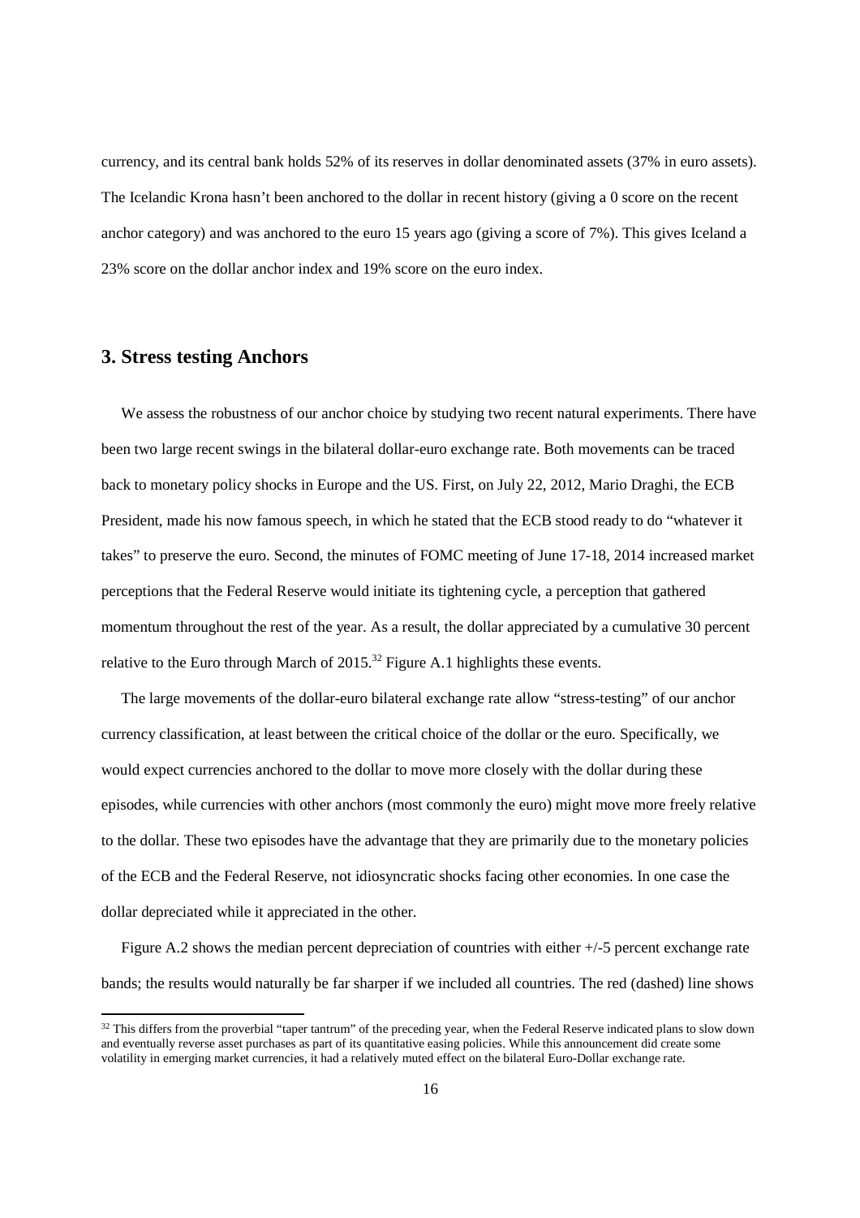currency, and its central bank holds 52% of its reserves in dollar denominated assets (37% in euro assets). The Icelandic Krona hasn't been anchored to the dollar in recent history (giving a 0 score on the recent anchor category) and was anchored to the euro 15 years ago (giving a score of 7%). This gives Iceland a 23% score on the dollar anchor index and 19% score on the euro index.

## 3. Stress testing Anchors

We assess the robustness of our anchor choice by studying two recent natural experiments. There have been two large recent swings in the bilateral dollar-euro exchange rate. Both movements can be traced back to monetary policy shocks in Europe and the US. First, on July 22, 2012, Mario Draghi, the ECB President, made his now famous speech, in which he stated that the ECB stood ready to do "whatever it takes" to preserve the euro. Second, the minutes of FOMC meeting of June 17-18, 2014 increased market perceptions that the Federal Reserve would initiate its tightening cycle, a perception that gathered momentum throughout the rest of the year. As a result, the dollar appreciated by a cumulative 30 percent relative to the Euro through March of 2015.[32] Figure A.1 highlights these events.

The large movements of the dollar-euro bilateral exchange rate allow "stress-testing" of our anchor currency classification, at least between the critical choice of the dollar or the euro. Specifically, we would expect currencies anchored to the dollar to move more closely with the dollar during these episodes, while currencies with other anchors (most commonly the euro) might move more freely relative to the dollar. These two episodes have the advantage that they are primarily due to the monetary policies of the ECB and the Federal Reserve, not idiosyncratic shocks facing other economies. In one case the dollar depreciated while it appreciated in the other.

Figure A.2 shows the median percent depreciation of countries with either +/-5 percent exchange rate bands; the results would naturally be far sharper if we included all countries. The red (dashed) line shows

[32] This differs from the proverbial "taper tantrum" of the preceding year, when the Federal Reserve indicated plans to slow down and eventually reverse asset purchases as part of its quantitative easing policies. While this announcement did create some volatility in emerging market currencies, it had a relatively muted effect on the bilateral Euro-Dollar exchange rate.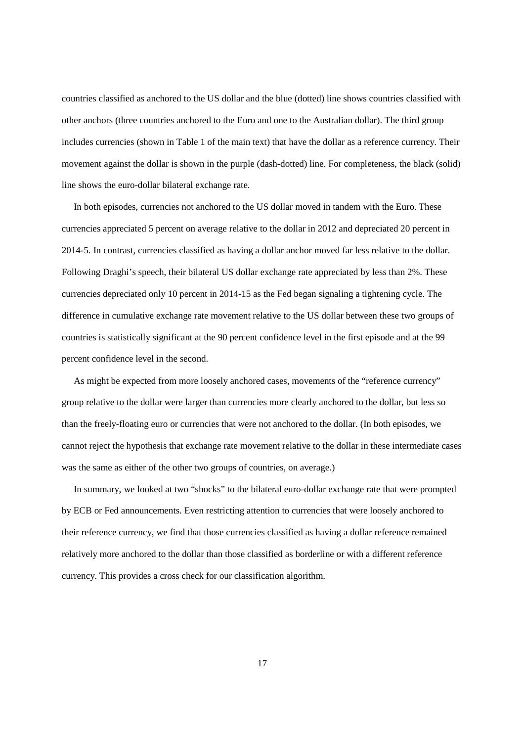countries classified as anchored to the US dollar and the blue (dotted) line shows countries classified with other anchors (three countries anchored to the Euro and one to the Australian dollar). The third group includes currencies (shown in Table 1 of the main text) that have the dollar as a reference currency. Their movement against the dollar is shown in the purple (dash-dotted) line. For completeness, the black (solid) line shows the euro-dollar bilateral exchange rate.

In both episodes, currencies not anchored to the US dollar moved in tandem with the Euro. These currencies appreciated 5 percent on average relative to the dollar in 2012 and depreciated 20 percent in 2014-5. In contrast, currencies classified as having a dollar anchor moved far less relative to the dollar. Following Draghi's speech, their bilateral US dollar exchange rate appreciated by less than 2%. These currencies depreciated only 10 percent in 2014-15 as the Fed began signaling a tightening cycle. The difference in cumulative exchange rate movement relative to the US dollar between these two groups of countries is statistically significant at the 90 percent confidence level in the first episode and at the 99 percent confidence level in the second.

As might be expected from more loosely anchored cases, movements of the "reference currency" group relative to the dollar were larger than currencies more clearly anchored to the dollar, but less so than the freely-floating euro or currencies that were not anchored to the dollar. (In both episodes, we cannot reject the hypothesis that exchange rate movement relative to the dollar in these intermediate cases was the same as either of the other two groups of countries, on average.)

In summary, we looked at two "shocks" to the bilateral euro-dollar exchange rate that were prompted by ECB or Fed announcements. Even restricting attention to currencies that were loosely anchored to their reference currency, we find that those currencies classified as having a dollar reference remained relatively more anchored to the dollar than those classified as borderline or with a different reference currency. This provides a cross check for our classification algorithm.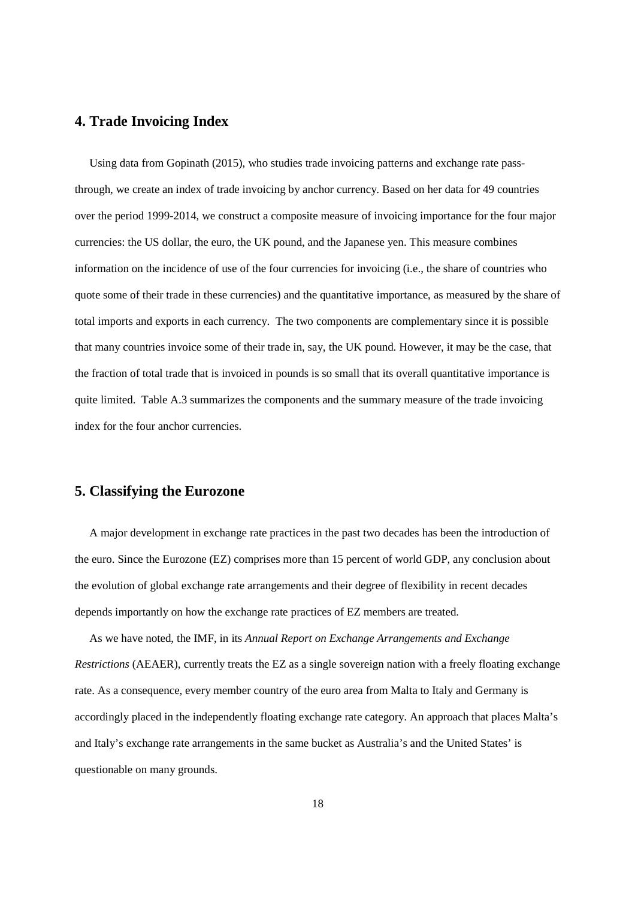## 4. Trade Invoicing Index

Using data from Gopinath (2015), who studies trade invoicing patterns and exchange rate pass-through, we create an index of trade invoicing by anchor currency. Based on her data for 49 countries over the period 1999-2014, we construct a composite measure of invoicing importance for the four major currencies: the US dollar, the euro, the UK pound, and the Japanese yen. This measure combines information on the incidence of use of the four currencies for invoicing (i.e., the share of countries who quote some of their trade in these currencies) and the quantitative importance, as measured by the share of total imports and exports in each currency. The two components are complementary since it is possible that many countries invoice some of their trade in, say, the UK pound. However, it may be the case, that the fraction of total trade that is invoiced in pounds is so small that its overall quantitative importance is quite limited. Table A.3 summarizes the components and the summary measure of the trade invoicing index for the four anchor currencies.

## 5. Classifying the Eurozone

A major development in exchange rate practices in the past two decades has been the introduction of the euro. Since the Eurozone (EZ) comprises more than 15 percent of world GDP, any conclusion about the evolution of global exchange rate arrangements and their degree of flexibility in recent decades depends importantly on how the exchange rate practices of EZ members are treated.

As we have noted, the IMF, in its *Annual Report on Exchange Arrangements and Exchange Restrictions* (AEAER), currently treats the EZ as a single sovereign nation with a freely floating exchange rate. As a consequence, every member country of the euro area from Malta to Italy and Germany is accordingly placed in the independently floating exchange rate category. An approach that places Malta's and Italy's exchange rate arrangements in the same bucket as Australia's and the United States' is questionable on many grounds.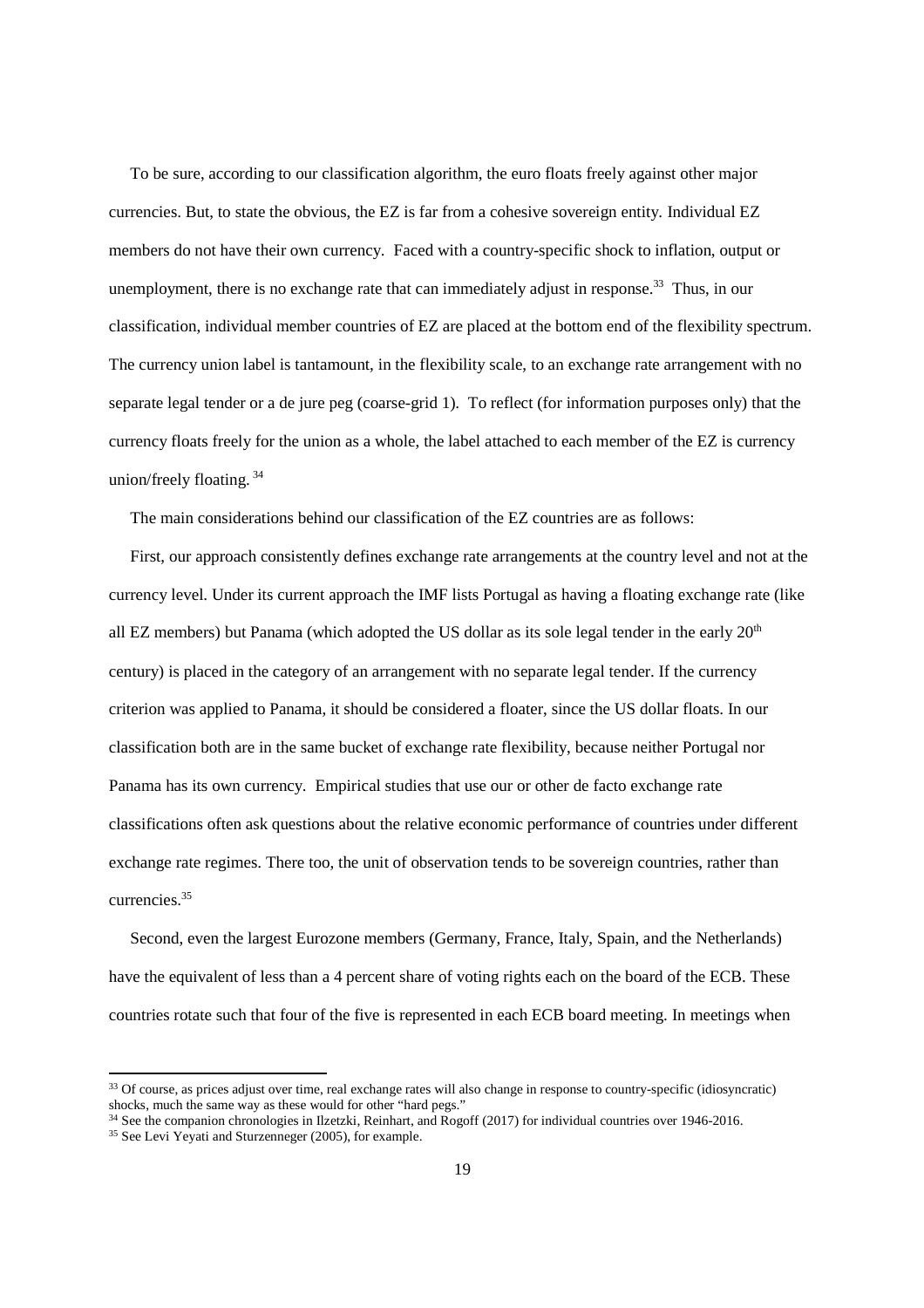To be sure, according to our classification algorithm, the euro floats freely against other major currencies. But, to state the obvious, the EZ is far from a cohesive sovereign entity. Individual EZ members do not have their own currency. Faced with a country-specific shock to inflation, output or unemployment, there is no exchange rate that can immediately adjust in response.[33] Thus, in our classification, individual member countries of EZ are placed at the bottom end of the flexibility spectrum. The currency union label is tantamount, in the flexibility scale, to an exchange rate arrangement with no separate legal tender or a de jure peg (coarse-grid 1). To reflect (for information purposes only) that the currency floats freely for the union as a whole, the label attached to each member of the EZ is currency union/freely floating.[34]

The main considerations behind our classification of the EZ countries are as follows:

First, our approach consistently defines exchange rate arrangements at the country level and not at the currency level. Under its current approach the IMF lists Portugal as having a floating exchange rate (like all EZ members) but Panama (which adopted the US dollar as its sole legal tender in the early 20th century) is placed in the category of an arrangement with no separate legal tender. If the currency criterion was applied to Panama, it should be considered a floater, since the US dollar floats. In our classification both are in the same bucket of exchange rate flexibility, because neither Portugal nor Panama has its own currency. Empirical studies that use our or other de facto exchange rate classifications often ask questions about the relative economic performance of countries under different exchange rate regimes. There too, the unit of observation tends to be sovereign countries, rather than currencies.[35]

Second, even the largest Eurozone members (Germany, France, Italy, Spain, and the Netherlands) have the equivalent of less than a 4 percent share of voting rights each on the board of the ECB. These countries rotate such that four of the five is represented in each ECB board meeting. In meetings when

---

[33] Of course, as prices adjust over time, real exchange rates will also change in response to country-specific (idiosyncratic) shocks, much the same way as these would for other "hard pegs."

[34] See the companion chronologies in Ilzetzki, Reinhart, and Rogoff (2017) for individual countries over 1946-2016.

[35] See Levi Yeyati and Sturzenneger (2005), for example.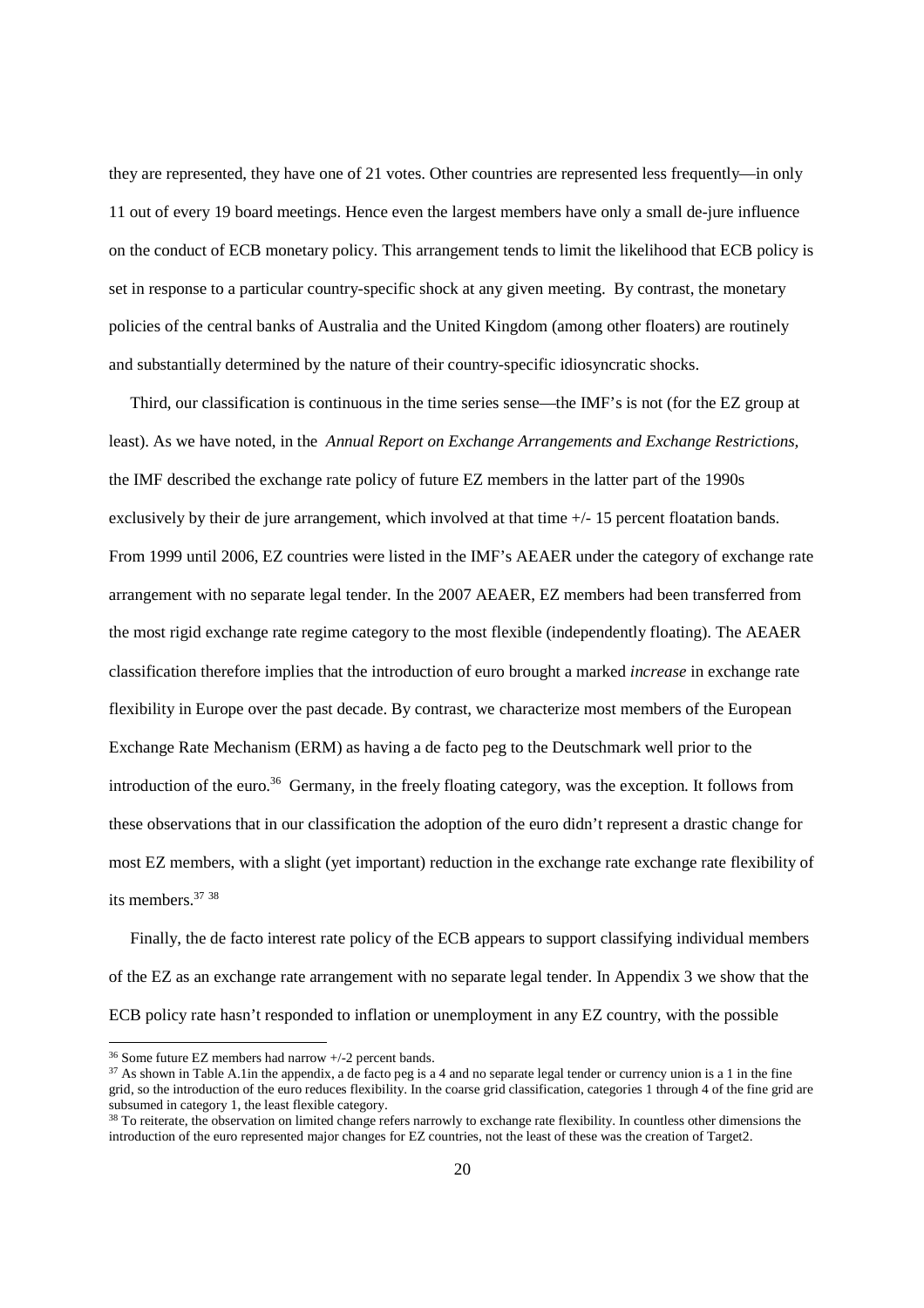they are represented, they have one of 21 votes. Other countries are represented less frequently—in only 11 out of every 19 board meetings. Hence even the largest members have only a small de-jure influence on the conduct of ECB monetary policy. This arrangement tends to limit the likelihood that ECB policy is set in response to a particular country-specific shock at any given meeting. By contrast, the monetary policies of the central banks of Australia and the United Kingdom (among other floaters) are routinely and substantially determined by the nature of their country-specific idiosyncratic shocks.

Third, our classification is continuous in the time series sense—the IMF's is not (for the EZ group at least). As we have noted, in the *Annual Report on Exchange Arrangements and Exchange Restrictions,* the IMF described the exchange rate policy of future EZ members in the latter part of the 1990s exclusively by their de jure arrangement, which involved at that time +/- 15 percent floatation bands. From 1999 until 2006, EZ countries were listed in the IMF's AEAER under the category of exchange rate arrangement with no separate legal tender. In the 2007 AEAER, EZ members had been transferred from the most rigid exchange rate regime category to the most flexible (independently floating). The AEAER classification therefore implies that the introduction of euro brought a marked *increase* in exchange rate flexibility in Europe over the past decade. By contrast, we characterize most members of the European Exchange Rate Mechanism (ERM) as having a de facto peg to the Deutschmark well prior to the introduction of the euro.[36] Germany, in the freely floating category, was the exception. It follows from these observations that in our classification the adoption of the euro didn't represent a drastic change for most EZ members, with a slight (yet important) reduction in the exchange rate exchange rate flexibility of its members.[37] [38]

Finally, the de facto interest rate policy of the ECB appears to support classifying individual members of the EZ as an exchange rate arrangement with no separate legal tender. In Appendix 3 we show that the ECB policy rate hasn't responded to inflation or unemployment in any EZ country, with the possible

[36] Some future EZ members had narrow +/-2 percent bands.

[37] As shown in Table A.1in the appendix, a de facto peg is a 4 and no separate legal tender or currency union is a 1 in the fine grid, so the introduction of the euro reduces flexibility. In the coarse grid classification, categories 1 through 4 of the fine grid are subsumed in category 1, the least flexible category.

[38] To reiterate, the observation on limited change refers narrowly to exchange rate flexibility. In countless other dimensions the introduction of the euro represented major changes for EZ countries, not the least of these was the creation of Target2.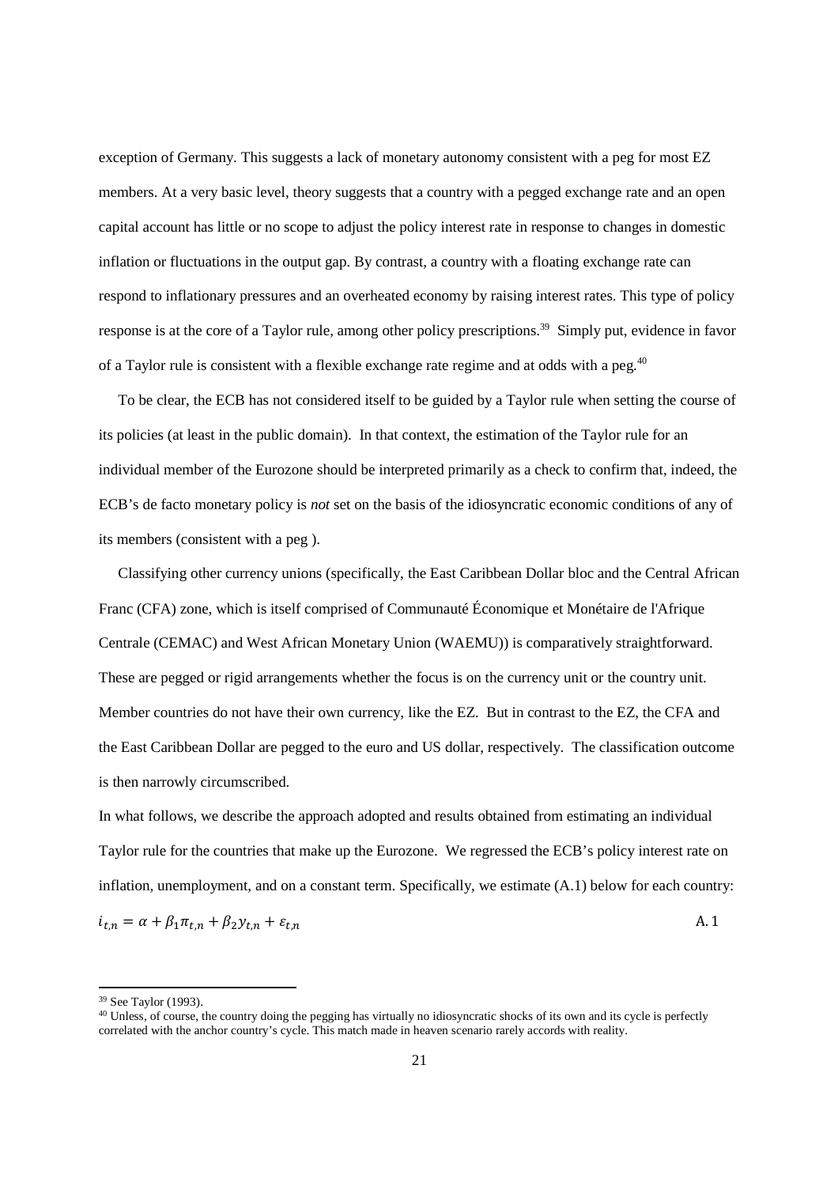exception of Germany. This suggests a lack of monetary autonomy consistent with a peg for most EZ members. At a very basic level, theory suggests that a country with a pegged exchange rate and an open capital account has little or no scope to adjust the policy interest rate in response to changes in domestic inflation or fluctuations in the output gap. By contrast, a country with a floating exchange rate can respond to inflationary pressures and an overheated economy by raising interest rates. This type of policy response is at the core of a Taylor rule, among other policy prescriptions.[39] Simply put, evidence in favor of a Taylor rule is consistent with a flexible exchange rate regime and at odds with a peg.[40]

To be clear, the ECB has not considered itself to be guided by a Taylor rule when setting the course of its policies (at least in the public domain). In that context, the estimation of the Taylor rule for an individual member of the Eurozone should be interpreted primarily as a check to confirm that, indeed, the ECB's de facto monetary policy is *not* set on the basis of the idiosyncratic economic conditions of any of its members (consistent with a peg ).

Classifying other currency unions (specifically, the East Caribbean Dollar bloc and the Central African Franc (CFA) zone, which is itself comprised of Communauté Économique et Monétaire de l'Afrique Centrale (CEMAC) and West African Monetary Union (WAEMU)) is comparatively straightforward. These are pegged or rigid arrangements whether the focus is on the currency unit or the country unit. Member countries do not have their own currency, like the EZ. But in contrast to the EZ, the CFA and the East Caribbean Dollar are pegged to the euro and US dollar, respectively. The classification outcome is then narrowly circumscribed.

In what follows, we describe the approach adopted and results obtained from estimating an individual Taylor rule for the countries that make up the Eurozone. We regressed the ECB's policy interest rate on inflation, unemployment, and on a constant term. Specifically, we estimate (A.1) below for each country:

$$i_{t,n} = \alpha + \beta_1 \pi_{t,n} + \beta_2 y_{t,n} + \varepsilon_{t,n} \qquad \text{A. 1}$$

---

[39] See Taylor (1993).

[40] Unless, of course, the country doing the pegging has virtually no idiosyncratic shocks of its own and its cycle is perfectly correlated with the anchor country's cycle. This match made in heaven scenario rarely accords with reality.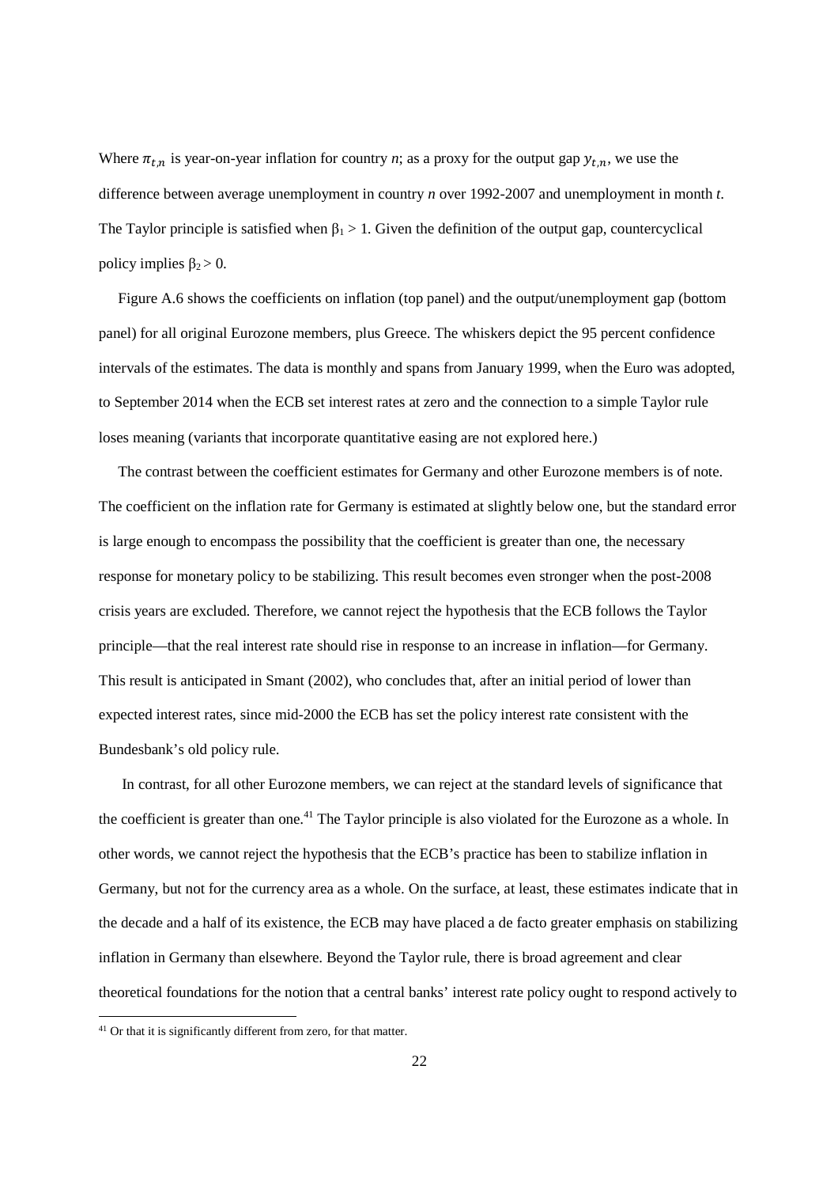Where $\pi_{t,n}$ is year-on-year inflation for country *n*; as a proxy for the output gap $y_{t,n}$, we use the difference between average unemployment in country *n* over 1992-2007 and unemployment in month *t*. The Taylor principle is satisfied when $\beta_1 > 1$. Given the definition of the output gap, countercyclical policy implies $\beta_2 > 0$.

Figure A.6 shows the coefficients on inflation (top panel) and the output/unemployment gap (bottom panel) for all original Eurozone members, plus Greece. The whiskers depict the 95 percent confidence intervals of the estimates. The data is monthly and spans from January 1999, when the Euro was adopted, to September 2014 when the ECB set interest rates at zero and the connection to a simple Taylor rule loses meaning (variants that incorporate quantitative easing are not explored here.)

The contrast between the coefficient estimates for Germany and other Eurozone members is of note. The coefficient on the inflation rate for Germany is estimated at slightly below one, but the standard error is large enough to encompass the possibility that the coefficient is greater than one, the necessary response for monetary policy to be stabilizing. This result becomes even stronger when the post-2008 crisis years are excluded. Therefore, we cannot reject the hypothesis that the ECB follows the Taylor principle—that the real interest rate should rise in response to an increase in inflation—for Germany. This result is anticipated in Smant (2002), who concludes that, after an initial period of lower than expected interest rates, since mid-2000 the ECB has set the policy interest rate consistent with the Bundesbank's old policy rule.

In contrast, for all other Eurozone members, we can reject at the standard levels of significance that the coefficient is greater than one.[41] The Taylor principle is also violated for the Eurozone as a whole. In other words, we cannot reject the hypothesis that the ECB's practice has been to stabilize inflation in Germany, but not for the currency area as a whole. On the surface, at least, these estimates indicate that in the decade and a half of its existence, the ECB may have placed a de facto greater emphasis on stabilizing inflation in Germany than elsewhere. Beyond the Taylor rule, there is broad agreement and clear theoretical foundations for the notion that a central banks' interest rate policy ought to respond actively to

[41] Or that it is significantly different from zero, for that matter.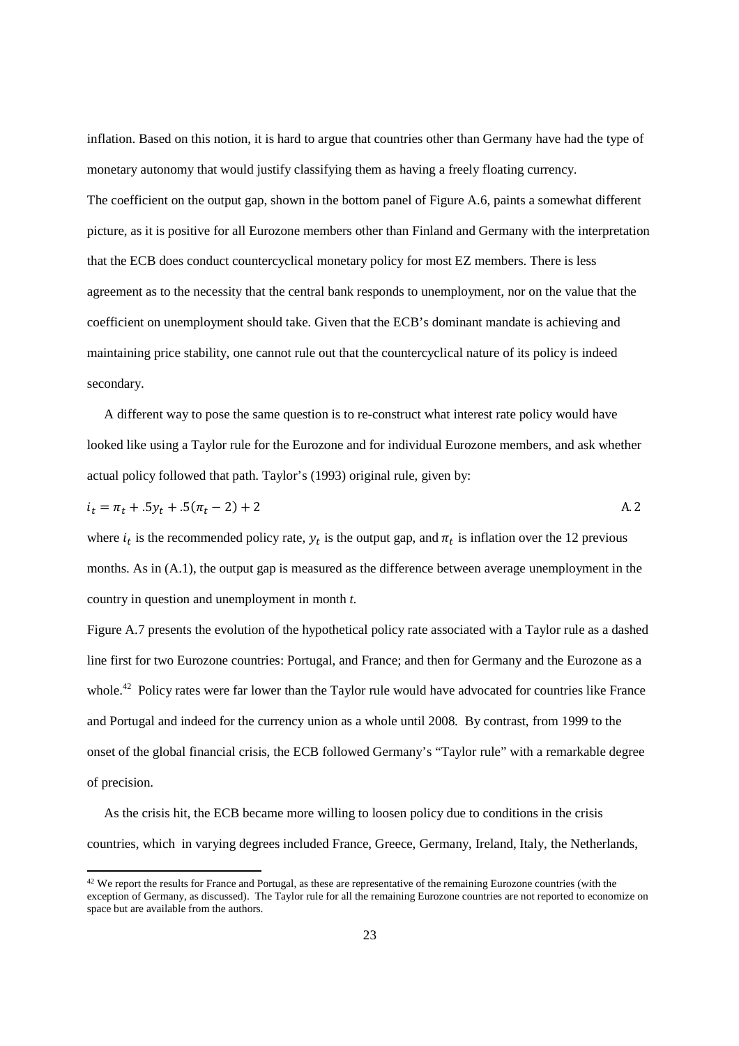inflation. Based on this notion, it is hard to argue that countries other than Germany have had the type of monetary autonomy that would justify classifying them as having a freely floating currency.

The coefficient on the output gap, shown in the bottom panel of Figure A.6, paints a somewhat different picture, as it is positive for all Eurozone members other than Finland and Germany with the interpretation that the ECB does conduct countercyclical monetary policy for most EZ members. There is less agreement as to the necessity that the central bank responds to unemployment, nor on the value that the coefficient on unemployment should take. Given that the ECB's dominant mandate is achieving and maintaining price stability, one cannot rule out that the countercyclical nature of its policy is indeed secondary.

A different way to pose the same question is to re-construct what interest rate policy would have looked like using a Taylor rule for the Eurozone and for individual Eurozone members, and ask whether actual policy followed that path. Taylor's (1993) original rule, given by:

$$i_t = \pi_t + .5y_t + .5(\pi_t - 2) + 2 \qquad \text{A.2}$$

where $i_t$ is the recommended policy rate, $y_t$ is the output gap, and $\pi_t$ is inflation over the 12 previous months. As in (A.1), the output gap is measured as the difference between average unemployment in the country in question and unemployment in month *t*.

Figure A.7 presents the evolution of the hypothetical policy rate associated with a Taylor rule as a dashed line first for two Eurozone countries: Portugal, and France; and then for Germany and the Eurozone as a whole.[42] Policy rates were far lower than the Taylor rule would have advocated for countries like France and Portugal and indeed for the currency union as a whole until 2008. By contrast, from 1999 to the onset of the global financial crisis, the ECB followed Germany's "Taylor rule" with a remarkable degree of precision.

As the crisis hit, the ECB became more willing to loosen policy due to conditions in the crisis countries, which in varying degrees included France, Greece, Germany, Ireland, Italy, the Netherlands,

[42] We report the results for France and Portugal, as these are representative of the remaining Eurozone countries (with the exception of Germany, as discussed). The Taylor rule for all the remaining Eurozone countries are not reported to economize on space but are available from the authors.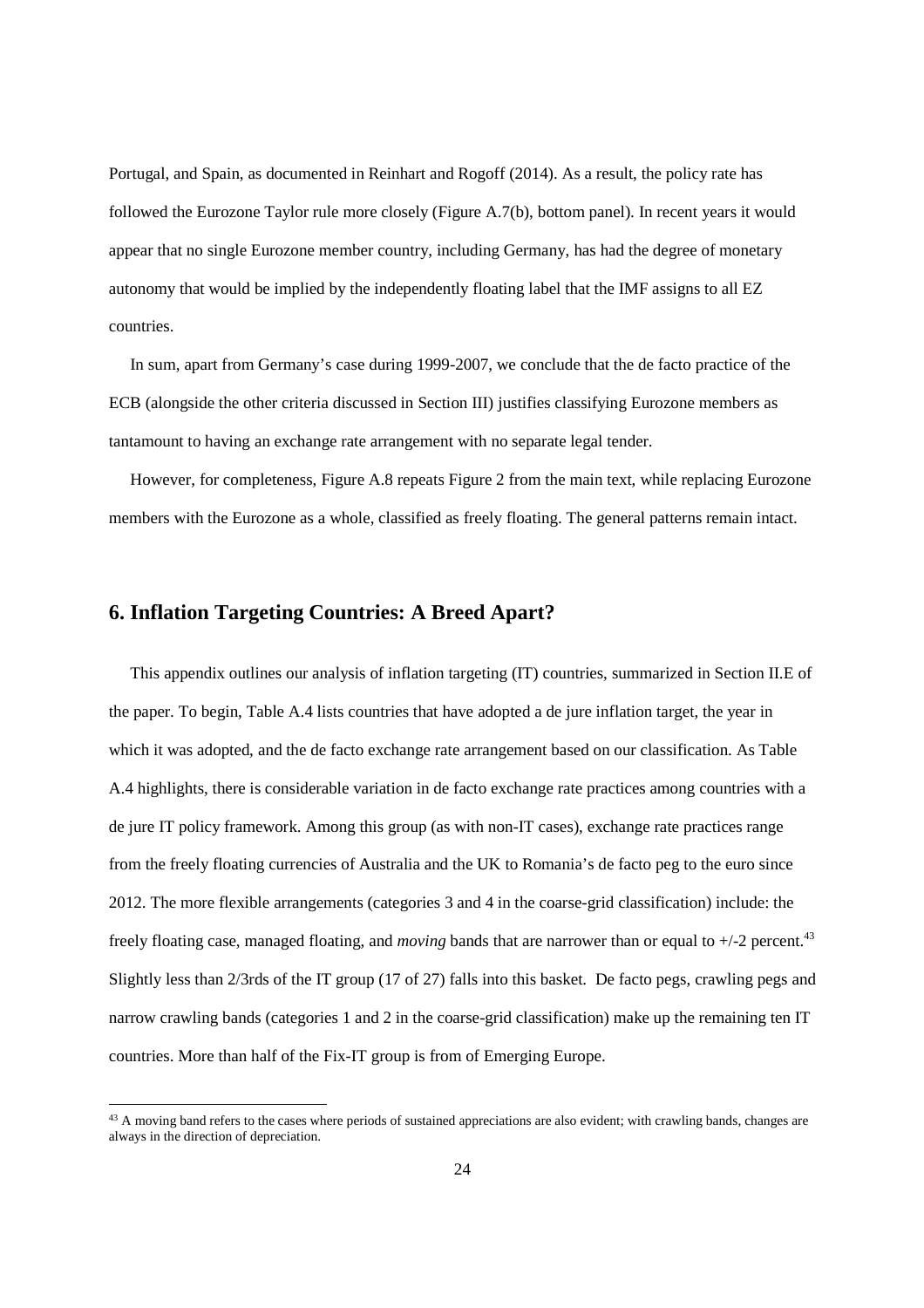Portugal, and Spain, as documented in Reinhart and Rogoff (2014). As a result, the policy rate has followed the Eurozone Taylor rule more closely (Figure A.7(b), bottom panel). In recent years it would appear that no single Eurozone member country, including Germany, has had the degree of monetary autonomy that would be implied by the independently floating label that the IMF assigns to all EZ countries.

In sum, apart from Germany's case during 1999-2007, we conclude that the de facto practice of the ECB (alongside the other criteria discussed in Section III) justifies classifying Eurozone members as tantamount to having an exchange rate arrangement with no separate legal tender.

However, for completeness, Figure A.8 repeats Figure 2 from the main text, while replacing Eurozone members with the Eurozone as a whole, classified as freely floating. The general patterns remain intact.

## 6. Inflation Targeting Countries: A Breed Apart?

This appendix outlines our analysis of inflation targeting (IT) countries, summarized in Section II.E of the paper. To begin, Table A.4 lists countries that have adopted a de jure inflation target, the year in which it was adopted, and the de facto exchange rate arrangement based on our classification. As Table A.4 highlights, there is considerable variation in de facto exchange rate practices among countries with a de jure IT policy framework. Among this group (as with non-IT cases), exchange rate practices range from the freely floating currencies of Australia and the UK to Romania's de facto peg to the euro since 2012. The more flexible arrangements (categories 3 and 4 in the coarse-grid classification) include: the freely floating case, managed floating, and *moving* bands that are narrower than or equal to +/-2 percent.[43] Slightly less than 2/3rds of the IT group (17 of 27) falls into this basket. De facto pegs, crawling pegs and narrow crawling bands (categories 1 and 2 in the coarse-grid classification) make up the remaining ten IT countries. More than half of the Fix-IT group is from of Emerging Europe.

[43] A moving band refers to the cases where periods of sustained appreciations are also evident; with crawling bands, changes are always in the direction of depreciation.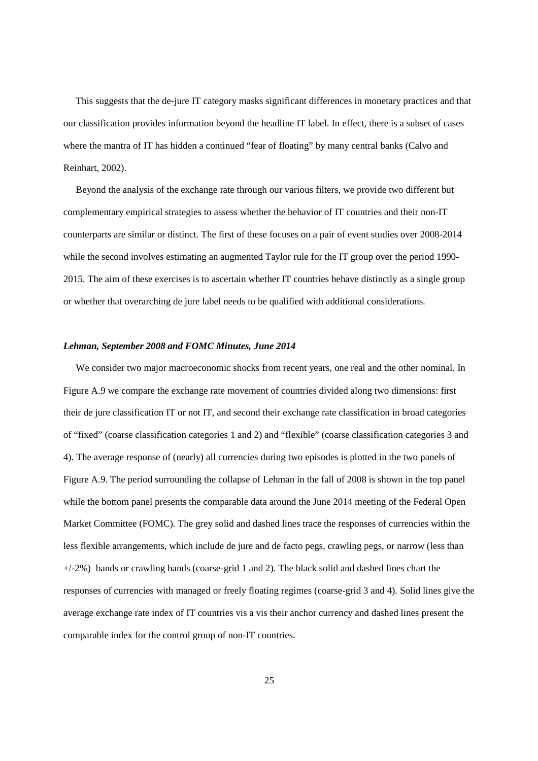This suggests that the de-jure IT category masks significant differences in monetary practices and that our classification provides information beyond the headline IT label. In effect, there is a subset of cases where the mantra of IT has hidden a continued "fear of floating" by many central banks (Calvo and Reinhart, 2002).

Beyond the analysis of the exchange rate through our various filters, we provide two different but complementary empirical strategies to assess whether the behavior of IT countries and their non-IT counterparts are similar or distinct. The first of these focuses on a pair of event studies over 2008-2014 while the second involves estimating an augmented Taylor rule for the IT group over the period 1990-2015. The aim of these exercises is to ascertain whether IT countries behave distinctly as a single group or whether that overarching de jure label needs to be qualified with additional considerations.

***Lehman, September 2008 and FOMC Minutes, June 2014***

We consider two major macroeconomic shocks from recent years, one real and the other nominal. In Figure A.9 we compare the exchange rate movement of countries divided along two dimensions: first their de jure classification IT or not IT, and second their exchange rate classification in broad categories of "fixed" (coarse classification categories 1 and 2) and "flexible" (coarse classification categories 3 and 4). The average response of (nearly) all currencies during two episodes is plotted in the two panels of Figure A.9. The period surrounding the collapse of Lehman in the fall of 2008 is shown in the top panel while the bottom panel presents the comparable data around the June 2014 meeting of the Federal Open Market Committee (FOMC). The grey solid and dashed lines trace the responses of currencies within the less flexible arrangements, which include de jure and de facto pegs, crawling pegs, or narrow (less than +/-2%) bands or crawling bands (coarse-grid 1 and 2). The black solid and dashed lines chart the responses of currencies with managed or freely floating regimes (coarse-grid 3 and 4). Solid lines give the average exchange rate index of IT countries vis a vis their anchor currency and dashed lines present the comparable index for the control group of non-IT countries.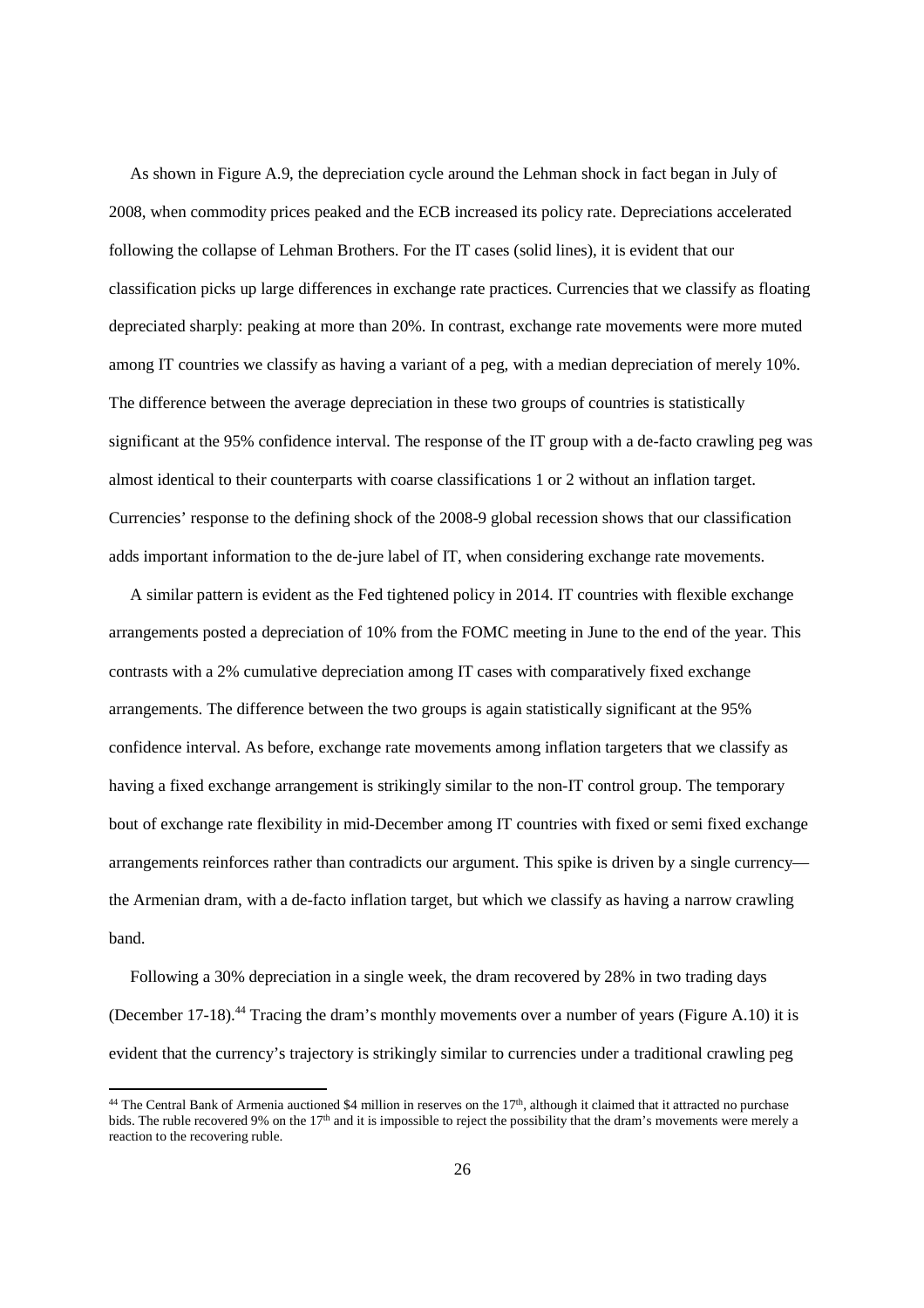As shown in Figure A.9, the depreciation cycle around the Lehman shock in fact began in July of 2008, when commodity prices peaked and the ECB increased its policy rate. Depreciations accelerated following the collapse of Lehman Brothers. For the IT cases (solid lines), it is evident that our classification picks up large differences in exchange rate practices. Currencies that we classify as floating depreciated sharply: peaking at more than 20%. In contrast, exchange rate movements were more muted among IT countries we classify as having a variant of a peg, with a median depreciation of merely 10%. The difference between the average depreciation in these two groups of countries is statistically significant at the 95% confidence interval. The response of the IT group with a de-facto crawling peg was almost identical to their counterparts with coarse classifications 1 or 2 without an inflation target. Currencies' response to the defining shock of the 2008-9 global recession shows that our classification adds important information to the de-jure label of IT, when considering exchange rate movements.

A similar pattern is evident as the Fed tightened policy in 2014. IT countries with flexible exchange arrangements posted a depreciation of 10% from the FOMC meeting in June to the end of the year. This contrasts with a 2% cumulative depreciation among IT cases with comparatively fixed exchange arrangements. The difference between the two groups is again statistically significant at the 95% confidence interval. As before, exchange rate movements among inflation targeters that we classify as having a fixed exchange arrangement is strikingly similar to the non-IT control group. The temporary bout of exchange rate flexibility in mid-December among IT countries with fixed or semi fixed exchange arrangements reinforces rather than contradicts our argument. This spike is driven by a single currency—the Armenian dram, with a de-facto inflation target, but which we classify as having a narrow crawling band.

Following a 30% depreciation in a single week, the dram recovered by 28% in two trading days (December 17-18).[44] Tracing the dram's monthly movements over a number of years (Figure A.10) it is evident that the currency's trajectory is strikingly similar to currencies under a traditional crawling peg

---

[44] The Central Bank of Armenia auctioned $4 million in reserves on the 17th, although it claimed that it attracted no purchase bids. The ruble recovered 9% on the 17th and it is impossible to reject the possibility that the dram's movements were merely a reaction to the recovering ruble.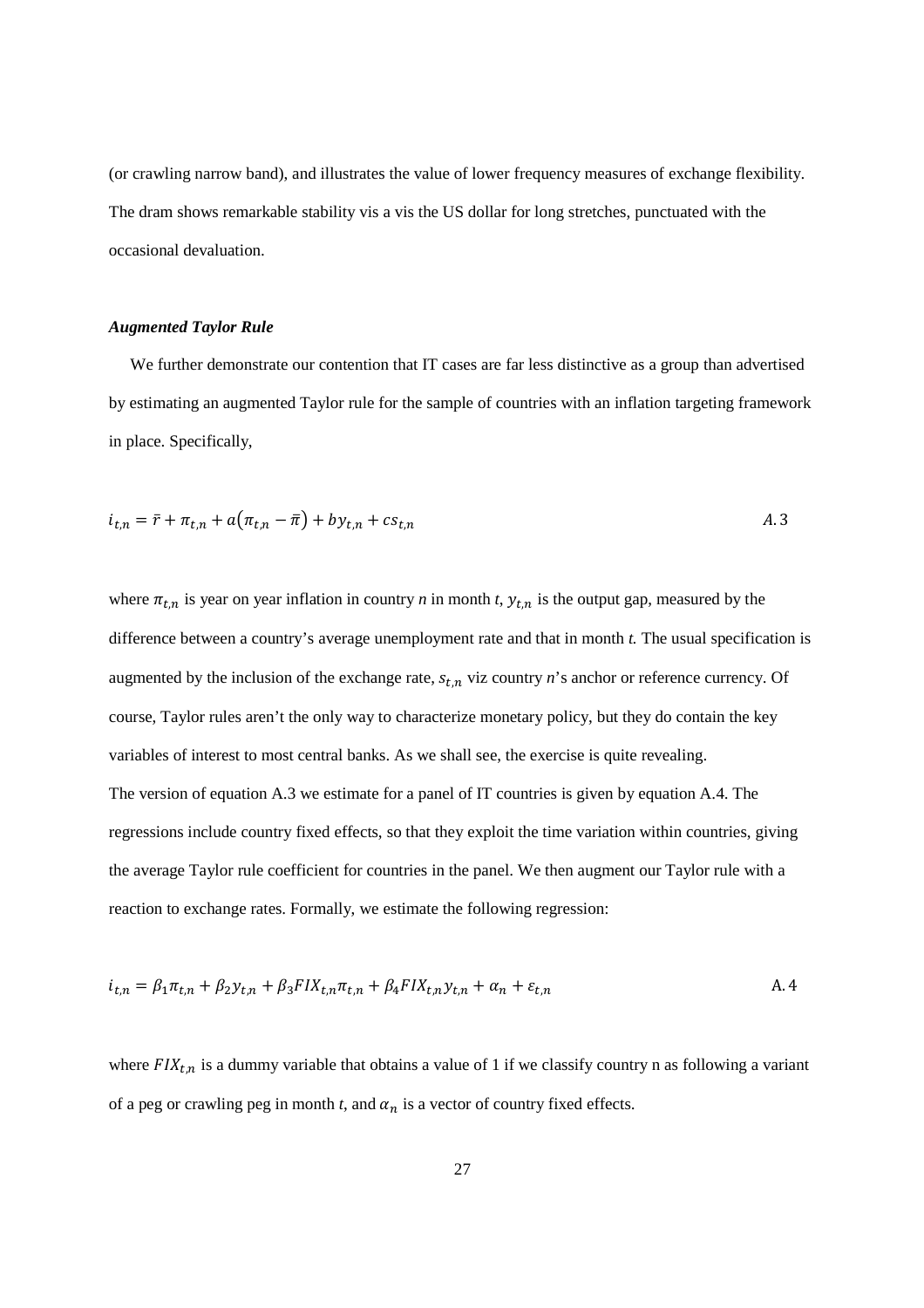(or crawling narrow band), and illustrates the value of lower frequency measures of exchange flexibility. The dram shows remarkable stability vis a vis the US dollar for long stretches, punctuated with the occasional devaluation.

***Augmented Taylor Rule***

We further demonstrate our contention that IT cases are far less distinctive as a group than advertised by estimating an augmented Taylor rule for the sample of countries with an inflation targeting framework in place. Specifically,

$$i_{t,n} = \bar{r} + \pi_{t,n} + a(\pi_{t,n} - \bar{\pi}) + by_{t,n} + cs_{t,n} \qquad A.3$$

where $\pi_{t,n}$ is year on year inflation in country *n* in month *t*, $y_{t,n}$ is the output gap, measured by the difference between a country's average unemployment rate and that in month *t.* The usual specification is augmented by the inclusion of the exchange rate, $s_{t,n}$ viz country *n*'s anchor or reference currency. Of course, Taylor rules aren't the only way to characterize monetary policy, but they do contain the key variables of interest to most central banks. As we shall see, the exercise is quite revealing.

The version of equation A.3 we estimate for a panel of IT countries is given by equation A.4. The regressions include country fixed effects, so that they exploit the time variation within countries, giving the average Taylor rule coefficient for countries in the panel. We then augment our Taylor rule with a reaction to exchange rates. Formally, we estimate the following regression:

$$i_{t,n} = \beta_1 \pi_{t,n} + \beta_2 y_{t,n} + \beta_3 FIX_{t,n} \pi_{t,n} + \beta_4 FIX_{t,n} y_{t,n} + \alpha_n + \varepsilon_{t,n} \qquad \text{A.4}$$

where $FIX_{t,n}$ is a dummy variable that obtains a value of 1 if we classify country n as following a variant of a peg or crawling peg in month *t*, and $\alpha_n$ is a vector of country fixed effects.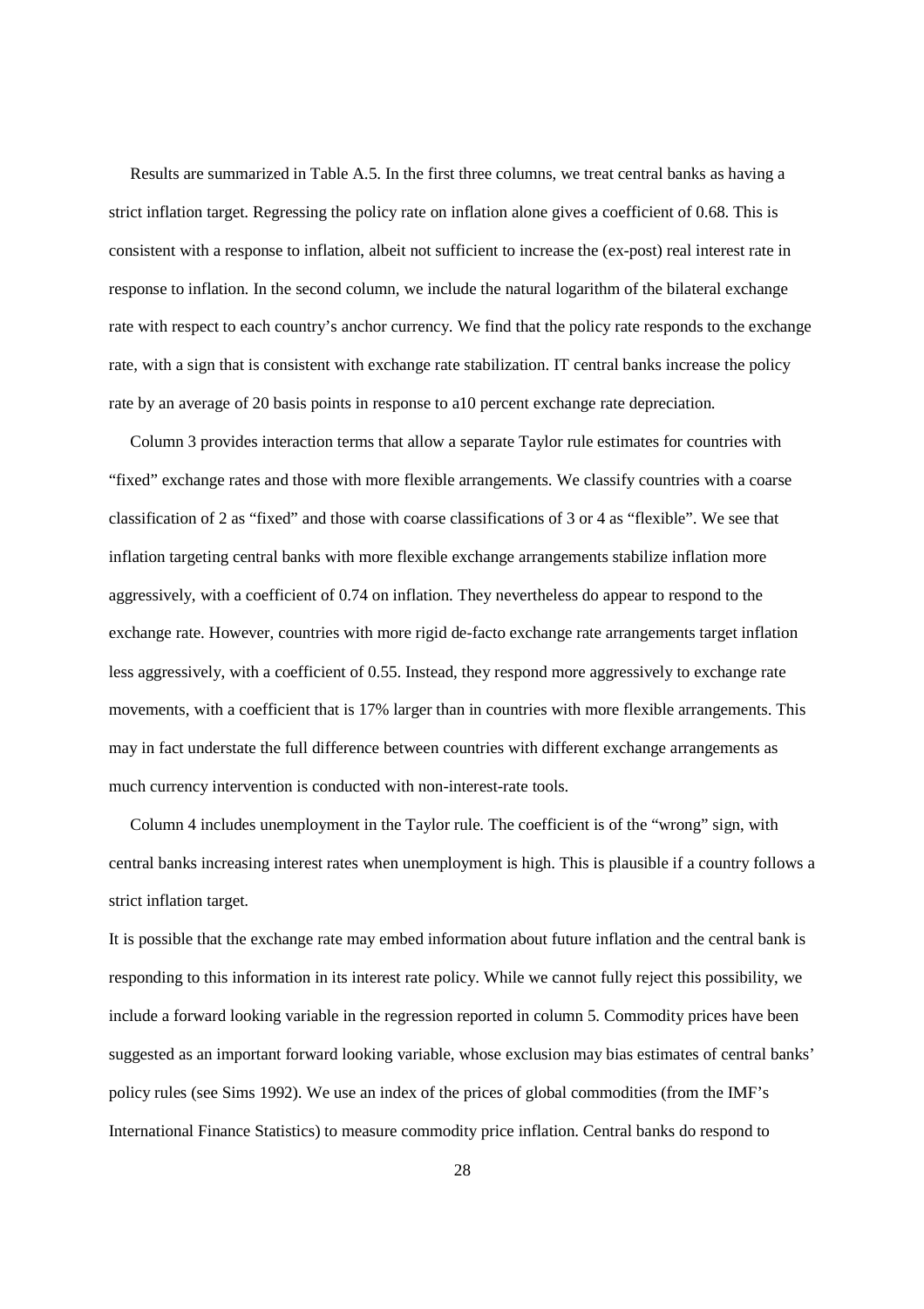Results are summarized in Table A.5. In the first three columns, we treat central banks as having a strict inflation target. Regressing the policy rate on inflation alone gives a coefficient of 0.68. This is consistent with a response to inflation, albeit not sufficient to increase the (ex-post) real interest rate in response to inflation. In the second column, we include the natural logarithm of the bilateral exchange rate with respect to each country's anchor currency. We find that the policy rate responds to the exchange rate, with a sign that is consistent with exchange rate stabilization. IT central banks increase the policy rate by an average of 20 basis points in response to a10 percent exchange rate depreciation.

Column 3 provides interaction terms that allow a separate Taylor rule estimates for countries with "fixed" exchange rates and those with more flexible arrangements. We classify countries with a coarse classification of 2 as "fixed" and those with coarse classifications of 3 or 4 as "flexible". We see that inflation targeting central banks with more flexible exchange arrangements stabilize inflation more aggressively, with a coefficient of 0.74 on inflation. They nevertheless do appear to respond to the exchange rate. However, countries with more rigid de-facto exchange rate arrangements target inflation less aggressively, with a coefficient of 0.55. Instead, they respond more aggressively to exchange rate movements, with a coefficient that is 17% larger than in countries with more flexible arrangements. This may in fact understate the full difference between countries with different exchange arrangements as much currency intervention is conducted with non-interest-rate tools.

Column 4 includes unemployment in the Taylor rule. The coefficient is of the "wrong" sign, with central banks increasing interest rates when unemployment is high. This is plausible if a country follows a strict inflation target.

It is possible that the exchange rate may embed information about future inflation and the central bank is responding to this information in its interest rate policy. While we cannot fully reject this possibility, we include a forward looking variable in the regression reported in column 5. Commodity prices have been suggested as an important forward looking variable, whose exclusion may bias estimates of central banks' policy rules (see Sims 1992). We use an index of the prices of global commodities (from the IMF's International Finance Statistics) to measure commodity price inflation. Central banks do respond to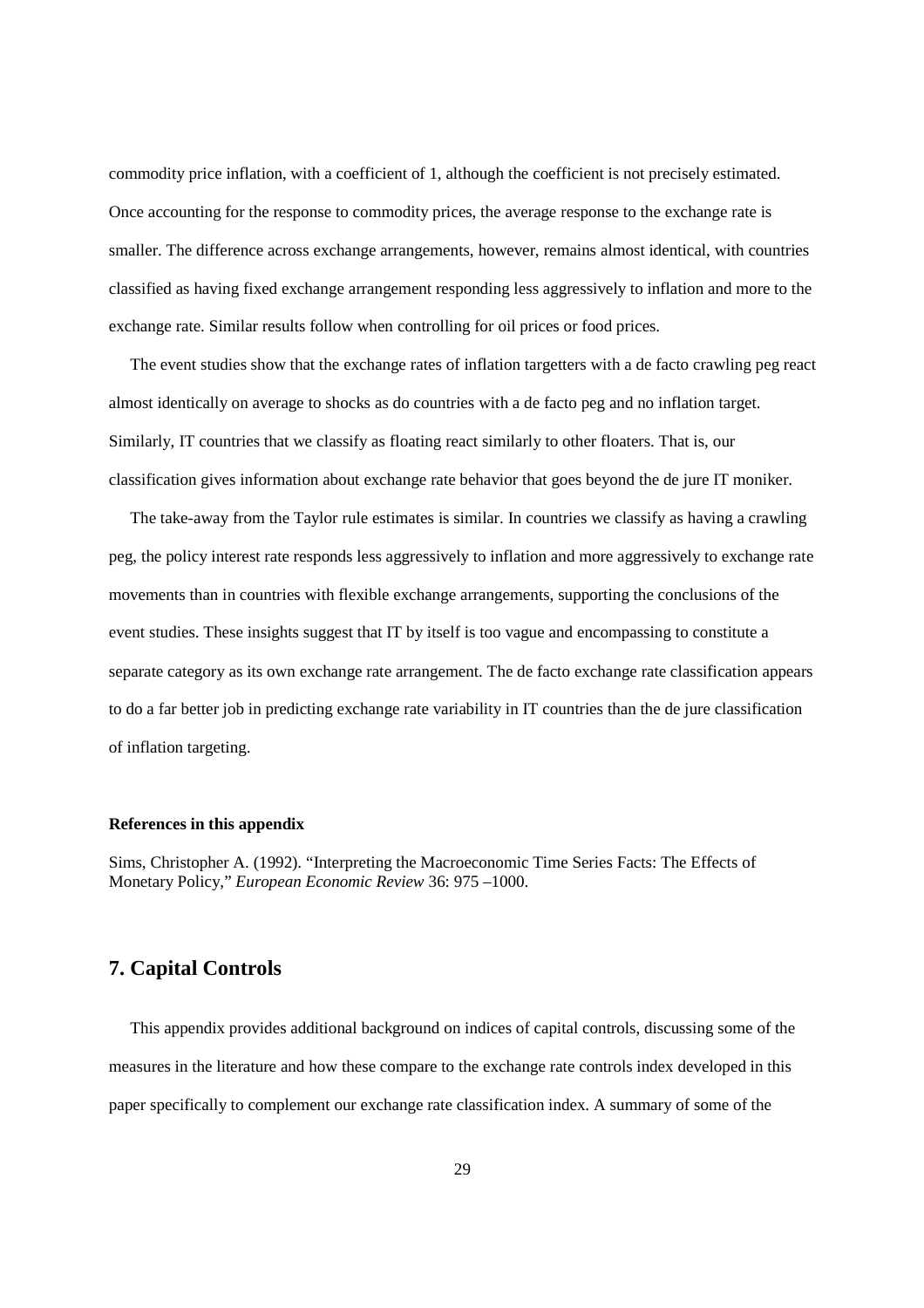commodity price inflation, with a coefficient of 1, although the coefficient is not precisely estimated. Once accounting for the response to commodity prices, the average response to the exchange rate is smaller. The difference across exchange arrangements, however, remains almost identical, with countries classified as having fixed exchange arrangement responding less aggressively to inflation and more to the exchange rate. Similar results follow when controlling for oil prices or food prices.

The event studies show that the exchange rates of inflation targetters with a de facto crawling peg react almost identically on average to shocks as do countries with a de facto peg and no inflation target. Similarly, IT countries that we classify as floating react similarly to other floaters. That is, our classification gives information about exchange rate behavior that goes beyond the de jure IT moniker.

The take-away from the Taylor rule estimates is similar. In countries we classify as having a crawling peg, the policy interest rate responds less aggressively to inflation and more aggressively to exchange rate movements than in countries with flexible exchange arrangements, supporting the conclusions of the event studies. These insights suggest that IT by itself is too vague and encompassing to constitute a separate category as its own exchange rate arrangement. The de facto exchange rate classification appears to do a far better job in predicting exchange rate variability in IT countries than the de jure classification of inflation targeting.

**References in this appendix**

Sims, Christopher A. (1992). "Interpreting the Macroeconomic Time Series Facts: The Effects of Monetary Policy," *European Economic Review* 36: 975 –1000.

## 7. Capital Controls

This appendix provides additional background on indices of capital controls, discussing some of the measures in the literature and how these compare to the exchange rate controls index developed in this paper specifically to complement our exchange rate classification index. A summary of some of the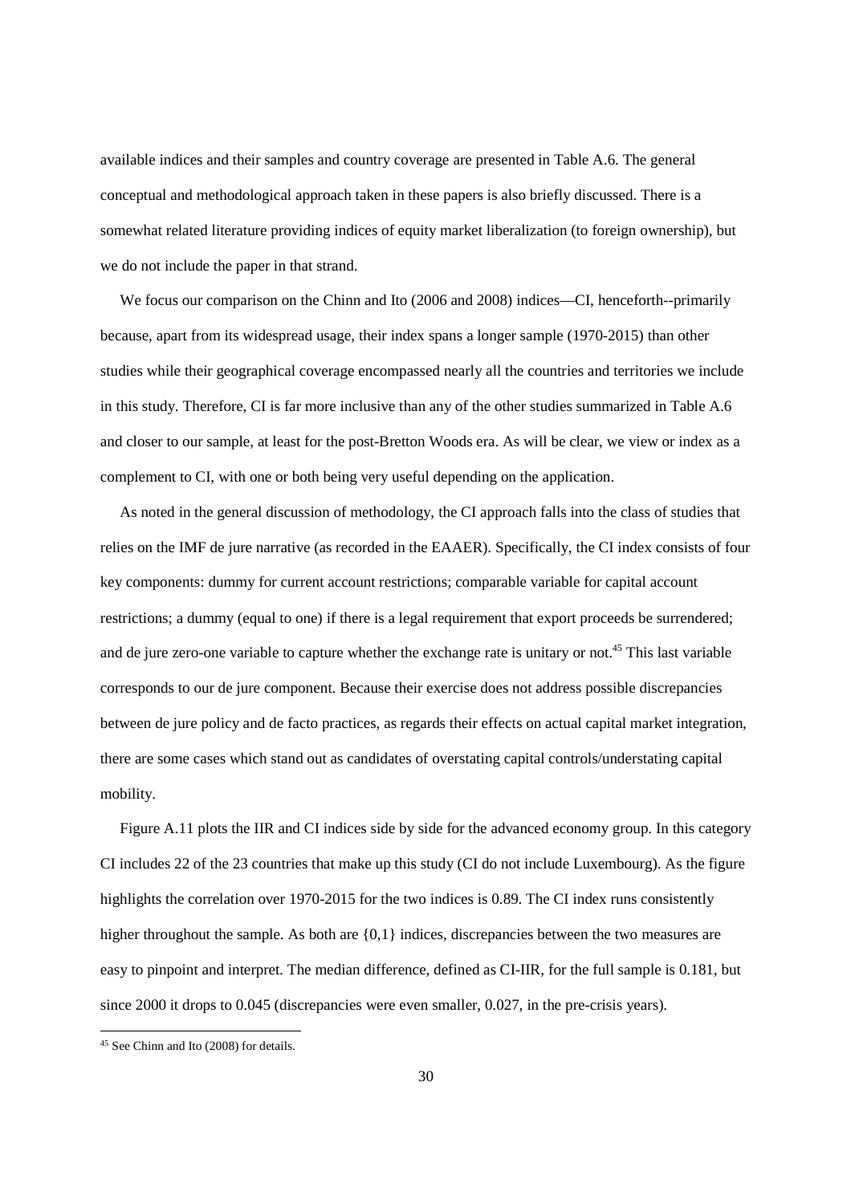available indices and their samples and country coverage are presented in Table A.6. The general conceptual and methodological approach taken in these papers is also briefly discussed. There is a somewhat related literature providing indices of equity market liberalization (to foreign ownership), but we do not include the paper in that strand.

We focus our comparison on the Chinn and Ito (2006 and 2008) indices—CI, henceforth--primarily because, apart from its widespread usage, their index spans a longer sample (1970-2015) than other studies while their geographical coverage encompassed nearly all the countries and territories we include in this study. Therefore, CI is far more inclusive than any of the other studies summarized in Table A.6 and closer to our sample, at least for the post-Bretton Woods era. As will be clear, we view or index as a complement to CI, with one or both being very useful depending on the application.

As noted in the general discussion of methodology, the CI approach falls into the class of studies that relies on the IMF de jure narrative (as recorded in the EAAER). Specifically, the CI index consists of four key components: dummy for current account restrictions; comparable variable for capital account restrictions; a dummy (equal to one) if there is a legal requirement that export proceeds be surrendered; and de jure zero-one variable to capture whether the exchange rate is unitary or not.[45] This last variable corresponds to our de jure component. Because their exercise does not address possible discrepancies between de jure policy and de facto practices, as regards their effects on actual capital market integration, there are some cases which stand out as candidates of overstating capital controls/understating capital mobility.

Figure A.11 plots the IIR and CI indices side by side for the advanced economy group. In this category CI includes 22 of the 23 countries that make up this study (CI do not include Luxembourg). As the figure highlights the correlation over 1970-2015 for the two indices is 0.89. The CI index runs consistently higher throughout the sample. As both are {0,1} indices, discrepancies between the two measures are easy to pinpoint and interpret. The median difference, defined as CI-IIR, for the full sample is 0.181, but since 2000 it drops to 0.045 (discrepancies were even smaller, 0.027, in the pre-crisis years).

[45] See Chinn and Ito (2008) for details.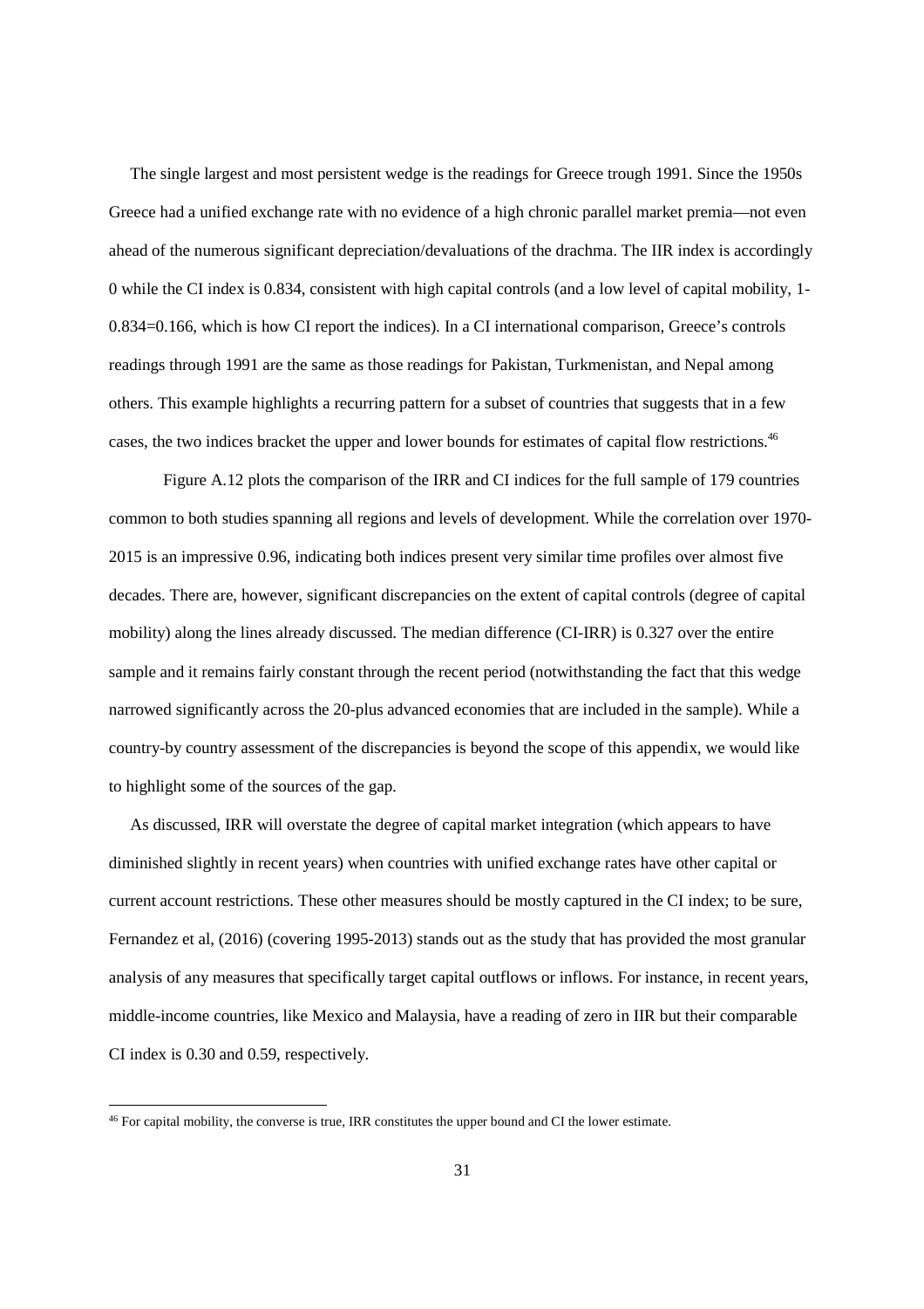The single largest and most persistent wedge is the readings for Greece trough 1991. Since the 1950s Greece had a unified exchange rate with no evidence of a high chronic parallel market premia—not even ahead of the numerous significant depreciation/devaluations of the drachma. The IIR index is accordingly 0 while the CI index is 0.834, consistent with high capital controls (and a low level of capital mobility, 1-0.834=0.166, which is how CI report the indices). In a CI international comparison, Greece's controls readings through 1991 are the same as those readings for Pakistan, Turkmenistan, and Nepal among others. This example highlights a recurring pattern for a subset of countries that suggests that in a few cases, the two indices bracket the upper and lower bounds for estimates of capital flow restrictions.[46]

Figure A.12 plots the comparison of the IRR and CI indices for the full sample of 179 countries common to both studies spanning all regions and levels of development. While the correlation over 1970-2015 is an impressive 0.96, indicating both indices present very similar time profiles over almost five decades. There are, however, significant discrepancies on the extent of capital controls (degree of capital mobility) along the lines already discussed. The median difference (CI-IRR) is 0.327 over the entire sample and it remains fairly constant through the recent period (notwithstanding the fact that this wedge narrowed significantly across the 20-plus advanced economies that are included in the sample). While a country-by country assessment of the discrepancies is beyond the scope of this appendix, we would like to highlight some of the sources of the gap.

As discussed, IRR will overstate the degree of capital market integration (which appears to have diminished slightly in recent years) when countries with unified exchange rates have other capital or current account restrictions. These other measures should be mostly captured in the CI index; to be sure, Fernandez et al, (2016) (covering 1995-2013) stands out as the study that has provided the most granular analysis of any measures that specifically target capital outflows or inflows. For instance, in recent years, middle-income countries, like Mexico and Malaysia, have a reading of zero in IIR but their comparable CI index is 0.30 and 0.59, respectively.

[46] For capital mobility, the converse is true, IRR constitutes the upper bound and CI the lower estimate.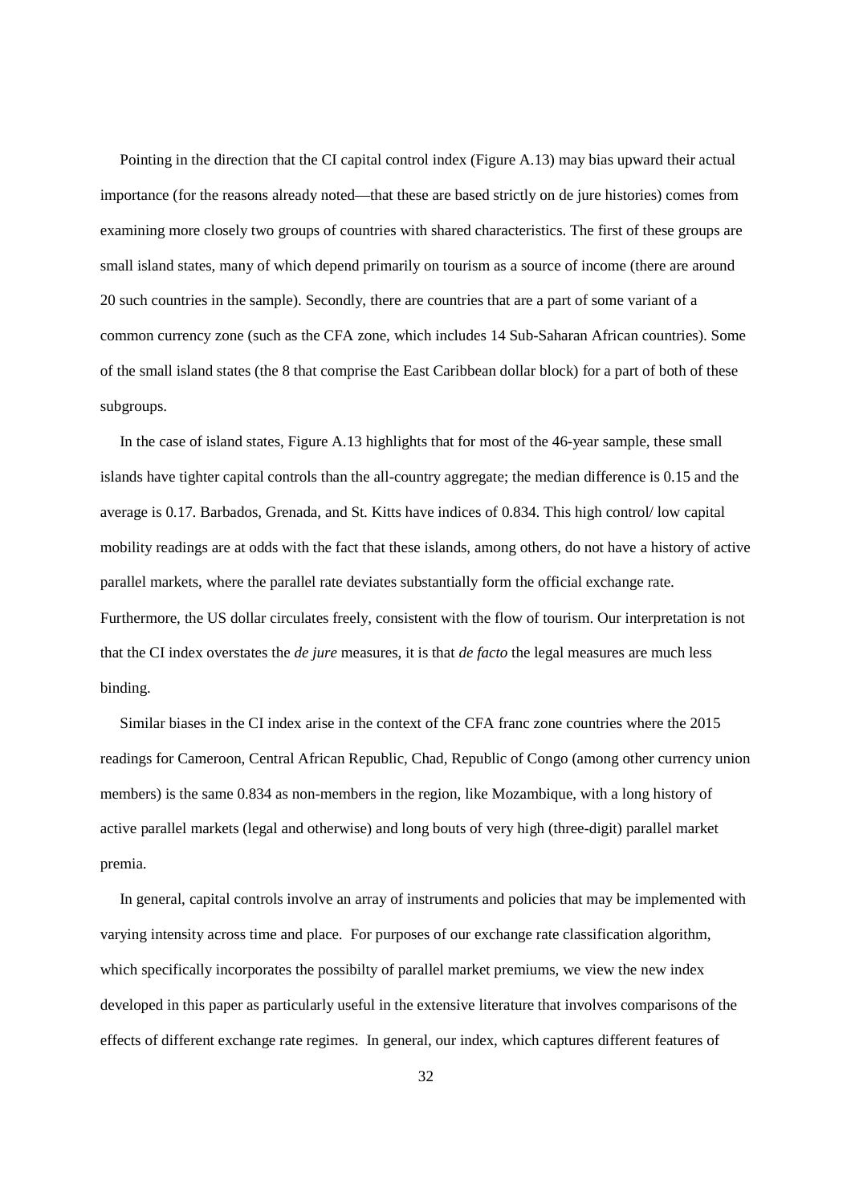Pointing in the direction that the CI capital control index (Figure A.13) may bias upward their actual importance (for the reasons already noted—that these are based strictly on de jure histories) comes from examining more closely two groups of countries with shared characteristics. The first of these groups are small island states, many of which depend primarily on tourism as a source of income (there are around 20 such countries in the sample). Secondly, there are countries that are a part of some variant of a common currency zone (such as the CFA zone, which includes 14 Sub-Saharan African countries). Some of the small island states (the 8 that comprise the East Caribbean dollar block) for a part of both of these subgroups.

In the case of island states, Figure A.13 highlights that for most of the 46-year sample, these small islands have tighter capital controls than the all-country aggregate; the median difference is 0.15 and the average is 0.17. Barbados, Grenada, and St. Kitts have indices of 0.834. This high control/ low capital mobility readings are at odds with the fact that these islands, among others, do not have a history of active parallel markets, where the parallel rate deviates substantially form the official exchange rate. Furthermore, the US dollar circulates freely, consistent with the flow of tourism. Our interpretation is not that the CI index overstates the *de jure* measures, it is that *de facto* the legal measures are much less binding.

Similar biases in the CI index arise in the context of the CFA franc zone countries where the 2015 readings for Cameroon, Central African Republic, Chad, Republic of Congo (among other currency union members) is the same 0.834 as non-members in the region, like Mozambique, with a long history of active parallel markets (legal and otherwise) and long bouts of very high (three-digit) parallel market premia.

In general, capital controls involve an array of instruments and policies that may be implemented with varying intensity across time and place. For purposes of our exchange rate classification algorithm, which specifically incorporates the possibilty of parallel market premiums, we view the new index developed in this paper as particularly useful in the extensive literature that involves comparisons of the effects of different exchange rate regimes. In general, our index, which captures different features of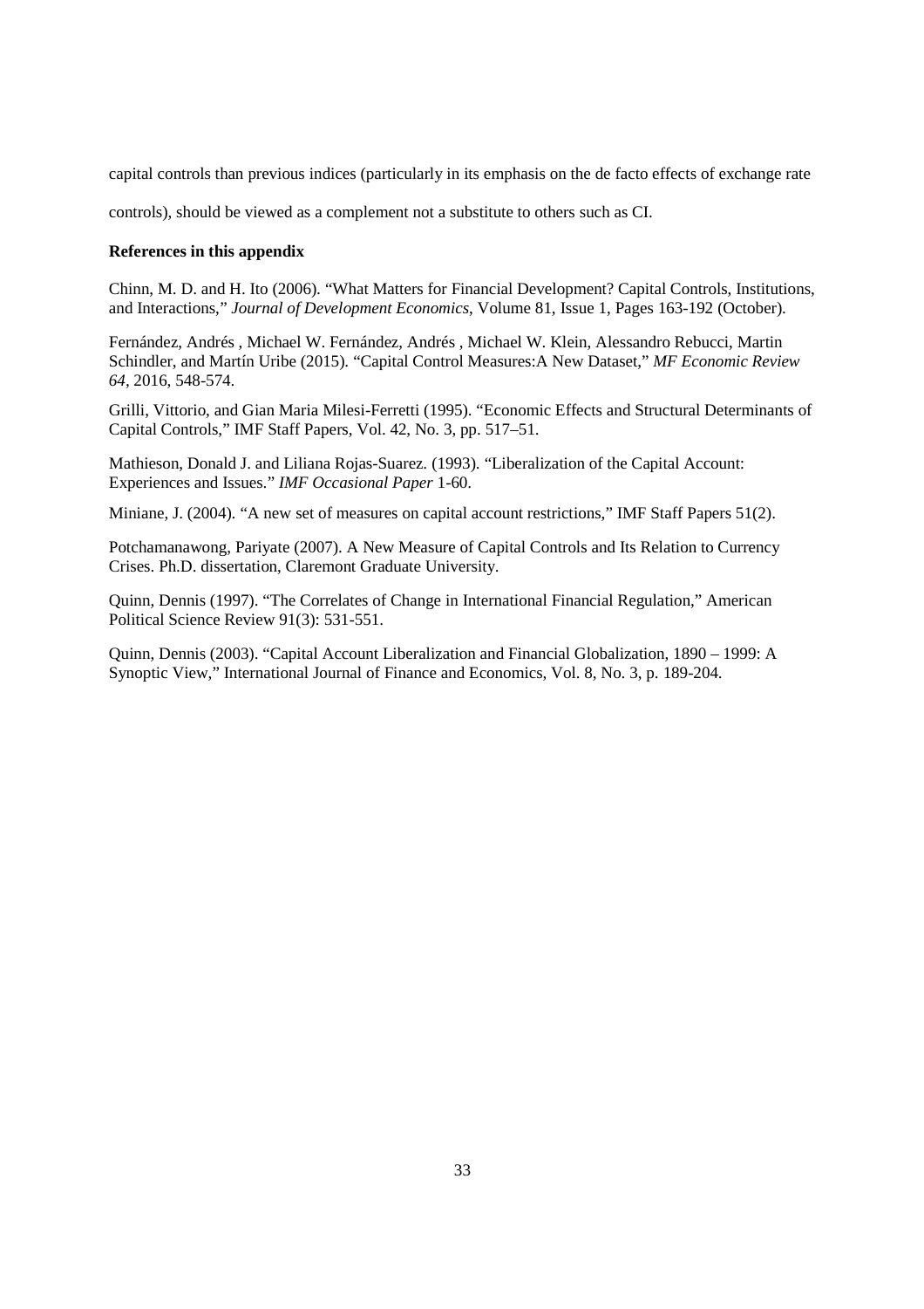capital controls than previous indices (particularly in its emphasis on the de facto effects of exchange rate controls), should be viewed as a complement not a substitute to others such as CI.

**References in this appendix**

Chinn, M. D. and H. Ito (2006). "What Matters for Financial Development? Capital Controls, Institutions, and Interactions," *Journal of Development Economics*, Volume 81, Issue 1, Pages 163-192 (October).

Fernández, Andrés , Michael W. Fernández, Andrés , Michael W. Klein, Alessandro Rebucci, Martin Schindler, and Martín Uribe (2015). "Capital Control Measures:A New Dataset," *MF Economic Review 64,* 2016, 548-574.

Grilli, Vittorio, and Gian Maria Milesi-Ferretti (1995). "Economic Effects and Structural Determinants of Capital Controls," IMF Staff Papers, Vol. 42, No. 3, pp. 517–51.

Mathieson, Donald J. and Liliana Rojas-Suarez. (1993). "Liberalization of the Capital Account: Experiences and Issues." *IMF Occasional Paper* 1-60.

Miniane, J. (2004). "A new set of measures on capital account restrictions," IMF Staff Papers 51(2).

Potchamanawong, Pariyate (2007). A New Measure of Capital Controls and Its Relation to Currency Crises. Ph.D. dissertation, Claremont Graduate University.

Quinn, Dennis (1997). "The Correlates of Change in International Financial Regulation," American Political Science Review 91(3): 531-551.

Quinn, Dennis (2003). "Capital Account Liberalization and Financial Globalization, 1890 – 1999: A Synoptic View," International Journal of Finance and Economics, Vol. 8, No. 3, p. 189-204.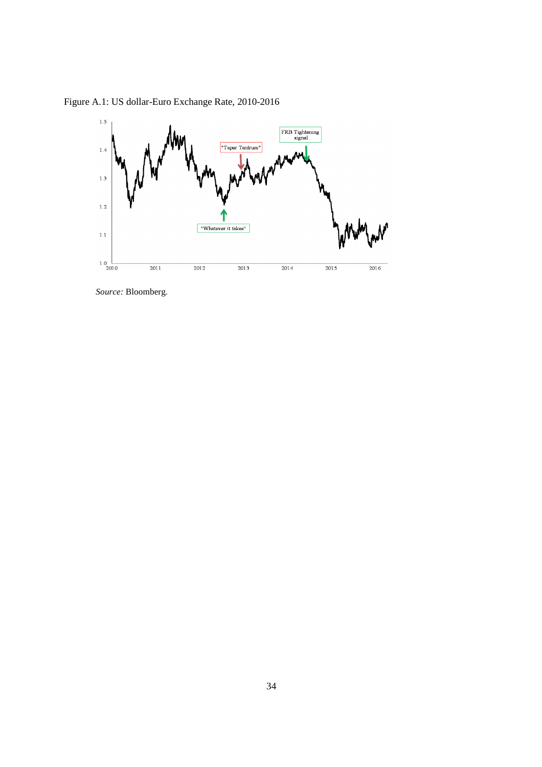Figure A.1: US dollar-Euro Exchange Rate, 2010-2016

*Source:* Bloomberg.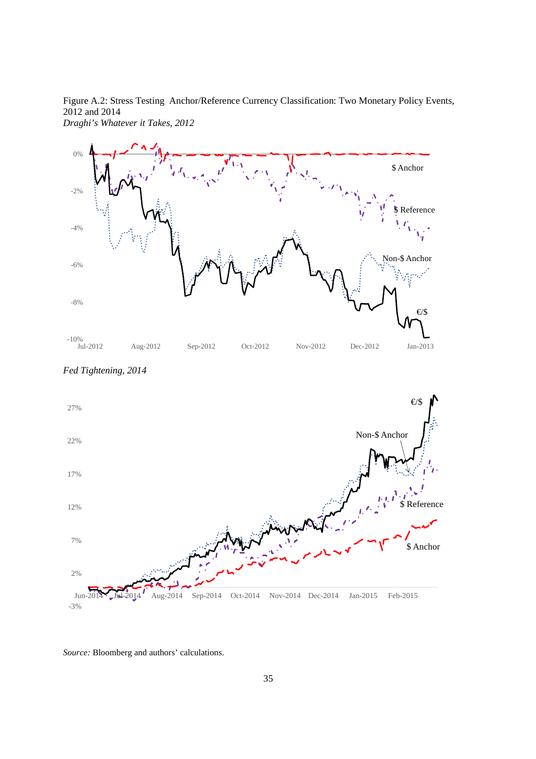Figure A.2: Stress Testing Anchor/Reference Currency Classification: Two Monetary Policy Events, 2012 and 2014

*Draghi's Whatever it Takes, 2012*

*Fed Tightening, 2014*

*Source:* Bloomberg and authors' calculations.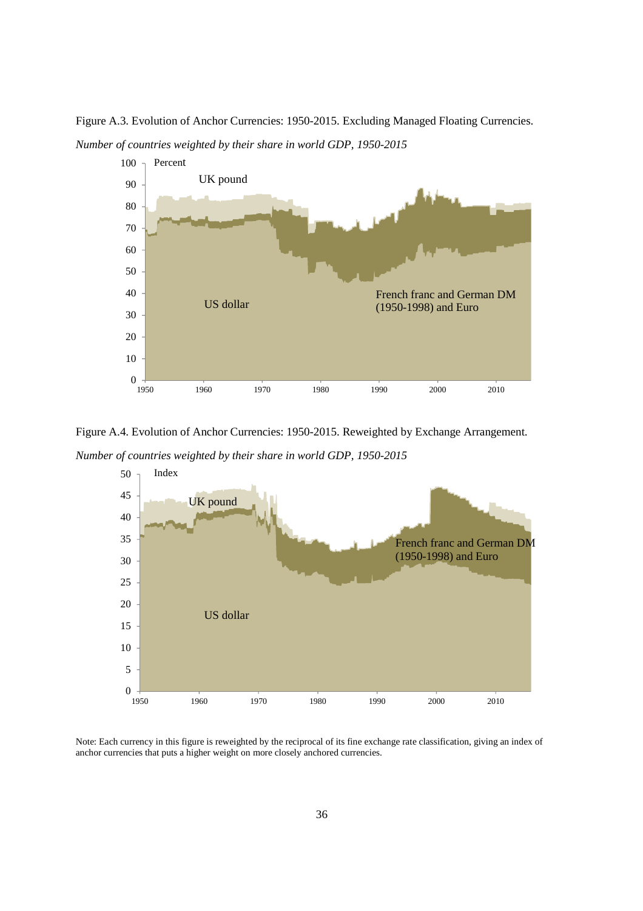Figure A.3. Evolution of Anchor Currencies: 1950-2015. Excluding Managed Floating Currencies.

*Number of countries weighted by their share in world GDP, 1950-2015*

Figure A.4. Evolution of Anchor Currencies: 1950-2015. Reweighted by Exchange Arrangement.

*Number of countries weighted by their share in world GDP, 1950-2015*

Note: Each currency in this figure is reweighted by the reciprocal of its fine exchange rate classification, giving an index of anchor currencies that puts a higher weight on more closely anchored currencies.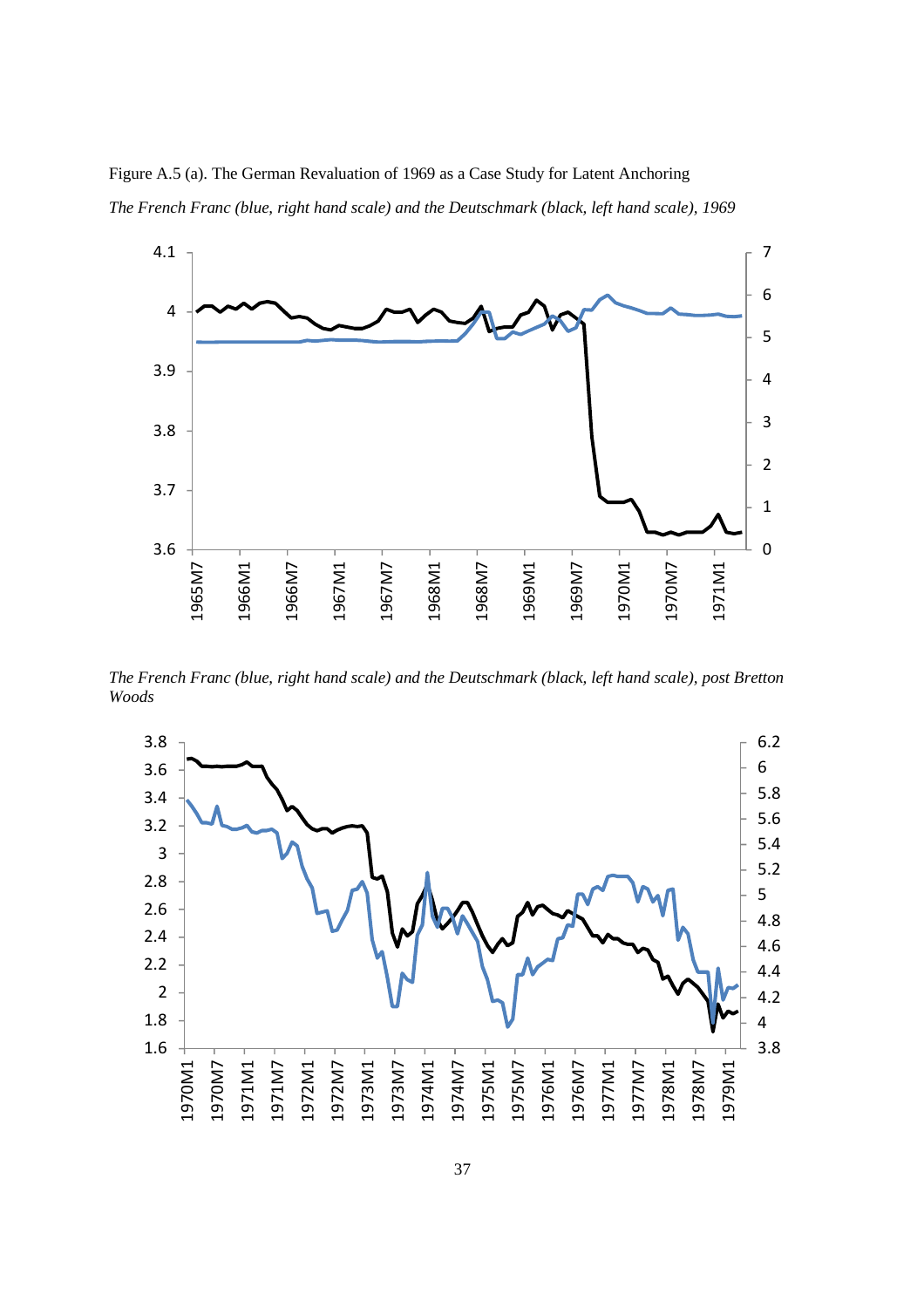Figure A.5 (a). The German Revaluation of 1969 as a Case Study for Latent Anchoring

*The French Franc (blue, right hand scale) and the Deutschmark (black, left hand scale), 1969*

*The French Franc (blue, right hand scale) and the Deutschmark (black, left hand scale), post Bretton Woods*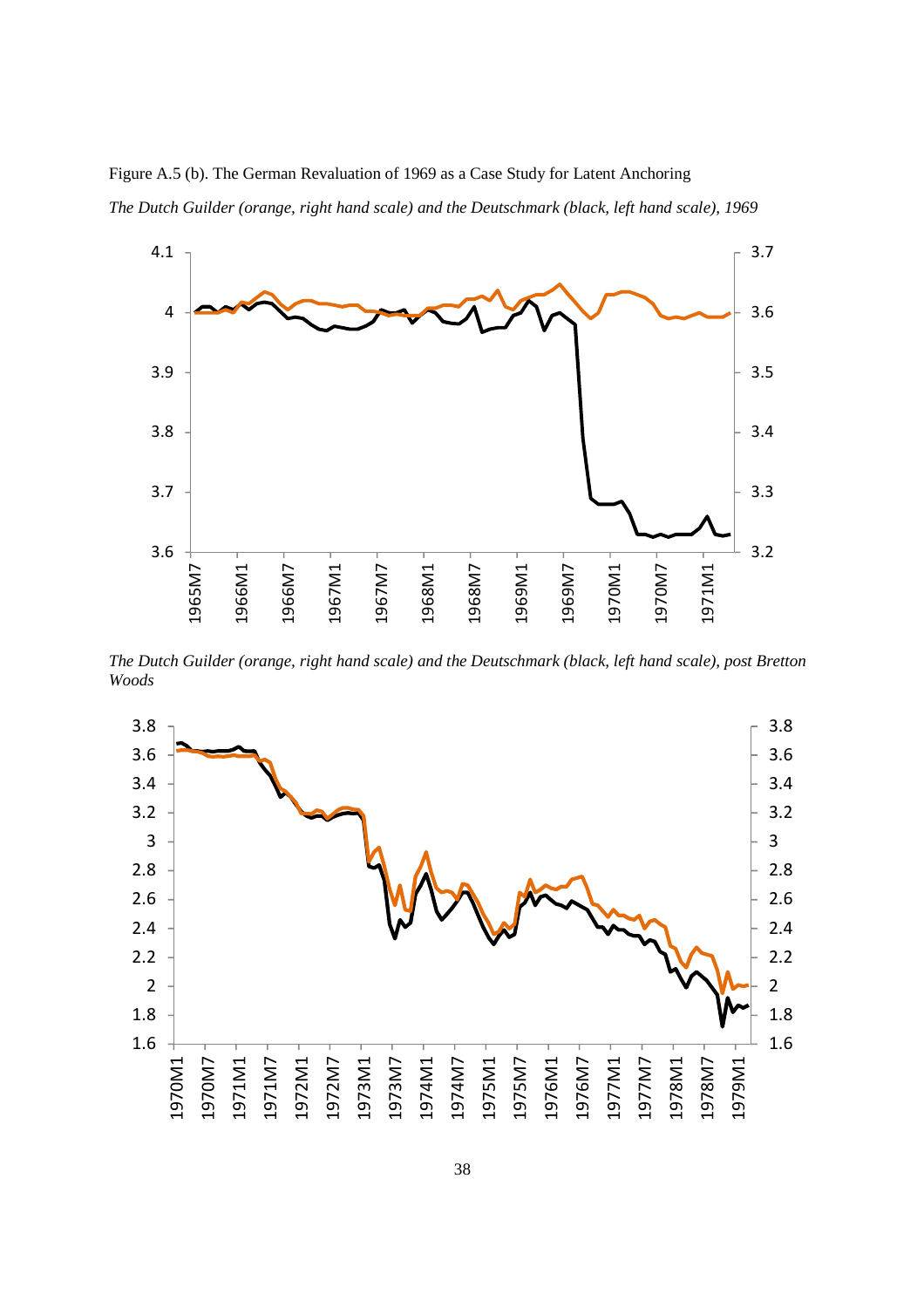Figure A.5 (b). The German Revaluation of 1969 as a Case Study for Latent Anchoring

*The Dutch Guilder (orange, right hand scale) and the Deutschmark (black, left hand scale), 1969*

*The Dutch Guilder (orange, right hand scale) and the Deutschmark (black, left hand scale), post Bretton Woods*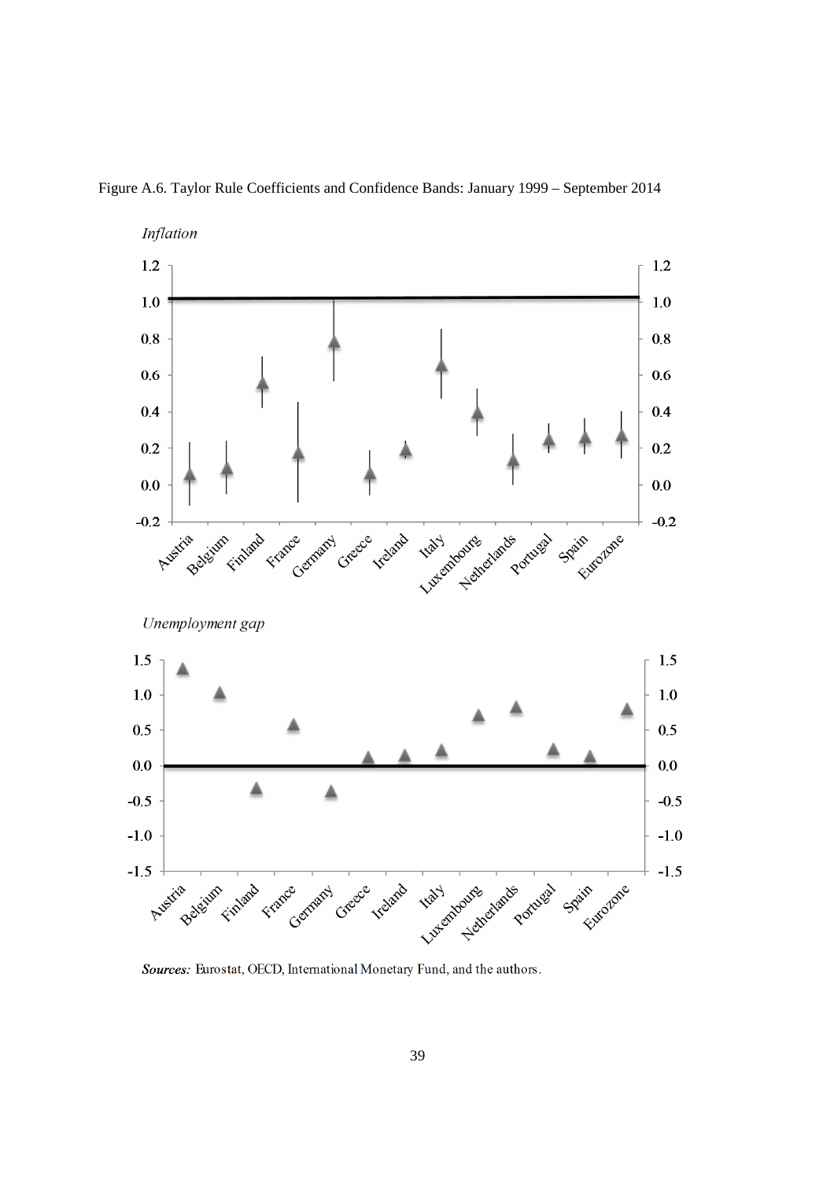Figure A.6. Taylor Rule Coefficients and Confidence Bands: January 1999 – September 2014

*Inflation*

*Unemployment gap*

***Sources:*** Eurostat, OECD, International Monetary Fund, and the authors.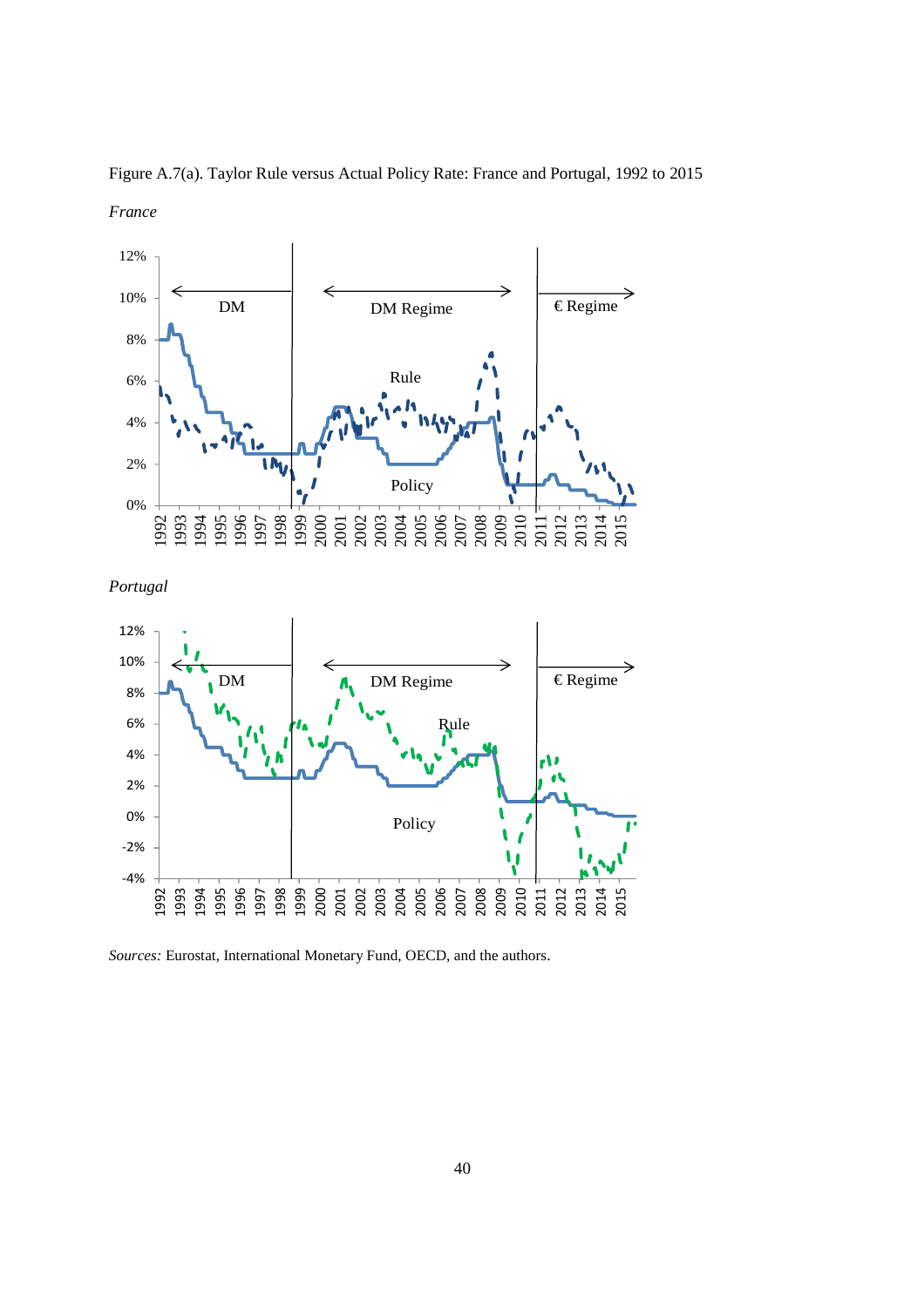Figure A.7(a). Taylor Rule versus Actual Policy Rate: France and Portugal, 1992 to 2015

*France*

*Portugal*

*Sources:* Eurostat, International Monetary Fund, OECD, and the authors.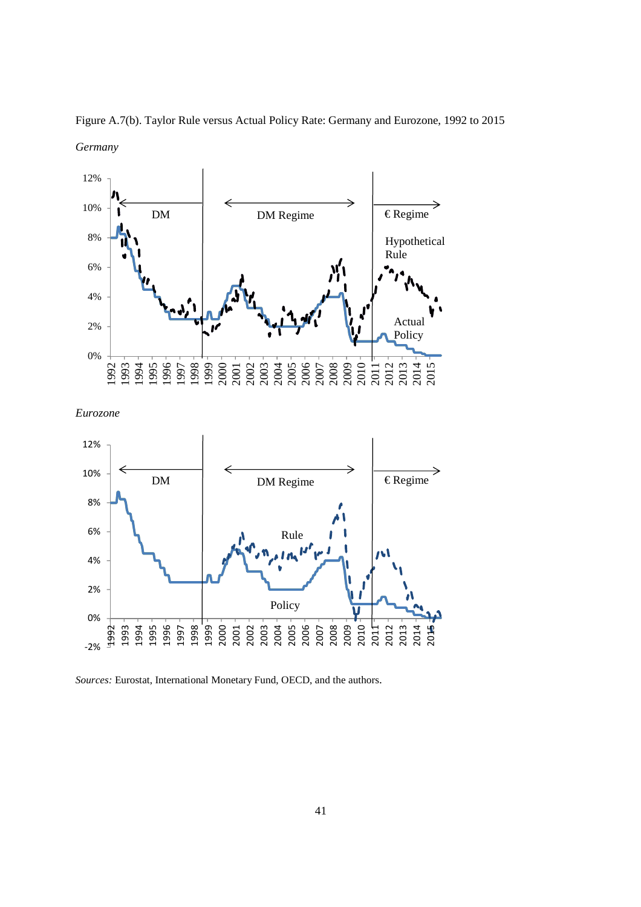Figure A.7(b). Taylor Rule versus Actual Policy Rate: Germany and Eurozone, 1992 to 2015

*Germany*

*Eurozone*

*Sources:* Eurostat, International Monetary Fund, OECD, and the authors.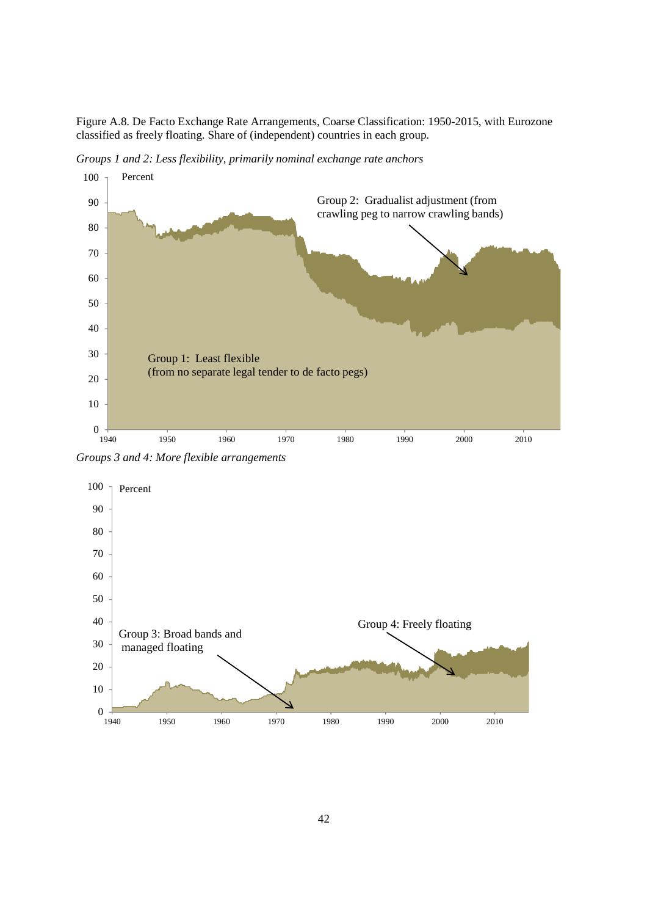Figure A.8. De Facto Exchange Rate Arrangements, Coarse Classification: 1950-2015, with Eurozone classified as freely floating. Share of (independent) countries in each group.

*Groups 1 and 2: Less flexibility, primarily nominal exchange rate anchors*

Percent

Group 2: Gradualist adjustment (from crawling peg to narrow crawling bands)

Group 1: Least flexible (from no separate legal tender to de facto pegs)

*Groups 3 and 4: More flexible arrangements*

Percent

Group 3: Broad bands and managed floating

Group 4: Freely floating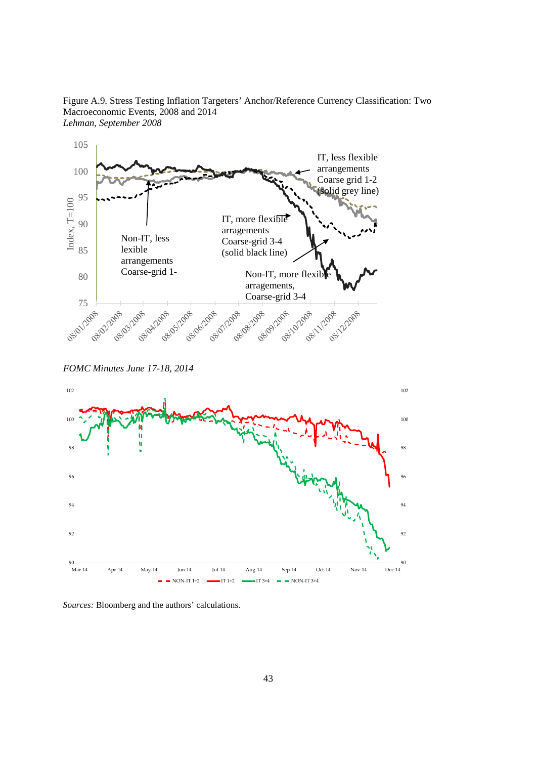Figure A.9. Stress Testing Inflation Targeters' Anchor/Reference Currency Classification: Two Macroeconomic Events, 2008 and 2014

*Lehman, September 2008*

105

100

95

90

85

80

75

Index, T=100

IT, less flexible arrangements Coarse grid 1-2 (solid grey line)

IT, more flexible arragements Coarse-grid 3-4 (solid black line)

Non-IT, less lexible arrangements Coarse-grid 1-

Non-IT, more flexible arragements, Coarse-grid 3-4

08/01/2008 08/02/2008 08/03/2008 08/04/2008 08/05/2008 08/06/2008 08/07/2008 08/08/2008 08/09/2008 08/10/2008 08/11/2008 08/12/2008

*FOMC Minutes June 17-18, 2014*

102

100

98

96

94

92

90

Mar-14 Apr-14 May-14 Jun-14 Jul-14 Aug-14 Sep-14 Oct-14 Nov-14 Dec-14

NON-IT 1+2 IT 1+2 IT 3+4 NON-IT 3+4

*Sources:* Bloomberg and the authors' calculations.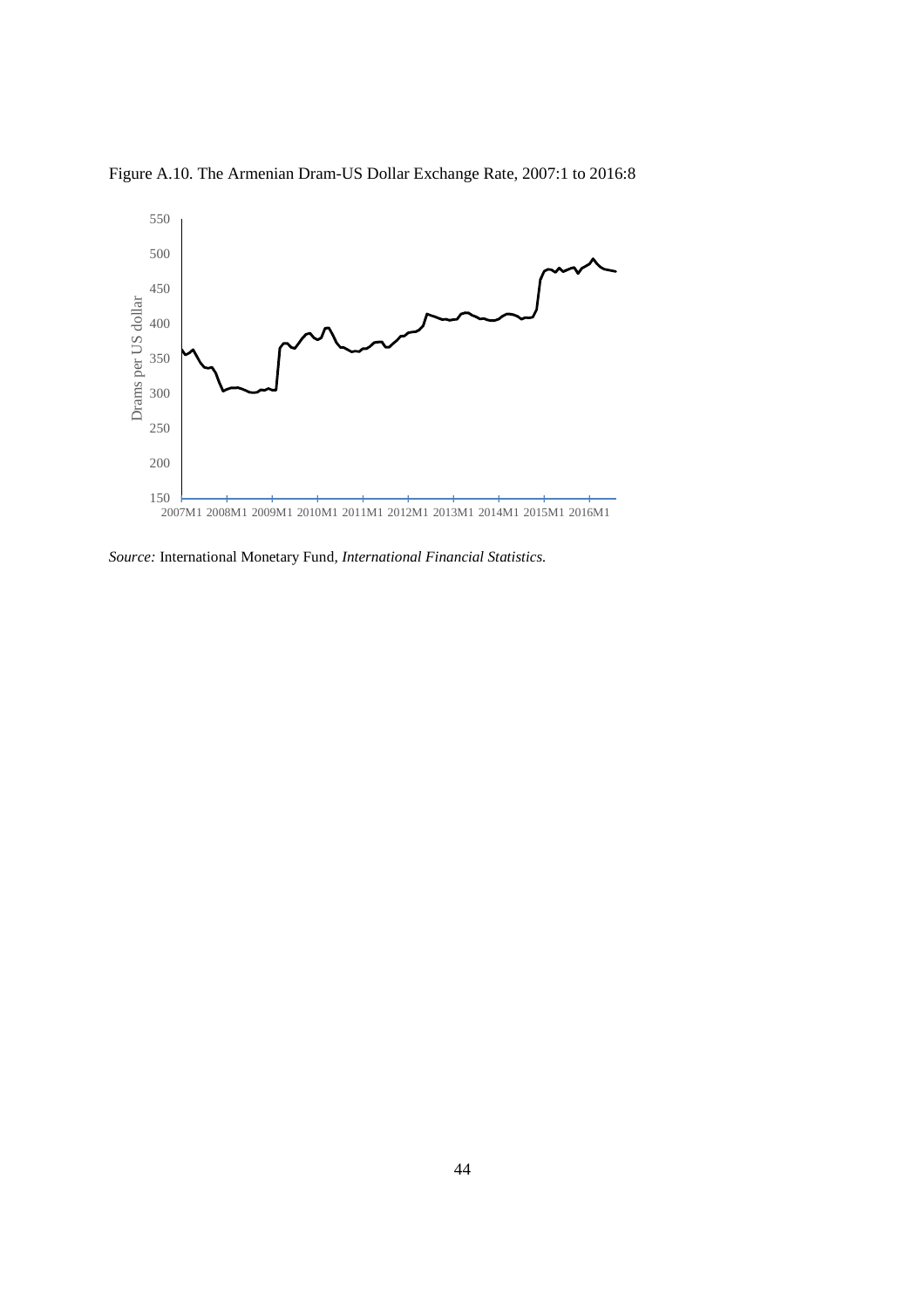Figure A.10. The Armenian Dram-US Dollar Exchange Rate, 2007:1 to 2016:8

*Source:* International Monetary Fund, *International Financial Statistics.*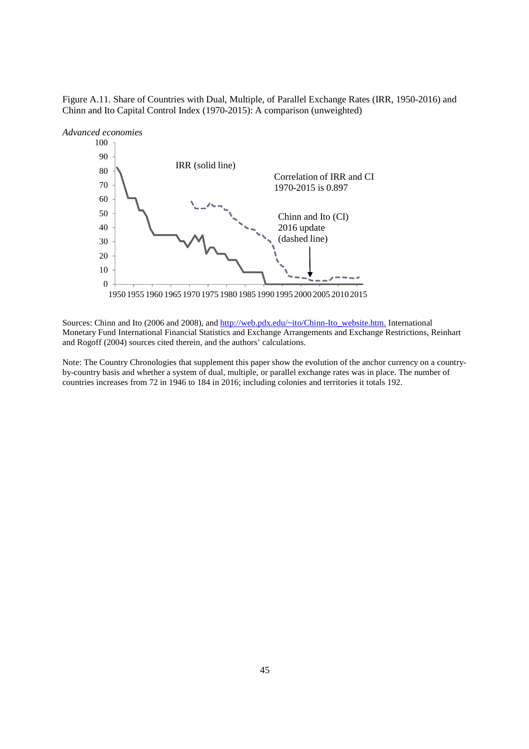Figure A.11. Share of Countries with Dual, Multiple, of Parallel Exchange Rates (IRR, 1950-2016) and Chinn and Ito Capital Control Index (1970-2015): A comparison (unweighted)

*Advanced economies*

Sources: Chinn and Ito (2006 and 2008), and http://web.pdx.edu/~ito/Chinn-Ito_website.htm. International Monetary Fund International Financial Statistics and Exchange Arrangements and Exchange Restrictions, Reinhart and Rogoff (2004) sources cited therein, and the authors' calculations.

Note: The Country Chronologies that supplement this paper show the evolution of the anchor currency on a country-by-country basis and whether a system of dual, multiple, or parallel exchange rates was in place. The number of countries increases from 72 in 1946 to 184 in 2016; including colonies and territories it totals 192.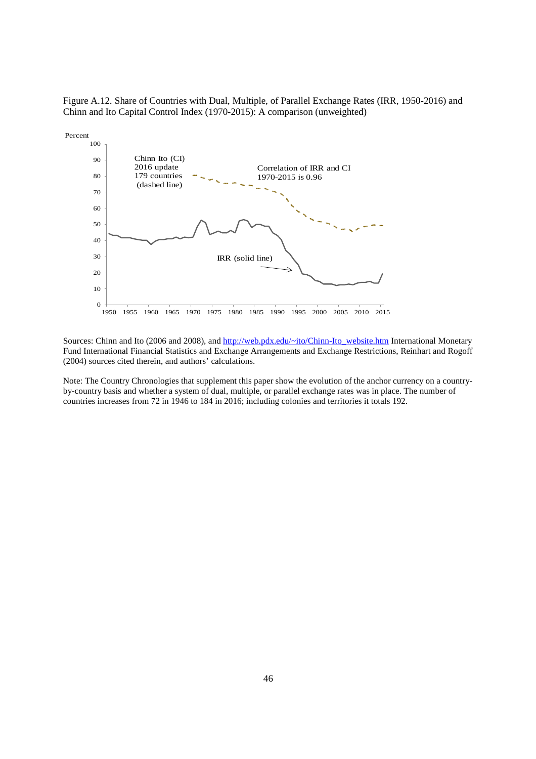Figure A.12. Share of Countries with Dual, Multiple, of Parallel Exchange Rates (IRR, 1950-2016) and Chinn and Ito Capital Control Index (1970-2015): A comparison (unweighted)

Sources: Chinn and Ito (2006 and 2008), and http://web.pdx.edu/~ito/Chinn-Ito_website.htm International Monetary Fund International Financial Statistics and Exchange Arrangements and Exchange Restrictions, Reinhart and Rogoff (2004) sources cited therein, and authors' calculations.

Note: The Country Chronologies that supplement this paper show the evolution of the anchor currency on a country-by-country basis and whether a system of dual, multiple, or parallel exchange rates was in place. The number of countries increases from 72 in 1946 to 184 in 2016; including colonies and territories it totals 192.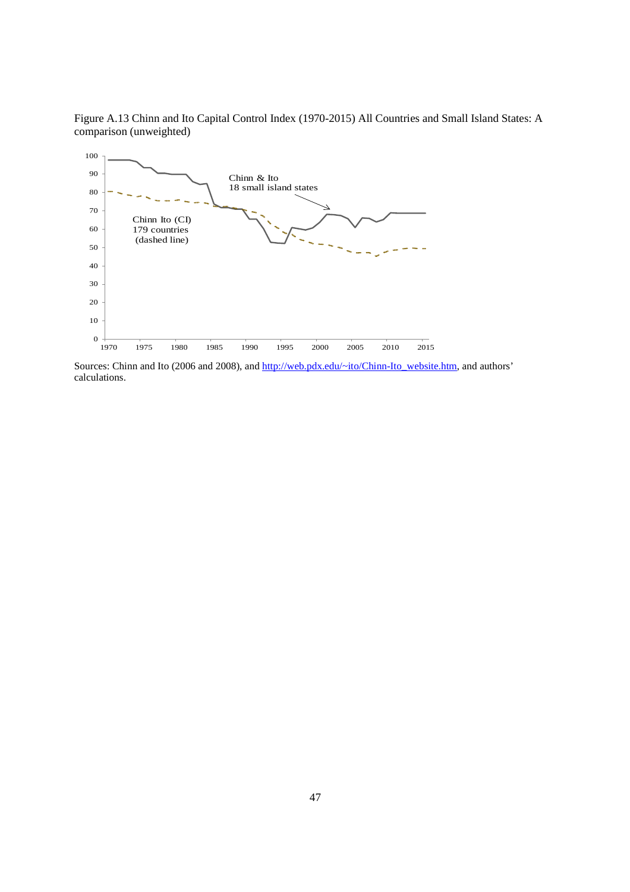Figure A.13 Chinn and Ito Capital Control Index (1970-2015) All Countries and Small Island States: A comparison (unweighted)

Sources: Chinn and Ito (2006 and 2008), and http://web.pdx.edu/~ito/Chinn-Ito_website.htm, and authors' calculations.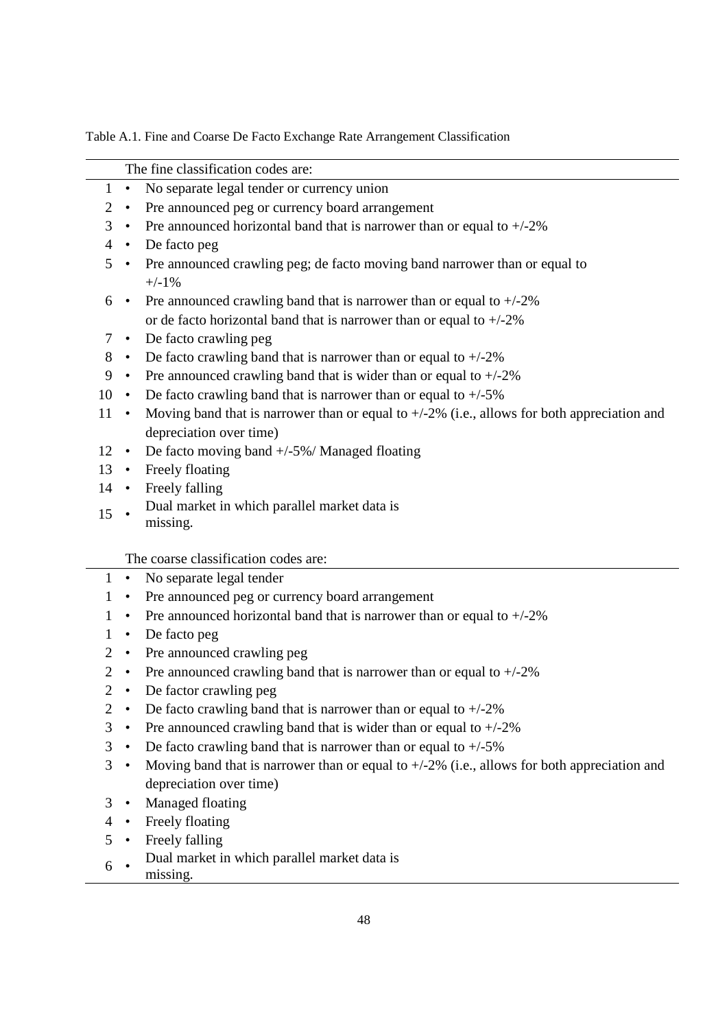Table A.1. Fine and Coarse De Facto Exchange Rate Arrangement Classification

| | The fine classification codes are: |
|---|---|
| 1 | • No separate legal tender or currency union |
| 2 | • Pre announced peg or currency board arrangement |
| 3 | • Pre announced horizontal band that is narrower than or equal to +/-2% |
| 4 | • De facto peg |
| 5 | • Pre announced crawling peg; de facto moving band narrower than or equal to +/-1% |
| 6 | • Pre announced crawling band that is narrower than or equal to +/-2% or de facto horizontal band that is narrower than or equal to +/-2% |
| 7 | • De facto crawling peg |
| 8 | • De facto crawling band that is narrower than or equal to +/-2% |
| 9 | • Pre announced crawling band that is wider than or equal to +/-2% |
| 10 | • De facto crawling band that is narrower than or equal to +/-5% |
| 11 | • Moving band that is narrower than or equal to +/-2% (i.e., allows for both appreciation and depreciation over time) |
| 12 | • De facto moving band +/-5%/ Managed floating |
| 13 | • Freely floating |
| 14 | • Freely falling |
| 15 | • Dual market in which parallel market data is missing. |

| | The coarse classification codes are: |
|---|---|
| 1 | • No separate legal tender |
| 1 | • Pre announced peg or currency board arrangement |
| 1 | • Pre announced horizontal band that is narrower than or equal to +/-2% |
| 1 | • De facto peg |
| 2 | • Pre announced crawling peg |
| 2 | • Pre announced crawling band that is narrower than or equal to +/-2% |
| 2 | • De factor crawling peg |
| 2 | • De facto crawling band that is narrower than or equal to +/-2% |
| 3 | • Pre announced crawling band that is wider than or equal to +/-2% |
| 3 | • De facto crawling band that is narrower than or equal to +/-5% |
| 3 | • Moving band that is narrower than or equal to +/-2% (i.e., allows for both appreciation and depreciation over time) |
| 3 | • Managed floating |
| 4 | • Freely floating |
| 5 | • Freely falling |
| 6 | • Dual market in which parallel market data is missing. |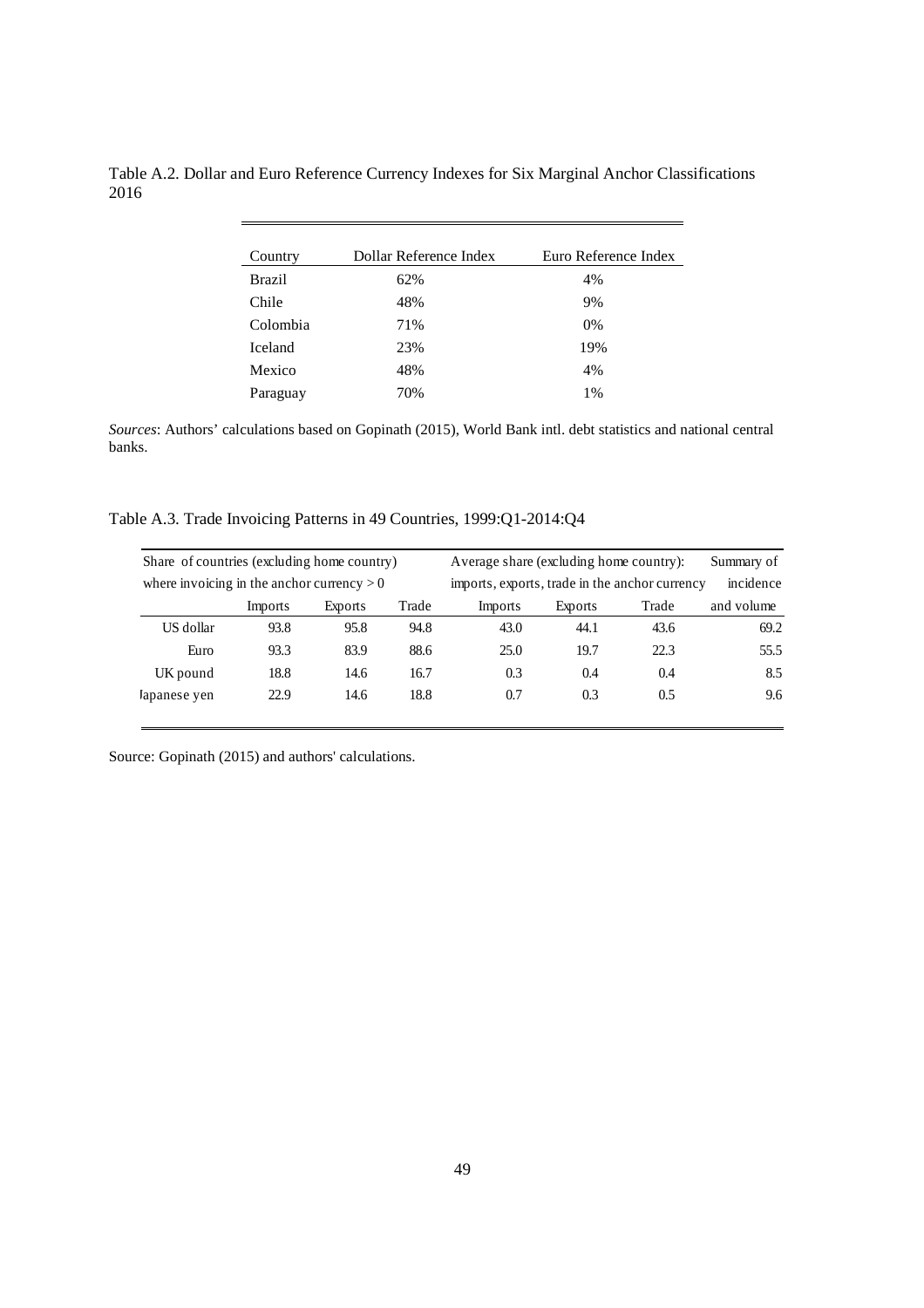Table A.2. Dollar and Euro Reference Currency Indexes for Six Marginal Anchor Classifications 2016

| Country | Dollar Reference Index | Euro Reference Index |
|---|---|---|
| Brazil | 62% | 4% |
| Chile | 48% | 9% |
| Colombia | 71% | 0% |
| Iceland | 23% | 19% |
| Mexico | 48% | 4% |
| Paraguay | 70% | 1% |

*Sources*: Authors' calculations based on Gopinath (2015), World Bank intl. debt statistics and national central banks.

Table A.3. Trade Invoicing Patterns in 49 Countries, 1999:Q1-2014:Q4

| | Share of countries (excluding home country) where invoicing in the anchor currency > 0 | | | Average share (excluding home country): imports, exports, trade in the anchor currency | | | Summary of incidence |
|---|---|---|---|---|---|---|---|
| | Imports | Exports | Trade | Imports | Exports | Trade | and volume |
| US dollar | 93.8 | 95.8 | 94.8 | 43.0 | 44.1 | 43.6 | 69.2 |
| Euro | 93.3 | 83.9 | 88.6 | 25.0 | 19.7 | 22.3 | 55.5 |
| UK pound | 18.8 | 14.6 | 16.7 | 0.3 | 0.4 | 0.4 | 8.5 |
| Japanese yen | 22.9 | 14.6 | 18.8 | 0.7 | 0.3 | 0.5 | 9.6 |

Source: Gopinath (2015) and authors' calculations.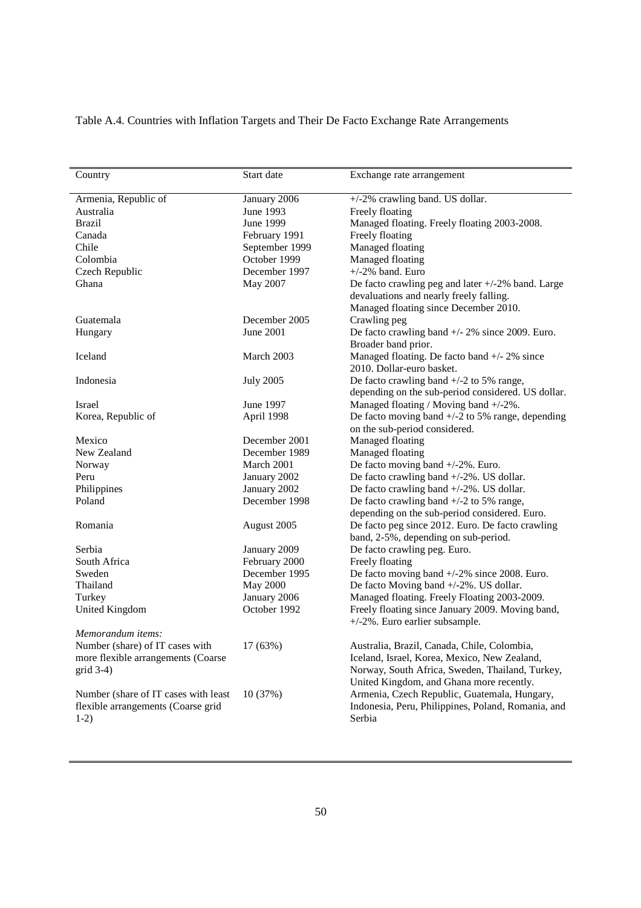Table A.4. Countries with Inflation Targets and Their De Facto Exchange Rate Arrangements

| Country | Start date | Exchange rate arrangement |
|---|---|---|
| Armenia, Republic of | January 2006 | +/-2% crawling band. US dollar. |
| Australia | June 1993 | Freely floating |
| Brazil | June 1999 | Managed floating. Freely floating 2003-2008. |
| Canada | February 1991 | Freely floating |
| Chile | September 1999 | Managed floating |
| Colombia | October 1999 | Managed floating |
| Czech Republic | December 1997 | +/-2% band. Euro |
| Ghana | May 2007 | De facto crawling peg and later +/-2% band. Large devaluations and nearly freely falling. Managed floating since December 2010. |
| Guatemala | December 2005 | Crawling peg |
| Hungary | June 2001 | De facto crawling band +/- 2% since 2009. Euro. Broader band prior. |
| Iceland | March 2003 | Managed floating. De facto band +/- 2% since 2010. Dollar-euro basket. |
| Indonesia | July 2005 | De facto crawling band +/-2 to 5% range, depending on the sub-period considered. US dollar. |
| Israel | June 1997 | Managed floating / Moving band +/-2%. |
| Korea, Republic of | April 1998 | De facto moving band +/-2 to 5% range, depending on the sub-period considered. |
| Mexico | December 2001 | Managed floating |
| New Zealand | December 1989 | Managed floating |
| Norway | March 2001 | De facto moving band +/-2%. Euro. |
| Peru | January 2002 | De facto crawling band +/-2%. US dollar. |
| Philippines | January 2002 | De facto crawling band +/-2%. US dollar. |
| Poland | December 1998 | De facto crawling band +/-2 to 5% range, depending on the sub-period considered. Euro. |
| Romania | August 2005 | De facto peg since 2012. Euro. De facto crawling band, 2-5%, depending on sub-period. |
| Serbia | January 2009 | De facto crawling peg. Euro. |
| South Africa | February 2000 | Freely floating |
| Sweden | December 1995 | De facto moving band +/-2% since 2008. Euro. |
| Thailand | May 2000 | De facto Moving band +/-2%. US dollar. |
| Turkey | January 2006 | Managed floating. Freely Floating 2003-2009. |
| United Kingdom | October 1992 | Freely floating since January 2009. Moving band, +/-2%. Euro earlier subsample. |
| *Memorandum items:* | | |
| Number (share) of IT cases with more flexible arrangements (Coarse grid 3-4) | 17 (63%) | Australia, Brazil, Canada, Chile, Colombia, Iceland, Israel, Korea, Mexico, New Zealand, Norway, South Africa, Sweden, Thailand, Turkey, United Kingdom, and Ghana more recently. |
| Number (share of IT cases with least flexible arrangements (Coarse grid 1-2) | 10 (37%) | Armenia, Czech Republic, Guatemala, Hungary, Indonesia, Peru, Philippines, Poland, Romania, and Serbia |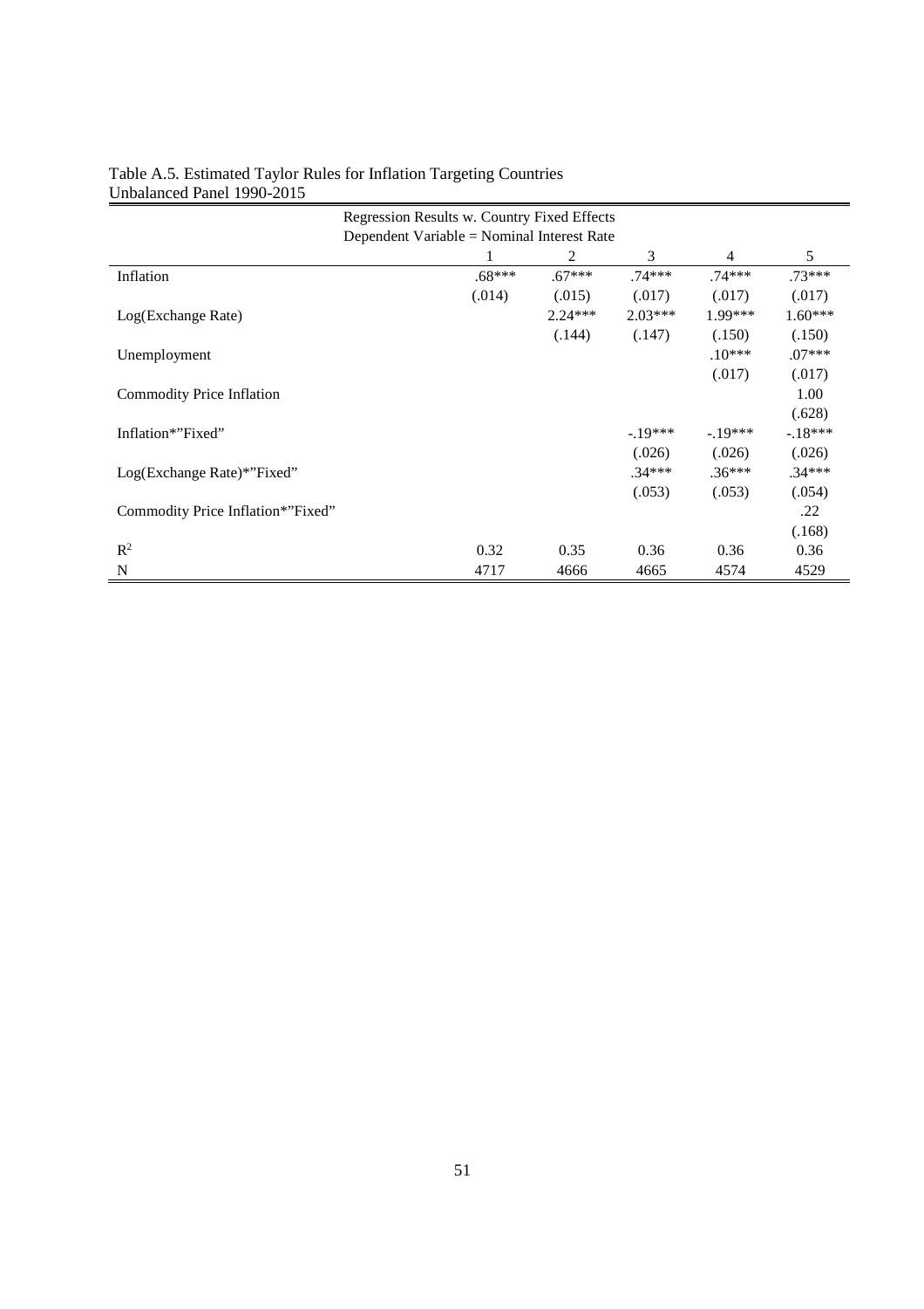Table A.5. Estimated Taylor Rules for Inflation Targeting Countries
Unbalanced Panel 1990-2015

| Regression Results w. Country Fixed Effects<br>Dependent Variable = Nominal Interest Rate | 1 | 2 | 3 | 4 | 5 |
|---|---|---|---|---|---|
| Inflation | .68*** | .67*** | .74*** | .74*** | .73*** |
| | (.014) | (.015) | (.017) | (.017) | (.017) |
| Log(Exchange Rate) | | 2.24*** | 2.03*** | 1.99*** | 1.60*** |
| | | (.144) | (.147) | (.150) | (.150) |
| Unemployment | | | | .10*** | .07*** |
| | | | | (.017) | (.017) |
| Commodity Price Inflation | | | | | 1.00 |
| | | | | | (.628) |
| Inflation*"Fixed" | | | -.19*** | -.19*** | -.18*** |
| | | | (.026) | (.026) | (.026) |
| Log(Exchange Rate)*"Fixed" | | | .34*** | .36*** | .34*** |
| | | | (.053) | (.053) | (.054) |
| Commodity Price Inflation*"Fixed" | | | | | .22 |
| | | | | | (.168) |
| $R^2$ | 0.32 | 0.35 | 0.36 | 0.36 | 0.36 |
| N | 4717 | 4666 | 4665 | 4574 | 4529 |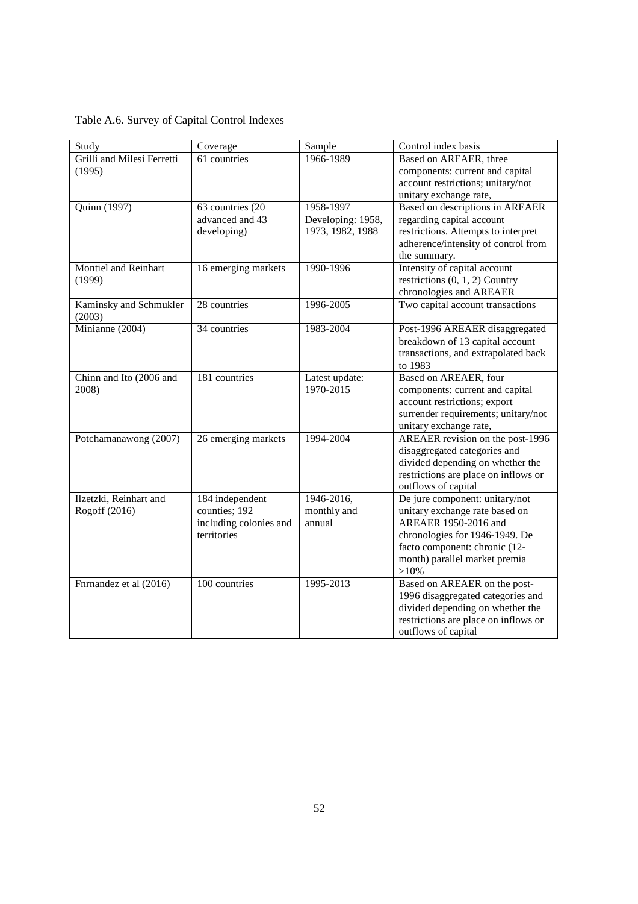Table A.6. Survey of Capital Control Indexes

| Study | Coverage | Sample | Control index basis |
| --- | --- | --- | --- |
| Grilli and Milesi Ferretti (1995) | 61 countries | 1966-1989 | Based on AREAER, three components: current and capital account restrictions; unitary/not unitary exchange rate, |
| Quinn (1997) | 63 countries (20 advanced and 43 developing) | 1958-1997 Developing: 1958, 1973, 1982, 1988 | Based on descriptions in AREAER regarding capital account restrictions. Attempts to interpret adherence/intensity of control from the summary. |
| Montiel and Reinhart (1999) | 16 emerging markets | 1990-1996 | Intensity of capital account restrictions (0, 1, 2) Country chronologies and AREAER |
| Kaminsky and Schmukler (2003) | 28 countries | 1996-2005 | Two capital account transactions |
| Minianne (2004) | 34 countries | 1983-2004 | Post-1996 AREAER disaggregated breakdown of 13 capital account transactions, and extrapolated back to 1983 |
| Chinn and Ito (2006 and 2008) | 181 countries | Latest update: 1970-2015 | Based on AREAER, four components: current and capital account restrictions; export surrender requirements; unitary/not unitary exchange rate, |
| Potchamanawong (2007) | 26 emerging markets | 1994-2004 | AREAER revision on the post-1996 disaggregated categories and divided depending on whether the restrictions are place on inflows or outflows of capital |
| Ilzetzki, Reinhart and Rogoff (2016) | 184 independent counties; 192 including colonies and territories | 1946-2016, monthly and annual | De jure component: unitary/not unitary exchange rate based on AREAER 1950-2016 and chronologies for 1946-1949. De facto component: chronic (12-month) parallel market premia >10% |
| Fnrnandez et al (2016) | 100 countries | 1995-2013 | Based on AREAER on the post-1996 disaggregated categories and divided depending on whether the restrictions are place on inflows or outflows of capital |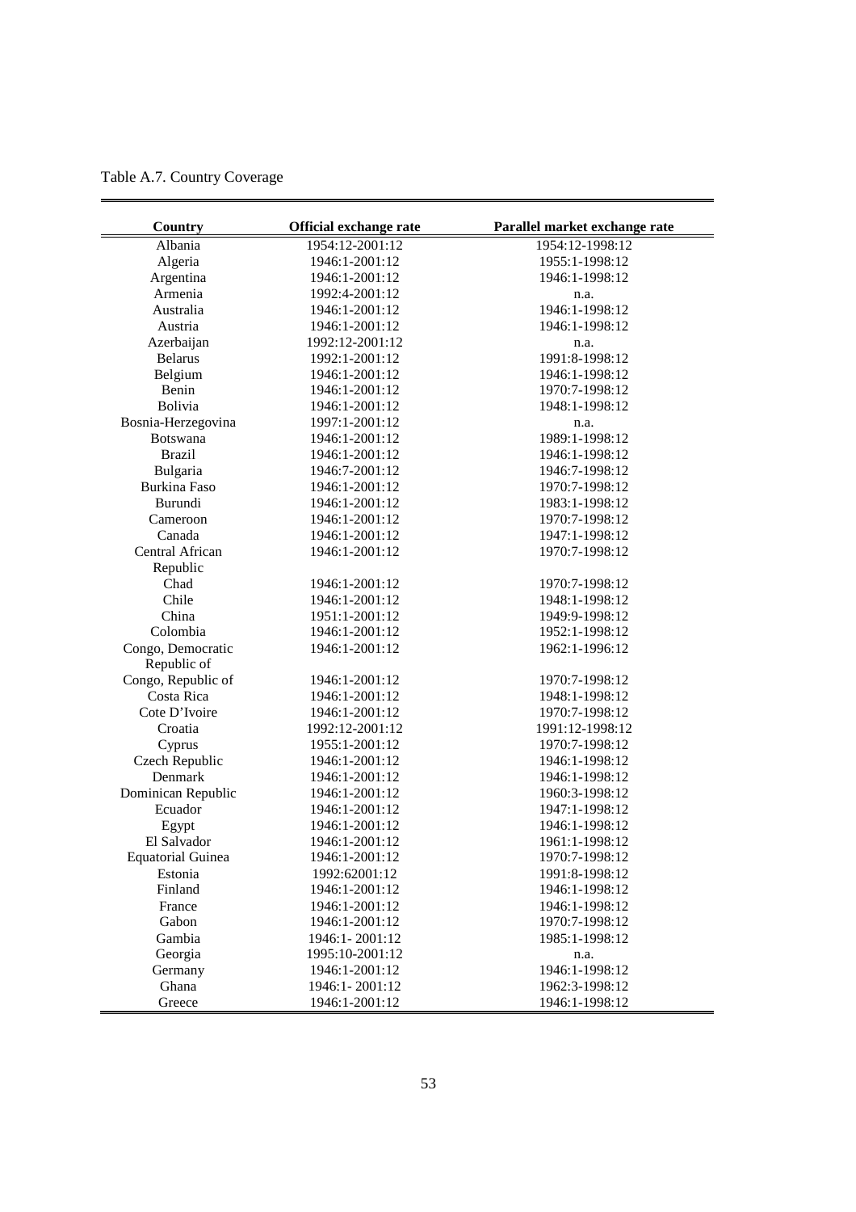Table A.7. Country Coverage

| Country | Official exchange rate | Parallel market exchange rate |
|---|---|---|
| Albania | 1954:12-2001:12 | 1954:12-1998:12 |
| Algeria | 1946:1-2001:12 | 1955:1-1998:12 |
| Argentina | 1946:1-2001:12 | 1946:1-1998:12 |
| Armenia | 1992:4-2001:12 | n.a. |
| Australia | 1946:1-2001:12 | 1946:1-1998:12 |
| Austria | 1946:1-2001:12 | 1946:1-1998:12 |
| Azerbaijan | 1992:12-2001:12 | n.a. |
| Belarus | 1992:1-2001:12 | 1991:8-1998:12 |
| Belgium | 1946:1-2001:12 | 1946:1-1998:12 |
| Benin | 1946:1-2001:12 | 1970:7-1998:12 |
| Bolivia | 1946:1-2001:12 | 1948:1-1998:12 |
| Bosnia-Herzegovina | 1997:1-2001:12 | n.a. |
| Botswana | 1946:1-2001:12 | 1989:1-1998:12 |
| Brazil | 1946:1-2001:12 | 1946:1-1998:12 |
| Bulgaria | 1946:7-2001:12 | 1946:7-1998:12 |
| Burkina Faso | 1946:1-2001:12 | 1970:7-1998:12 |
| Burundi | 1946:1-2001:12 | 1983:1-1998:12 |
| Cameroon | 1946:1-2001:12 | 1970:7-1998:12 |
| Canada | 1946:1-2001:12 | 1947:1-1998:12 |
| Central African Republic | 1946:1-2001:12 | 1970:7-1998:12 |
| Chad | 1946:1-2001:12 | 1970:7-1998:12 |
| Chile | 1946:1-2001:12 | 1948:1-1998:12 |
| China | 1951:1-2001:12 | 1949:9-1998:12 |
| Colombia | 1946:1-2001:12 | 1952:1-1998:12 |
| Congo, Democratic Republic of | 1946:1-2001:12 | 1962:1-1996:12 |
| Congo, Republic of | 1946:1-2001:12 | 1970:7-1998:12 |
| Costa Rica | 1946:1-2001:12 | 1948:1-1998:12 |
| Cote D'Ivoire | 1946:1-2001:12 | 1970:7-1998:12 |
| Croatia | 1992:12-2001:12 | 1991:12-1998:12 |
| Cyprus | 1955:1-2001:12 | 1970:7-1998:12 |
| Czech Republic | 1946:1-2001:12 | 1946:1-1998:12 |
| Denmark | 1946:1-2001:12 | 1946:1-1998:12 |
| Dominican Republic | 1946:1-2001:12 | 1960:3-1998:12 |
| Ecuador | 1946:1-2001:12 | 1947:1-1998:12 |
| Egypt | 1946:1-2001:12 | 1946:1-1998:12 |
| El Salvador | 1946:1-2001:12 | 1961:1-1998:12 |
| Equatorial Guinea | 1946:1-2001:12 | 1970:7-1998:12 |
| Estonia | 1992:62001:12 | 1991:8-1998:12 |
| Finland | 1946:1-2001:12 | 1946:1-1998:12 |
| France | 1946:1-2001:12 | 1946:1-1998:12 |
| Gabon | 1946:1-2001:12 | 1970:7-1998:12 |
| Gambia | 1946:1- 2001:12 | 1985:1-1998:12 |
| Georgia | 1995:10-2001:12 | n.a. |
| Germany | 1946:1-2001:12 | 1946:1-1998:12 |
| Ghana | 1946:1- 2001:12 | 1962:3-1998:12 |
| Greece | 1946:1-2001:12 | 1946:1-1998:12 |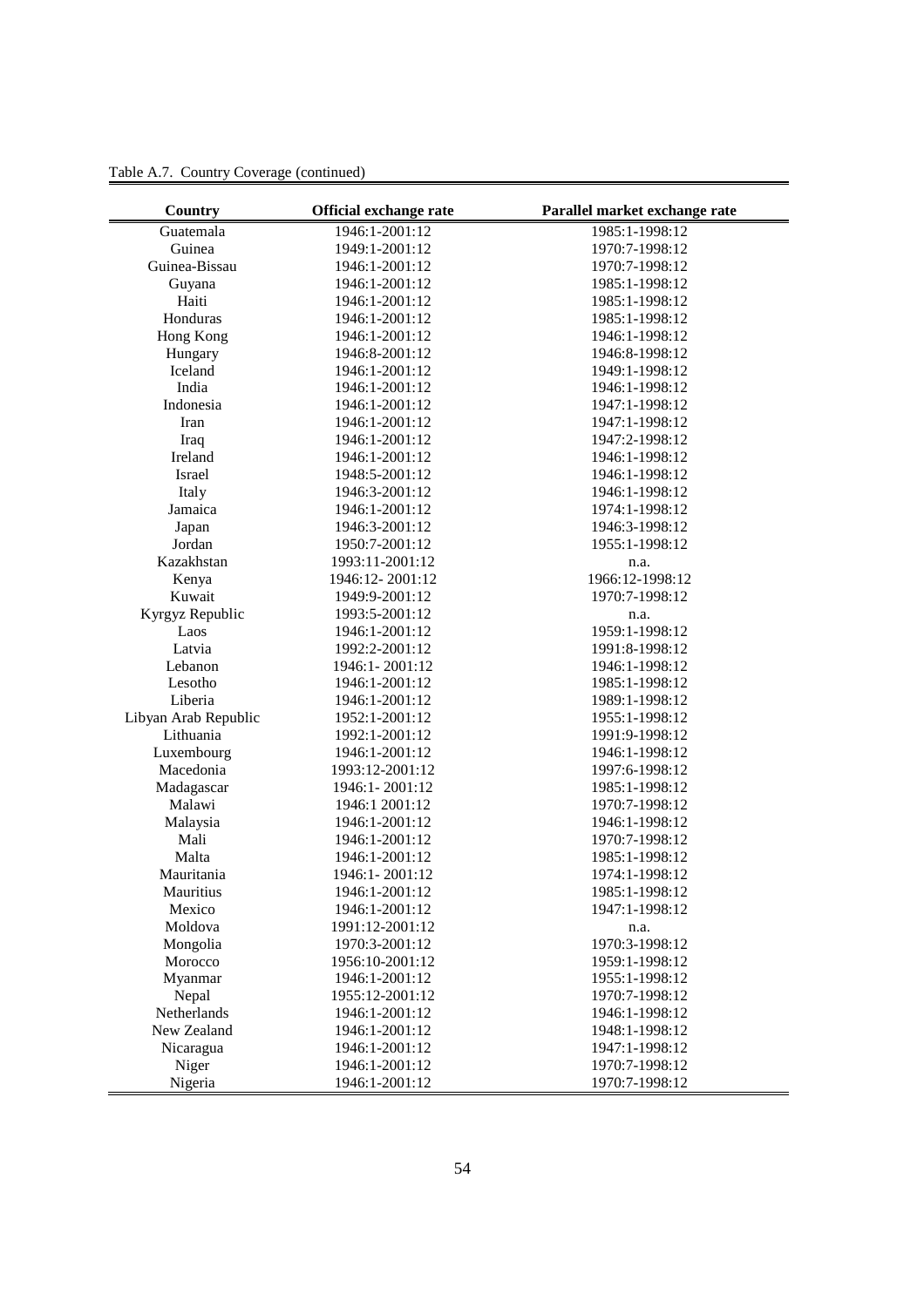Table A.7. Country Coverage (continued)

| Country | Official exchange rate | Parallel market exchange rate |
|---|---|---|
| Guatemala | 1946:1-2001:12 | 1985:1-1998:12 |
| Guinea | 1949:1-2001:12 | 1970:7-1998:12 |
| Guinea-Bissau | 1946:1-2001:12 | 1970:7-1998:12 |
| Guyana | 1946:1-2001:12 | 1985:1-1998:12 |
| Haiti | 1946:1-2001:12 | 1985:1-1998:12 |
| Honduras | 1946:1-2001:12 | 1985:1-1998:12 |
| Hong Kong | 1946:1-2001:12 | 1946:1-1998:12 |
| Hungary | 1946:8-2001:12 | 1946:8-1998:12 |
| Iceland | 1946:1-2001:12 | 1949:1-1998:12 |
| India | 1946:1-2001:12 | 1946:1-1998:12 |
| Indonesia | 1946:1-2001:12 | 1947:1-1998:12 |
| Iran | 1946:1-2001:12 | 1947:1-1998:12 |
| Iraq | 1946:1-2001:12 | 1947:2-1998:12 |
| Ireland | 1946:1-2001:12 | 1946:1-1998:12 |
| Israel | 1948:5-2001:12 | 1946:1-1998:12 |
| Italy | 1946:3-2001:12 | 1946:1-1998:12 |
| Jamaica | 1946:1-2001:12 | 1974:1-1998:12 |
| Japan | 1946:3-2001:12 | 1946:3-1998:12 |
| Jordan | 1950:7-2001:12 | 1955:1-1998:12 |
| Kazakhstan | 1993:11-2001:12 | n.a. |
| Kenya | 1946:12- 2001:12 | 1966:12-1998:12 |
| Kuwait | 1949:9-2001:12 | 1970:7-1998:12 |
| Kyrgyz Republic | 1993:5-2001:12 | n.a. |
| Laos | 1946:1-2001:12 | 1959:1-1998:12 |
| Latvia | 1992:2-2001:12 | 1991:8-1998:12 |
| Lebanon | 1946:1- 2001:12 | 1946:1-1998:12 |
| Lesotho | 1946:1-2001:12 | 1985:1-1998:12 |
| Liberia | 1946:1-2001:12 | 1989:1-1998:12 |
| Libyan Arab Republic | 1952:1-2001:12 | 1955:1-1998:12 |
| Lithuania | 1992:1-2001:12 | 1991:9-1998:12 |
| Luxembourg | 1946:1-2001:12 | 1946:1-1998:12 |
| Macedonia | 1993:12-2001:12 | 1997:6-1998:12 |
| Madagascar | 1946:1- 2001:12 | 1985:1-1998:12 |
| Malawi | 1946:1 2001:12 | 1970:7-1998:12 |
| Malaysia | 1946:1-2001:12 | 1946:1-1998:12 |
| Mali | 1946:1-2001:12 | 1970:7-1998:12 |
| Malta | 1946:1-2001:12 | 1985:1-1998:12 |
| Mauritania | 1946:1- 2001:12 | 1974:1-1998:12 |
| Mauritius | 1946:1-2001:12 | 1985:1-1998:12 |
| Mexico | 1946:1-2001:12 | 1947:1-1998:12 |
| Moldova | 1991:12-2001:12 | n.a. |
| Mongolia | 1970:3-2001:12 | 1970:3-1998:12 |
| Morocco | 1956:10-2001:12 | 1959:1-1998:12 |
| Myanmar | 1946:1-2001:12 | 1955:1-1998:12 |
| Nepal | 1955:12-2001:12 | 1970:7-1998:12 |
| Netherlands | 1946:1-2001:12 | 1946:1-1998:12 |
| New Zealand | 1946:1-2001:12 | 1948:1-1998:12 |
| Nicaragua | 1946:1-2001:12 | 1947:1-1998:12 |
| Niger | 1946:1-2001:12 | 1970:7-1998:12 |
| Nigeria | 1946:1-2001:12 | 1970:7-1998:12 |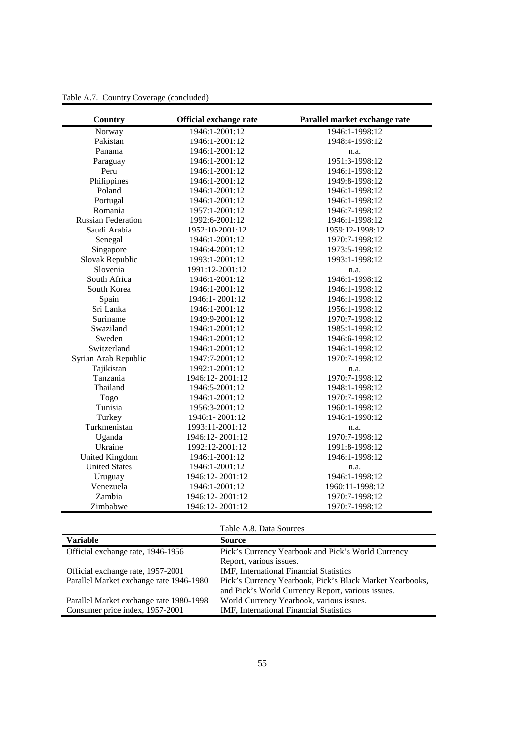Table A.7. Country Coverage (concluded)

| Country | Official exchange rate | Parallel market exchange rate |
|---|---|---|
| Norway | 1946:1-2001:12 | 1946:1-1998:12 |
| Pakistan | 1946:1-2001:12 | 1948:4-1998:12 |
| Panama | 1946:1-2001:12 | n.a. |
| Paraguay | 1946:1-2001:12 | 1951:3-1998:12 |
| Peru | 1946:1-2001:12 | 1946:1-1998:12 |
| Philippines | 1946:1-2001:12 | 1949:8-1998:12 |
| Poland | 1946:1-2001:12 | 1946:1-1998:12 |
| Portugal | 1946:1-2001:12 | 1946:1-1998:12 |
| Romania | 1957:1-2001:12 | 1946:7-1998:12 |
| Russian Federation | 1992:6-2001:12 | 1946:1-1998:12 |
| Saudi Arabia | 1952:10-2001:12 | 1959:12-1998:12 |
| Senegal | 1946:1-2001:12 | 1970:7-1998:12 |
| Singapore | 1946:4-2001:12 | 1973:5-1998:12 |
| Slovak Republic | 1993:1-2001:12 | 1993:1-1998:12 |
| Slovenia | 1991:12-2001:12 | n.a. |
| South Africa | 1946:1-2001:12 | 1946:1-1998:12 |
| South Korea | 1946:1-2001:12 | 1946:1-1998:12 |
| Spain | 1946:1- 2001:12 | 1946:1-1998:12 |
| Sri Lanka | 1946:1-2001:12 | 1956:1-1998:12 |
| Suriname | 1949:9-2001:12 | 1970:7-1998:12 |
| Swaziland | 1946:1-2001:12 | 1985:1-1998:12 |
| Sweden | 1946:1-2001:12 | 1946:6-1998:12 |
| Switzerland | 1946:1-2001:12 | 1946:1-1998:12 |
| Syrian Arab Republic | 1947:7-2001:12 | 1970:7-1998:12 |
| Tajikistan | 1992:1-2001:12 | n.a. |
| Tanzania | 1946:12- 2001:12 | 1970:7-1998:12 |
| Thailand | 1946:5-2001:12 | 1948:1-1998:12 |
| Togo | 1946:1-2001:12 | 1970:7-1998:12 |
| Tunisia | 1956:3-2001:12 | 1960:1-1998:12 |
| Turkey | 1946:1- 2001:12 | 1946:1-1998:12 |
| Turkmenistan | 1993:11-2001:12 | n.a. |
| Uganda | 1946:12- 2001:12 | 1970:7-1998:12 |
| Ukraine | 1992:12-2001:12 | 1991:8-1998:12 |
| United Kingdom | 1946:1-2001:12 | 1946:1-1998:12 |
| United States | 1946:1-2001:12 | n.a. |
| Uruguay | 1946:12- 2001:12 | 1946:1-1998:12 |
| Venezuela | 1946:1-2001:12 | 1960:11-1998:12 |
| Zambia | 1946:12- 2001:12 | 1970:7-1998:12 |
| Zimbabwe | 1946:12- 2001:12 | 1970:7-1998:12 |

Table A.8. Data Sources

| Variable | Source |
|---|---|
| Official exchange rate, 1946-1956 | Pick's Currency Yearbook and Pick's World Currency Report, various issues. |
| Official exchange rate, 1957-2001 | IMF, International Financial Statistics |
| Parallel Market exchange rate 1946-1980 | Pick's Currency Yearbook, Pick's Black Market Yearbooks, and Pick's World Currency Report, various issues. |
| Parallel Market exchange rate 1980-1998 | World Currency Yearbook, various issues. |
| Consumer price index, 1957-2001 | IMF, International Financial Statistics |